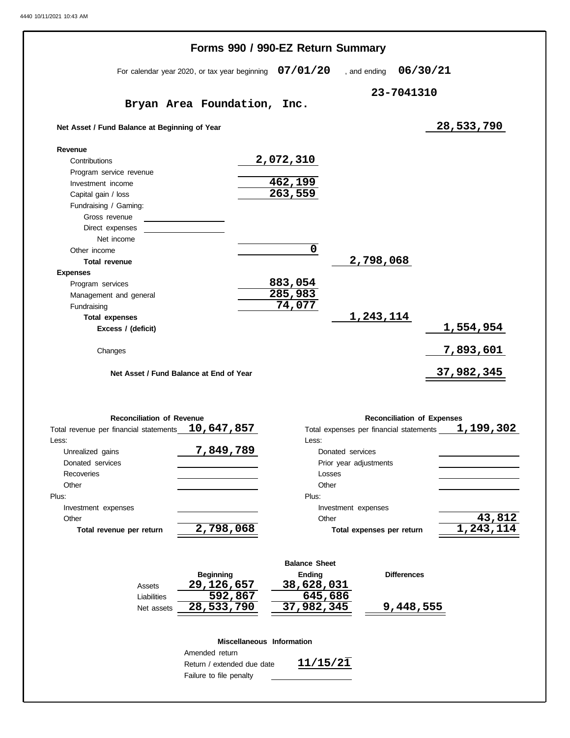# Forms 990 / 990-EZ Return Summary

For calendar year 2020, or tax year beginning **07/01/20** , and ending **06/30/21**

**Bryan Area Foundation, Inc.** **23-7041310**

| | | | |
|---|---|---|---|
| **Net Asset / Fund Balance at Beginning of Year** | | | 28,533,790 |
| **Revenue** | | | |
| Contributions | 2,072,310 | | |
| Program service revenue | | | |
| Investment income | 462,199 | | |
| Capital gain / loss | 263,559 | | |
| Fundraising / Gaming: | | | |
| Gross revenue | | | |
| Direct expenses | | | |
| Net income | | | |
| Other income | 0 | | |
| **Total revenue** | | 2,798,068 | |
| **Expenses** | | | |
| Program services | 883,054 | | |
| Management and general | 285,983 | | |
| Fundraising | 74,077 | | |
| **Total expenses** | | 1,243,114 | |
| **Excess / (deficit)** | | | 1,554,954 |
| Changes | | | 7,893,601 |
| **Net Asset / Fund Balance at End of Year** | | | 37,982,345 |

**Reconciliation of Revenue**

| | |
|---|---|
| Total revenue per financial statements | 10,647,857 |
| Less: | |
| Unrealized gains | 7,849,789 |
| Donated services | |
| Recoveries | |
| Other | |
| Plus: | |
| Investment expenses | |
| Other | |
| **Total revenue per return** | 2,798,068 |

**Reconciliation of Expenses**

| | |
|---|---|
| Total expenses per financial statements | 1,199,302 |
| Less: | |
| Donated services | |
| Prior year adjustments | |
| Losses | |
| Other | |
| Plus: | |
| Investment expenses | |
| Other | 43,812 |
| **Total expenses per return** | 1,243,114 |

**Balance Sheet**

| | Beginning | Ending | Differences |
|---|---|---|---|
| Assets | 29,126,657 | 38,628,031 | |
| Liabilities | 592,867 | 645,686 | |
| Net assets | 28,533,790 | 37,982,345 | 9,448,555 |

**Miscellaneous Information**

| | |
|---|---|
| Amended return | |
| Return / extended due date | 11/15/21 |
| Failure to file penalty | |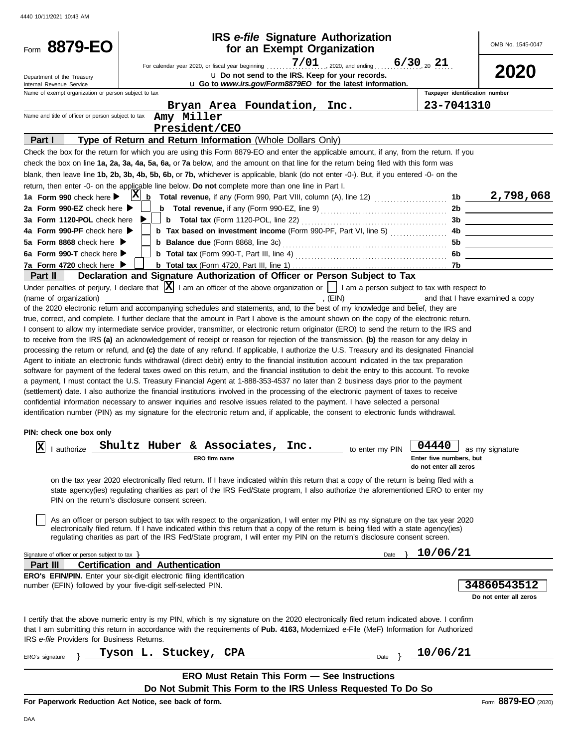Form **8879-EO**

Department of the Treasury
Internal Revenue Service

# IRS *e-file* Signature Authorization for an Exempt Organization

For calendar year 2020, or fiscal year beginning 7/01, 2020, and ending 6/30, 20 21

u Do not send to the IRS. Keep for your records.

u Go to *www.irs.gov/Form8879EO* for the latest information.

OMB No. 1545-0047

**2020**

Name of exempt organization or person subject to tax: Bryan Area Foundation, Inc.

Taxpayer identification number: 23-7041310

Name and title of officer or person subject to tax: Amy Miller, President/CEO

## Part I — Type of Return and Return Information (Whole Dollars Only)

Check the box for the return for which you are using this Form 8879-EO and enter the applicable amount, if any, from the return. If you check the box on line **1a, 2a, 3a, 4a, 5a, 6a,** or **7a** below, and the amount on that line for the return being filed with this form was blank, then leave line **1b, 2b, 3b, 4b, 5b, 6b,** or **7b,** whichever is applicable, blank (do not enter -0-). But, if you entered -0- on the return, then enter -0- on the applicable line below. **Do not** complete more than one line in Part I.

| | | | |
|---|---|---|---|
| **1a Form 990** check here ▶ [X] | **b Total revenue,** if any (Form 990, Part VIII, column (A), line 12) | 1b | 2,798,068 |
| **2a Form 990-EZ** check here ▶ [ ] | **b Total revenue,** if any (Form 990-EZ, line 9) | 2b | |
| **3a Form 1120-POL** check here ▶ [ ] | **b Total tax** (Form 1120-POL, line 22) | 3b | |
| **4a Form 990-PF** check here ▶ [ ] | **b Tax based on investment income** (Form 990-PF, Part VI, line 5) | 4b | |
| **5a Form 8868** check here ▶ [ ] | **b Balance due** (Form 8868, line 3c) | 5b | |
| **6a Form 990-T** check here ▶ [ ] | **b Total tax** (Form 990-T, Part III, line 4) | 6b | |
| **7a Form 4720** check here ▶ [ ] | **b Total tax** (Form 4720, Part III, line 1) | 7b | |

## Part II — Declaration and Signature Authorization of Officer or Person Subject to Tax

Under penalties of perjury, I declare that [X] I am an officer of the above organization or [ ] I am a person subject to tax with respect to (name of organization) ____________, (EIN) ____________ and that I have examined a copy of the 2020 electronic return and accompanying schedules and statements, and, to the best of my knowledge and belief, they are true, correct, and complete. I further declare that the amount in Part I above is the amount shown on the copy of the electronic return. I consent to allow my intermediate service provider, transmitter, or electronic return originator (ERO) to send the return to the IRS and to receive from the IRS **(a)** an acknowledgement of receipt or reason for rejection of the transmission, **(b)** the reason for any delay in processing the return or refund, and **(c)** the date of any refund. If applicable, I authorize the U.S. Treasury and its designated Financial Agent to initiate an electronic funds withdrawal (direct debit) entry to the financial institution account indicated in the tax preparation software for payment of the federal taxes owed on this return, and the financial institution to debit the entry to this account. To revoke a payment, I must contact the U.S. Treasury Financial Agent at 1-888-353-4537 no later than 2 business days prior to the payment (settlement) date. I also authorize the financial institutions involved in the processing of the electronic payment of taxes to receive confidential information necessary to answer inquiries and resolve issues related to the payment. I have selected a personal identification number (PIN) as my signature for the electronic return and, if applicable, the consent to electronic funds withdrawal.

**PIN: check one box only**

[X] I authorize **Shultz Huber & Associates, Inc.** (ERO firm name) to enter my PIN **04440** (Enter five numbers, but do not enter all zeros) as my signature on the tax year 2020 electronically filed return. If I have indicated within this return that a copy of the return is being filed with a state agency(ies) regulating charities as part of the IRS Fed/State program, I also authorize the aforementioned ERO to enter my PIN on the return's disclosure consent screen.

[ ] As an officer or person subject to tax with respect to the organization, I will enter my PIN as my signature on the tax year 2020 electronically filed return. If I have indicated within this return that a copy of the return is being filed with a state agency(ies) regulating charities as part of the IRS Fed/State program, I will enter my PIN on the return's disclosure consent screen.

Signature of officer or person subject to tax } ____________ Date } 10/06/21

## Part III — Certification and Authentication

**ERO's EFIN/PIN.** Enter your six-digit electronic filing identification number (EFIN) followed by your five-digit self-selected PIN.

**34860543512** (Do not enter all zeros)

I certify that the above numeric entry is my PIN, which is my signature on the 2020 electronically filed return indicated above. I confirm that I am submitting this return in accordance with the requirements of **Pub. 4163,** Modernized e-File (MeF) Information for Authorized IRS *e-file* Providers for Business Returns.

ERO's signature } Tyson L. Stuckey, CPA Date } 10/06/21

**ERO Must Retain This Form — See Instructions**

**Do Not Submit This Form to the IRS Unless Requested To Do So**

**For Paperwork Reduction Act Notice, see back of form.**

Form **8879-EO** (2020)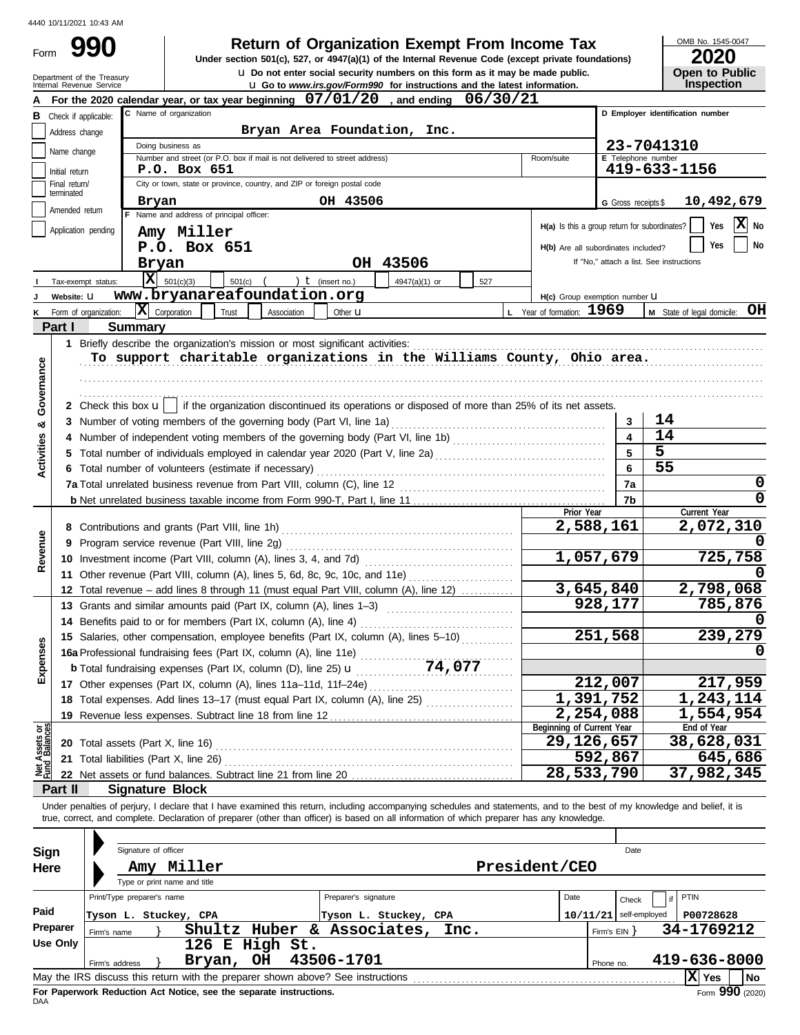4440 10/11/2021 10:43 AM

Form **990**

# Return of Organization Exempt From Income Tax

**Under section 501(c), 527, or 4947(a)(1) of the Internal Revenue Code (except private foundations)**

u Do not enter social security numbers on this form as it may be made public.

u Go to *www.irs.gov/Form990* for instructions and the latest information.

Department of the Treasury
Internal Revenue Service

OMB No. 1545-0047

**2020**

**Open to Public Inspection**

**A** For the 2020 calendar year, or tax year beginning **07/01/20**, and ending **06/30/21**

**B** Check if applicable:
- [ ] Address change
- [ ] Name change
- [ ] Initial return
- [ ] Final return/terminated
- [ ] Amended return
- [ ] Application pending

**C** Name of organization: **Bryan Area Foundation, Inc.**

Doing business as

Number and street (or P.O. box if mail is not delivered to street address): **P.O. Box 651** Room/suite

City or town, state or province, country, and ZIP or foreign postal code: **Bryan OH 43506**

**D** Employer identification number: **23-7041310**

**E** Telephone number: **419-633-1156**

**G** Gross receipts $ **10,492,679**

**F** Name and address of principal officer: **Amy Miller, P.O. Box 651, Bryan OH 43506**

H(a) Is this a group return for subordinates? [ ] Yes [X] No

H(b) Are all subordinates included? [ ] Yes [ ] No
If "No," attach a list. See instructions

**I** Tax-exempt status: [X] 501(c)(3) [ ] 501(c) ( ) t (insert no.) [ ] 4947(a)(1) or [ ] 527

**J** Website: u **www.bryanareafoundation.org**

H(c) Group exemption number u

**K** Form of organization: [X] Corporation [ ] Trust [ ] Association [ ] Other u

**L** Year of formation: **1969**

**M** State of legal domicile: **OH**

## Part I Summary

**Activities & Governance**

1 Briefly describe the organization's mission or most significant activities:
To support charitable organizations in the Williams County, Ohio area.

2 Check this box u [ ] if the organization discontinued its operations or disposed of more than 25% of its net assets.

| | | | |
|---|---|---|---|
| 3 | Number of voting members of the governing body (Part VI, line 1a) | 3 | 14 |
| 4 | Number of independent voting members of the governing body (Part VI, line 1b) | 4 | 14 |
| 5 | Total number of individuals employed in calendar year 2020 (Part V, line 2a) | 5 | 5 |
| 6 | Total number of volunteers (estimate if necessary) | 6 | 55 |
| 7a | Total unrelated business revenue from Part VIII, column (C), line 12 | 7a | 0 |
| b | Net unrelated business taxable income from Form 990-T, Part I, line 11 | 7b | 0 |

| | | | Prior Year | Current Year |
|---|---|---|---|---|
| **Revenue** | 8 | Contributions and grants (Part VIII, line 1h) | 2,588,161 | 2,072,310 |
| | 9 | Program service revenue (Part VIII, line 2g) | | 0 |
| | 10 | Investment income (Part VIII, column (A), lines 3, 4, and 7d) | 1,057,679 | 725,758 |
| | 11 | Other revenue (Part VIII, column (A), lines 5, 6d, 8c, 9c, 10c, and 11e) | | 0 |
| | 12 | Total revenue – add lines 8 through 11 (must equal Part VIII, column (A), line 12) | 3,645,840 | 2,798,068 |
| **Expenses** | 13 | Grants and similar amounts paid (Part IX, column (A), lines 1–3) | 928,177 | 785,876 |
| | 14 | Benefits paid to or for members (Part IX, column (A), line 4) | | 0 |
| | 15 | Salaries, other compensation, employee benefits (Part IX, column (A), lines 5–10) | 251,568 | 239,279 |
| | 16a | Professional fundraising fees (Part IX, column (A), line 11e) | | 0 |
| | b | Total fundraising expenses (Part IX, column (D), line 25) u 74,077 | | |
| | 17 | Other expenses (Part IX, column (A), lines 11a–11d, 11f–24e) | 212,007 | 217,959 |
| | 18 | Total expenses. Add lines 13–17 (must equal Part IX, column (A), line 25) | 1,391,752 | 1,243,114 |
| | 19 | Revenue less expenses. Subtract line 18 from line 12 | 2,254,088 | 1,554,954 |
| | | | **Beginning of Current Year** | **End of Year** |
| **Net Assets or Fund Balances** | 20 | Total assets (Part X, line 16) | 29,126,657 | 38,628,031 |
| | 21 | Total liabilities (Part X, line 26) | 592,867 | 645,686 |
| | 22 | Net assets or fund balances. Subtract line 21 from line 20 | 28,533,790 | 37,982,345 |

## Part II Signature Block

Under penalties of perjury, I declare that I have examined this return, including accompanying schedules and statements, and to the best of my knowledge and belief, it is true, correct, and complete. Declaration of preparer (other than officer) is based on all information of which preparer has any knowledge.

**Sign Here**

Signature of officer — Date

**Amy Miller President/CEO**
Type or print name and title

**Paid Preparer Use Only**

| Print/Type preparer's name | Preparer's signature | Date | Check [ ] if self-employed | PTIN |
|---|---|---|---|---|
| Tyson L. Stuckey, CPA | Tyson L. Stuckey, CPA | 10/11/21 | | P00728628 |

Firm's name } **Shultz Huber & Associates, Inc.** Firm's EIN } **34-1769212**

Firm's address } **126 E High St. Bryan, OH 43506-1701** Phone no. **419-636-8000**

May the IRS discuss this return with the preparer shown above? See instructions [X] Yes [ ] No

**For Paperwork Reduction Act Notice, see the separate instructions.**

DAA Form **990** (2020)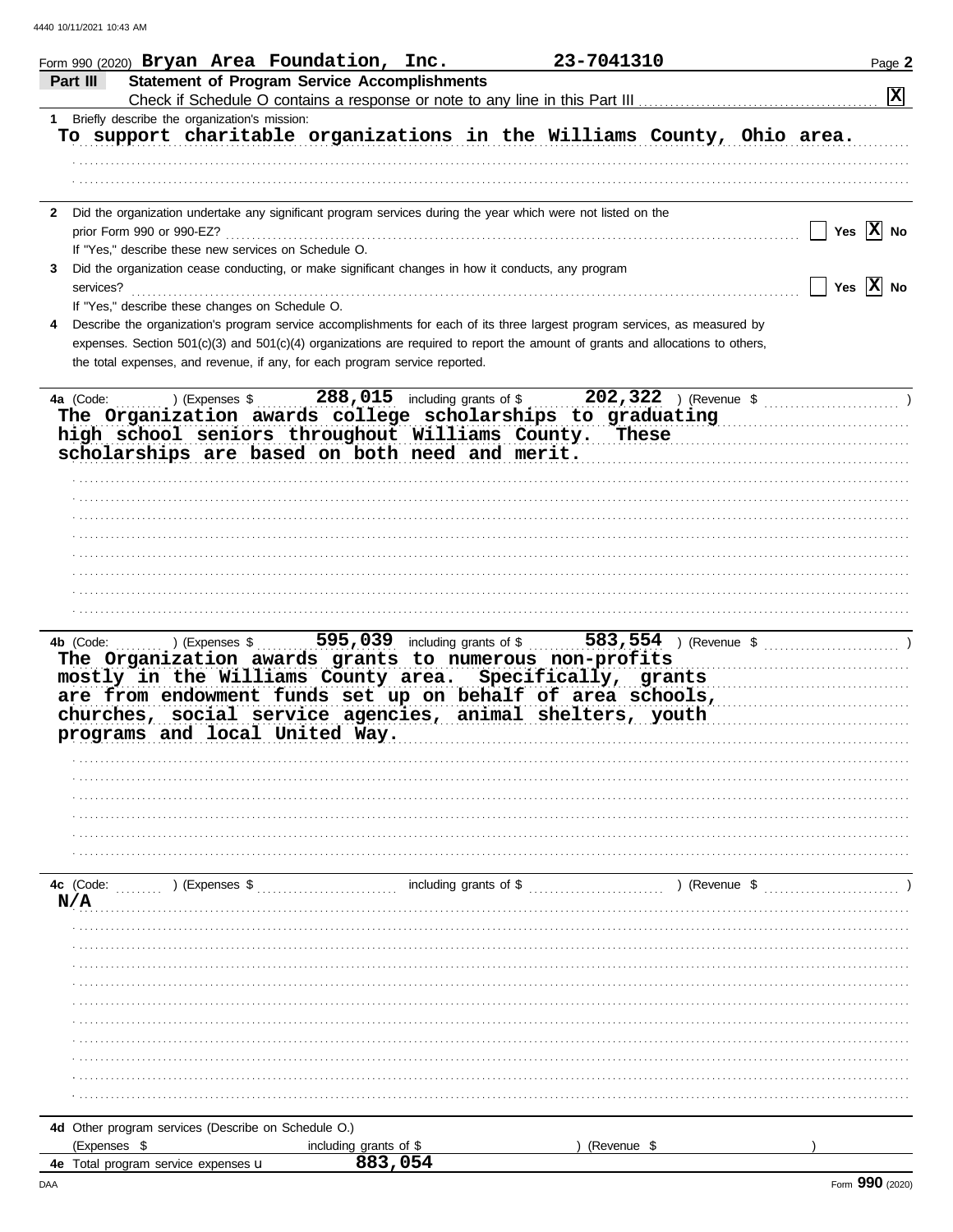Form 990 (2020) **Bryan Area Foundation, Inc.** **23-7041310** Page **2**

## Part III Statement of Program Service Accomplishments

Check if Schedule O contains a response or note to any line in this Part III .......... [X]

**1** Briefly describe the organization's mission:

To support charitable organizations in the Williams County, Ohio area.

**2** Did the organization undertake any significant program services during the year which were not listed on the prior Form 990 or 990-EZ? .......... [ ] Yes [X] No

If "Yes," describe these new services on Schedule O.

**3** Did the organization cease conducting, or make significant changes in how it conducts, any program services? .......... [ ] Yes [X] No

If "Yes," describe these changes on Schedule O.

**4** Describe the organization's program service accomplishments for each of its three largest program services, as measured by expenses. Section 501(c)(3) and 501(c)(4) organizations are required to report the amount of grants and allocations to others, the total expenses, and revenue, if any, for each program service reported.

**4a** (Code: ) (Expenses $ **288,015** including grants of $ **202,322** ) (Revenue $ )

The Organization awards college scholarships to graduating high school seniors throughout Williams County. These scholarships are based on both need and merit.

**4b** (Code: ) (Expenses $ **595,039** including grants of $ **583,554** ) (Revenue $ )

The Organization awards grants to numerous non-profits mostly in the Williams County area. Specifically, grants are from endowment funds set up on behalf of area schools, churches, social service agencies, animal shelters, youth programs and local United Way.

**4c** (Code: ) (Expenses $ including grants of $ ) (Revenue $ )

N/A

**4d** Other program services (Describe on Schedule O.)

(Expenses $ including grants of $ ) (Revenue $ )

**4e** Total program service expenses u **883,054**

Form **990** (2020)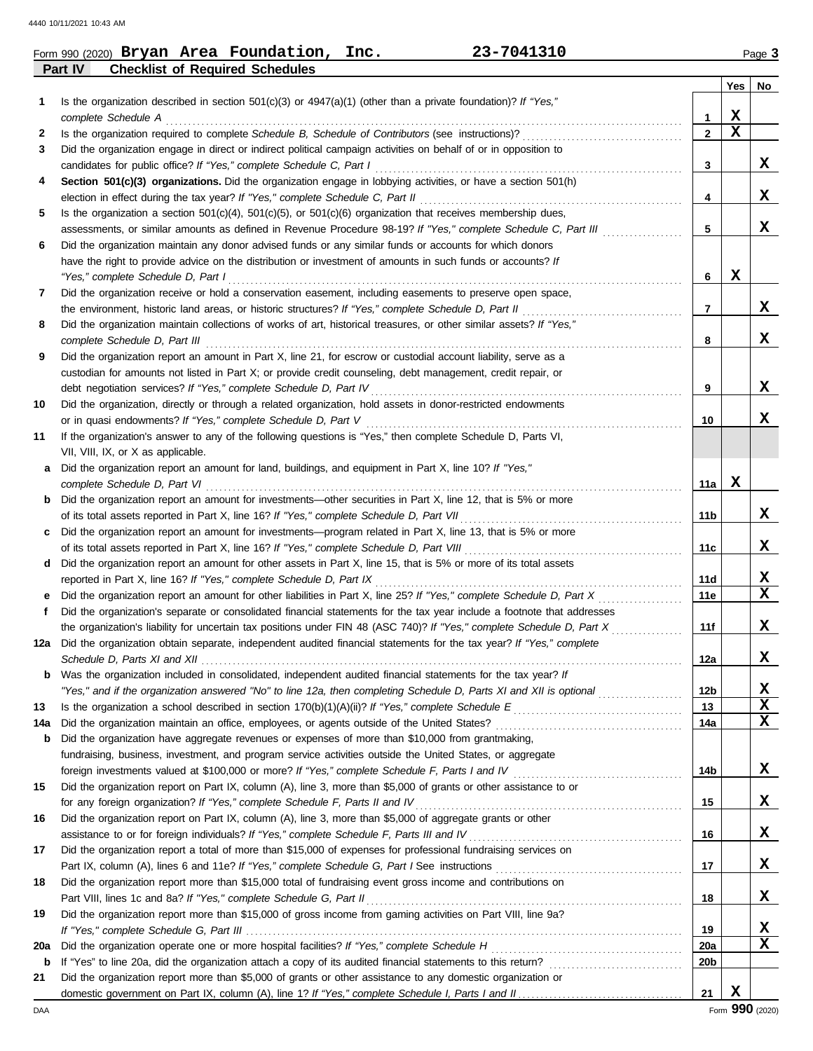Form 990 (2020) **Bryan Area Foundation, Inc.** **23-7041310** Page **3**

**Part IV Checklist of Required Schedules**

| | | | Yes | No |
|---|---|---|---|---|
| 1 | Is the organization described in section 501(c)(3) or 4947(a)(1) (other than a private foundation)? *If "Yes," complete Schedule A* | 1 | X | |
| 2 | Is the organization required to complete *Schedule B, Schedule of Contributors* (see instructions)? | 2 | X | |
| 3 | Did the organization engage in direct or indirect political campaign activities on behalf of or in opposition to candidates for public office? *If "Yes," complete Schedule C, Part I* | 3 | | X |
| 4 | **Section 501(c)(3) organizations.** Did the organization engage in lobbying activities, or have a section 501(h) election in effect during the tax year? *If "Yes," complete Schedule C, Part II* | 4 | | X |
| 5 | Is the organization a section 501(c)(4), 501(c)(5), or 501(c)(6) organization that receives membership dues, assessments, or similar amounts as defined in Revenue Procedure 98-19? *If "Yes," complete Schedule C, Part III* | 5 | | X |
| 6 | Did the organization maintain any donor advised funds or any similar funds or accounts for which donors have the right to provide advice on the distribution or investment of amounts in such funds or accounts? *If "Yes," complete Schedule D, Part I* | 6 | X | |
| 7 | Did the organization receive or hold a conservation easement, including easements to preserve open space, the environment, historic land areas, or historic structures? *If "Yes," complete Schedule D, Part II* | 7 | | X |
| 8 | Did the organization maintain collections of works of art, historical treasures, or other similar assets? *If "Yes," complete Schedule D, Part III* | 8 | | X |
| 9 | Did the organization report an amount in Part X, line 21, for escrow or custodial account liability, serve as a custodian for amounts not listed in Part X; or provide credit counseling, debt management, credit repair, or debt negotiation services? *If "Yes," complete Schedule D, Part IV* | 9 | | X |
| 10 | Did the organization, directly or through a related organization, hold assets in donor-restricted endowments or in quasi endowments? *If "Yes," complete Schedule D, Part V* | 10 | | X |
| 11 | If the organization's answer to any of the following questions is "Yes," then complete Schedule D, Parts VI, VII, VIII, IX, or X as applicable. | | | |
| a | Did the organization report an amount for land, buildings, and equipment in Part X, line 10? *If "Yes," complete Schedule D, Part VI* | 11a | X | |
| b | Did the organization report an amount for investments—other securities in Part X, line 12, that is 5% or more of its total assets reported in Part X, line 16? *If "Yes," complete Schedule D, Part VII* | 11b | | X |
| c | Did the organization report an amount for investments—program related in Part X, line 13, that is 5% or more of its total assets reported in Part X, line 16? *If "Yes," complete Schedule D, Part VIII* | 11c | | X |
| d | Did the organization report an amount for other assets in Part X, line 15, that is 5% or more of its total assets reported in Part X, line 16? *If "Yes," complete Schedule D, Part IX* | 11d | | X |
| e | Did the organization report an amount for other liabilities in Part X, line 25? *If "Yes," complete Schedule D, Part X* | 11e | | X |
| f | Did the organization's separate or consolidated financial statements for the tax year include a footnote that addresses the organization's liability for uncertain tax positions under FIN 48 (ASC 740)? *If "Yes," complete Schedule D, Part X* | 11f | | X |
| 12a | Did the organization obtain separate, independent audited financial statements for the tax year? *If "Yes," complete Schedule D, Parts XI and XII* | 12a | | X |
| b | Was the organization included in consolidated, independent audited financial statements for the tax year? *If "Yes," and if the organization answered "No" to line 12a, then completing Schedule D, Parts XI and XII is optional* | 12b | | X |
| 13 | Is the organization a school described in section 170(b)(1)(A)(ii)? *If "Yes," complete Schedule E* | 13 | | X |
| 14a | Did the organization maintain an office, employees, or agents outside of the United States? | 14a | | X |
| b | Did the organization have aggregate revenues or expenses of more than $10,000 from grantmaking, fundraising, business, investment, and program service activities outside the United States, or aggregate foreign investments valued at $100,000 or more? *If "Yes," complete Schedule F, Parts I and IV* | 14b | | X |
| 15 | Did the organization report on Part IX, column (A), line 3, more than $5,000 of grants or other assistance to or for any foreign organization? *If "Yes," complete Schedule F, Parts II and IV* | 15 | | X |
| 16 | Did the organization report on Part IX, column (A), line 3, more than $5,000 of aggregate grants or other assistance to or for foreign individuals? *If "Yes," complete Schedule F, Parts III and IV* | 16 | | X |
| 17 | Did the organization report a total of more than $15,000 of expenses for professional fundraising services on Part IX, column (A), lines 6 and 11e? *If "Yes," complete Schedule G, Part I* See instructions | 17 | | X |
| 18 | Did the organization report more than $15,000 total of fundraising event gross income and contributions on Part VIII, lines 1c and 8a? *If "Yes," complete Schedule G, Part II* | 18 | | X |
| 19 | Did the organization report more than $15,000 of gross income from gaming activities on Part VIII, line 9a? *If "Yes," complete Schedule G, Part III* | 19 | | X |
| 20a | Did the organization operate one or more hospital facilities? *If "Yes," complete Schedule H* | 20a | | X |
| b | If "Yes" to line 20a, did the organization attach a copy of its audited financial statements to this return? | 20b | | |
| 21 | Did the organization report more than $5,000 of grants or other assistance to any domestic organization or domestic government on Part IX, column (A), line 1? *If "Yes," complete Schedule I, Parts I and II* | 21 | X | |

Form **990** (2020)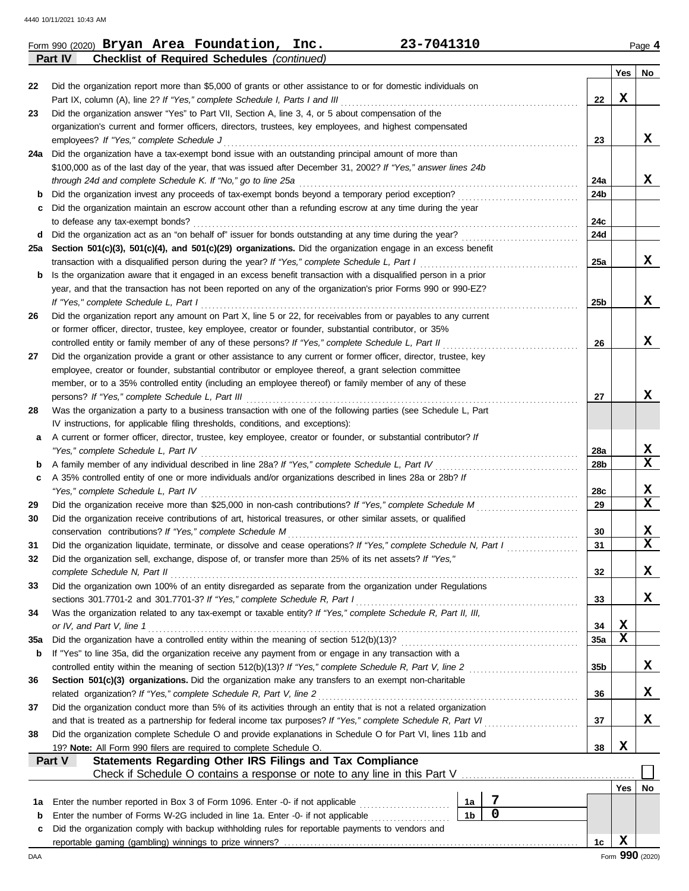Form 990 (2020) **Bryan Area Foundation, Inc.** **23-7041310** Page **4**

**Part IV** **Checklist of Required Schedules** *(continued)*

| | | | Yes | No |
|---|---|---|---|---|
| 22 | Did the organization report more than $5,000 of grants or other assistance to or for domestic individuals on Part IX, column (A), line 2? *If "Yes," complete Schedule I, Parts I and III* | 22 | X | |
| 23 | Did the organization answer "Yes" to Part VII, Section A, line 3, 4, or 5 about compensation of the organization's current and former officers, directors, trustees, key employees, and highest compensated employees? *If "Yes," complete Schedule J* | 23 | | X |
| 24a | Did the organization have a tax-exempt bond issue with an outstanding principal amount of more than $100,000 as of the last day of the year, that was issued after December 31, 2002? *If "Yes," answer lines 24b through 24d and complete Schedule K. If "No," go to line 25a* | 24a | | X |
| b | Did the organization invest any proceeds of tax-exempt bonds beyond a temporary period exception? | 24b | | |
| c | Did the organization maintain an escrow account other than a refunding escrow at any time during the year to defease any tax-exempt bonds? | 24c | | |
| d | Did the organization act as an "on behalf of" issuer for bonds outstanding at any time during the year? | 24d | | |
| 25a | **Section 501(c)(3), 501(c)(4), and 501(c)(29) organizations.** Did the organization engage in an excess benefit transaction with a disqualified person during the year? *If "Yes," complete Schedule L, Part I* | 25a | | X |
| b | Is the organization aware that it engaged in an excess benefit transaction with a disqualified person in a prior year, and that the transaction has not been reported on any of the organization's prior Forms 990 or 990-EZ? *If "Yes," complete Schedule L, Part I* | 25b | | X |
| 26 | Did the organization report any amount on Part X, line 5 or 22, for receivables from or payables to any current or former officer, director, trustee, key employee, creator or founder, substantial contributor, or 35% controlled entity or family member of any of these persons? *If "Yes," complete Schedule L, Part II* | 26 | | X |
| 27 | Did the organization provide a grant or other assistance to any current or former officer, director, trustee, key employee, creator or founder, substantial contributor or employee thereof, a grant selection committee member, or to a 35% controlled entity (including an employee thereof) or family member of any of these persons? *If "Yes," complete Schedule L, Part III* | 27 | | X |
| 28 | Was the organization a party to a business transaction with one of the following parties (see Schedule L, Part IV instructions, for applicable filing thresholds, conditions, and exceptions): | | | |
| a | A current or former officer, director, trustee, key employee, creator or founder, or substantial contributor? *If "Yes," complete Schedule L, Part IV* | 28a | | X |
| b | A family member of any individual described in line 28a? *If "Yes," complete Schedule L, Part IV* | 28b | | X |
| c | A 35% controlled entity of one or more individuals and/or organizations described in lines 28a or 28b? *If "Yes," complete Schedule L, Part IV* | 28c | | X |
| 29 | Did the organization receive more than $25,000 in non-cash contributions? *If "Yes," complete Schedule M* | 29 | | X |
| 30 | Did the organization receive contributions of art, historical treasures, or other similar assets, or qualified conservation contributions? *If "Yes," complete Schedule M* | 30 | | X |
| 31 | Did the organization liquidate, terminate, or dissolve and cease operations? *If "Yes," complete Schedule N, Part I* | 31 | | X |
| 32 | Did the organization sell, exchange, dispose of, or transfer more than 25% of its net assets? *If "Yes," complete Schedule N, Part II* | 32 | | X |
| 33 | Did the organization own 100% of an entity disregarded as separate from the organization under Regulations sections 301.7701-2 and 301.7701-3? *If "Yes," complete Schedule R, Part I* | 33 | | X |
| 34 | Was the organization related to any tax-exempt or taxable entity? *If "Yes," complete Schedule R, Part II, III, or IV, and Part V, line 1* | 34 | X | |
| 35a | Did the organization have a controlled entity within the meaning of section 512(b)(13)? | 35a | X | |
| b | If "Yes" to line 35a, did the organization receive any payment from or engage in any transaction with a controlled entity within the meaning of section 512(b)(13)? *If "Yes," complete Schedule R, Part V, line 2* | 35b | | X |
| 36 | **Section 501(c)(3) organizations.** Did the organization make any transfers to an exempt non-charitable related organization? *If "Yes," complete Schedule R, Part V, line 2* | 36 | | X |
| 37 | Did the organization conduct more than 5% of its activities through an entity that is not a related organization and that is treated as a partnership for federal income tax purposes? *If "Yes," complete Schedule R, Part VI* | 37 | | X |
| 38 | Did the organization complete Schedule O and provide explanations in Schedule O for Part VI, lines 11b and 19? **Note:** All Form 990 filers are required to complete Schedule O. | 38 | X | |

**Part V** **Statements Regarding Other IRS Filings and Tax Compliance**

Check if Schedule O contains a response or note to any line in this Part V ☐

| | | | | | Yes | No |
|---|---|---|---|---|---|---|
| 1a | Enter the number reported in Box 3 of Form 1096. Enter -0- if not applicable | 1a | 7 | | | |
| b | Enter the number of Forms W-2G included in line 1a. Enter -0- if not applicable | 1b | 0 | | | |
| c | Did the organization comply with backup withholding rules for reportable payments to vendors and reportable gaming (gambling) winnings to prize winners? | | | 1c | X | |

Form **990** (2020)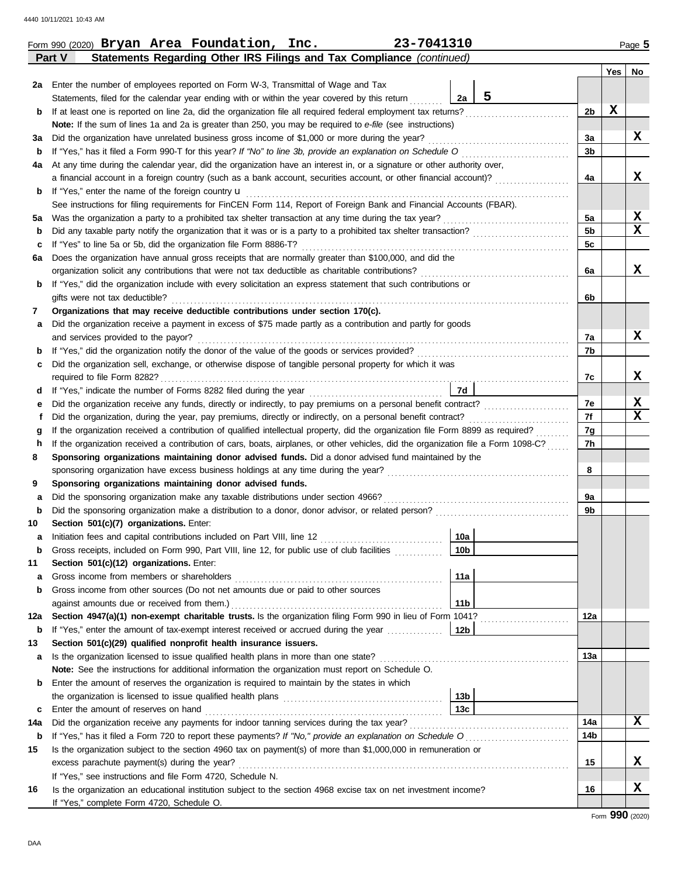Form 990 (2020) **Bryan Area Foundation, Inc.** **23-7041310** Page **5**

**Part V Statements Regarding Other IRS Filings and Tax Compliance** *(continued)*

| | | | | | Yes | No |
|---|---|---|---|---|---|---|
| **2a** | Enter the number of employees reported on Form W-3, Transmittal of Wage and Tax Statements, filed for the calendar year ending with or within the year covered by this return | 2a | 5 | | | |
| **b** | If at least one is reported on line 2a, did the organization file all required federal employment tax returns? | | | 2b | X | |
| | **Note:** If the sum of lines 1a and 2a is greater than 250, you may be required to *e-file* (see instructions) | | | | | |
| **3a** | Did the organization have unrelated business gross income of $1,000 or more during the year? | | | 3a | | X |
| **b** | If "Yes," has it filed a Form 990-T for this year? *If "No" to line 3b, provide an explanation on Schedule O* | | | 3b | | |
| **4a** | At any time during the calendar year, did the organization have an interest in, or a signature or other authority over, a financial account in a foreign country (such as a bank account, securities account, or other financial account)? | | | 4a | | X |
| **b** | If "Yes," enter the name of the foreign country u | | | | | |
| | See instructions for filing requirements for FinCEN Form 114, Report of Foreign Bank and Financial Accounts (FBAR). | | | | | |
| **5a** | Was the organization a party to a prohibited tax shelter transaction at any time during the tax year? | | | 5a | | X |
| **b** | Did any taxable party notify the organization that it was or is a party to a prohibited tax shelter transaction? | | | 5b | | X |
| **c** | If "Yes" to line 5a or 5b, did the organization file Form 8886-T? | | | 5c | | |
| **6a** | Does the organization have annual gross receipts that are normally greater than $100,000, and did the organization solicit any contributions that were not tax deductible as charitable contributions? | | | 6a | | X |
| **b** | If "Yes," did the organization include with every solicitation an express statement that such contributions or gifts were not tax deductible? | | | 6b | | |
| **7** | **Organizations that may receive deductible contributions under section 170(c).** | | | | | |
| **a** | Did the organization receive a payment in excess of $75 made partly as a contribution and partly for goods and services provided to the payor? | | | 7a | | X |
| **b** | If "Yes," did the organization notify the donor of the value of the goods or services provided? | | | 7b | | |
| **c** | Did the organization sell, exchange, or otherwise dispose of tangible personal property for which it was required to file Form 8282? | | | 7c | | X |
| **d** | If "Yes," indicate the number of Forms 8282 filed during the year | 7d | | | | |
| **e** | Did the organization receive any funds, directly or indirectly, to pay premiums on a personal benefit contract? | | | 7e | | X |
| **f** | Did the organization, during the year, pay premiums, directly or indirectly, on a personal benefit contract? | | | 7f | | X |
| **g** | If the organization received a contribution of qualified intellectual property, did the organization file Form 8899 as required? | | | 7g | | |
| **h** | If the organization received a contribution of cars, boats, airplanes, or other vehicles, did the organization file a Form 1098-C? | | | 7h | | |
| **8** | **Sponsoring organizations maintaining donor advised funds.** Did a donor advised fund maintained by the sponsoring organization have excess business holdings at any time during the year? | | | 8 | | |
| **9** | **Sponsoring organizations maintaining donor advised funds.** | | | | | |
| **a** | Did the sponsoring organization make any taxable distributions under section 4966? | | | 9a | | |
| **b** | Did the sponsoring organization make a distribution to a donor, donor advisor, or related person? | | | 9b | | |
| **10** | **Section 501(c)(7) organizations.** Enter: | | | | | |
| **a** | Initiation fees and capital contributions included on Part VIII, line 12 | 10a | | | | |
| **b** | Gross receipts, included on Form 990, Part VIII, line 12, for public use of club facilities | 10b | | | | |
| **11** | **Section 501(c)(12) organizations.** Enter: | | | | | |
| **a** | Gross income from members or shareholders | 11a | | | | |
| **b** | Gross income from other sources (Do not net amounts due or paid to other sources against amounts due or received from them.) | 11b | | | | |
| **12a** | **Section 4947(a)(1) non-exempt charitable trusts.** Is the organization filing Form 990 in lieu of Form 1041? | | | 12a | | |
| **b** | If "Yes," enter the amount of tax-exempt interest received or accrued during the year | 12b | | | | |
| **13** | **Section 501(c)(29) qualified nonprofit health insurance issuers.** | | | | | |
| **a** | Is the organization licensed to issue qualified health plans in more than one state? | | | 13a | | |
| | **Note:** See the instructions for additional information the organization must report on Schedule O. | | | | | |
| **b** | Enter the amount of reserves the organization is required to maintain by the states in which the organization is licensed to issue qualified health plans | 13b | | | | |
| **c** | Enter the amount of reserves on hand | 13c | | | | |
| **14a** | Did the organization receive any payments for indoor tanning services during the tax year? | | | 14a | | X |
| **b** | If "Yes," has it filed a Form 720 to report these payments? *If "No," provide an explanation on Schedule O* | | | 14b | | |
| **15** | Is the organization subject to the section 4960 tax on payment(s) of more than $1,000,000 in remuneration or excess parachute payment(s) during the year? | | | 15 | | X |
| | If "Yes," see instructions and file Form 4720, Schedule N. | | | | | |
| **16** | Is the organization an educational institution subject to the section 4968 excise tax on net investment income? | | | 16 | | X |
| | If "Yes," complete Form 4720, Schedule O. | | | | | |

Form **990** (2020)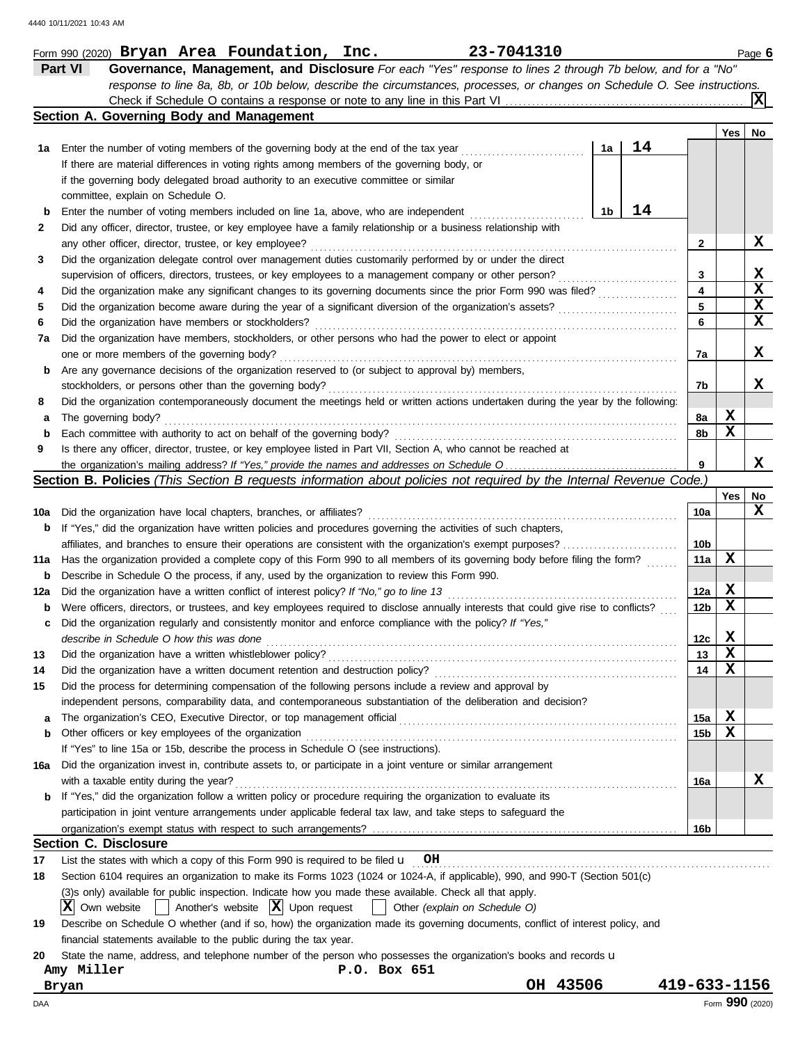Form 990 (2020) **Bryan Area Foundation, Inc.** **23-7041310** Page **6**

## Part VI Governance, Management, and Disclosure

*For each "Yes" response to lines 2 through 7b below, and for a "No" response to line 8a, 8b, or 10b below, describe the circumstances, processes, or changes on Schedule O. See instructions.*

Check if Schedule O contains a response or note to any line in this Part VI ..... [X]

### Section A. Governing Body and Management

| | | | | | Yes | No |
|---|---|---|---|---|---|---|
| **1a** | Enter the number of voting members of the governing body at the end of the tax year ..... If there are material differences in voting rights among members of the governing body, or if the governing body delegated broad authority to an executive committee or similar committee, explain on Schedule O. | 1a | 14 | | | |
| **b** | Enter the number of voting members included on line 1a, above, who are independent ..... | 1b | 14 | | | |
| **2** | Did any officer, director, trustee, or key employee have a family relationship or a business relationship with any other officer, director, trustee, or key employee? ..... | | | 2 | | X |
| **3** | Did the organization delegate control over management duties customarily performed by or under the direct supervision of officers, directors, trustees, or key employees to a management company or other person? ..... | | | 3 | | X |
| **4** | Did the organization make any significant changes to its governing documents since the prior Form 990 was filed? ..... | | | 4 | | X |
| **5** | Did the organization become aware during the year of a significant diversion of the organization's assets? ..... | | | 5 | | X |
| **6** | Did the organization have members or stockholders? ..... | | | 6 | | X |
| **7a** | Did the organization have members, stockholders, or other persons who had the power to elect or appoint one or more members of the governing body? ..... | | | 7a | | X |
| **b** | Are any governance decisions of the organization reserved to (or subject to approval by) members, stockholders, or persons other than the governing body? ..... | | | 7b | | X |
| **8** | Did the organization contemporaneously document the meetings held or written actions undertaken during the year by the following: | | | | | |
| **a** | The governing body? ..... | | | 8a | X | |
| **b** | Each committee with authority to act on behalf of the governing body? ..... | | | 8b | X | |
| **9** | Is there any officer, director, trustee, or key employee listed in Part VII, Section A, who cannot be reached at the organization's mailing address? *If "Yes," provide the names and addresses on Schedule O* ..... | | | 9 | | X |

### Section B. Policies *(This Section B requests information about policies not required by the Internal Revenue Code.)*

| | | | Yes | No |
|---|---|---|---|---|
| **10a** | Did the organization have local chapters, branches, or affiliates? ..... | 10a | | X |
| **b** | If "Yes," did the organization have written policies and procedures governing the activities of such chapters, affiliates, and branches to ensure their operations are consistent with the organization's exempt purposes? ..... | 10b | | |
| **11a** | Has the organization provided a complete copy of this Form 990 to all members of its governing body before filing the form? ..... | 11a | X | |
| **b** | Describe in Schedule O the process, if any, used by the organization to review this Form 990. | | | |
| **12a** | Did the organization have a written conflict of interest policy? *If "No," go to line 13* ..... | 12a | X | |
| **b** | Were officers, directors, or trustees, and key employees required to disclose annually interests that could give rise to conflicts? ..... | 12b | X | |
| **c** | Did the organization regularly and consistently monitor and enforce compliance with the policy? *If "Yes," describe in Schedule O how this was done* ..... | 12c | X | |
| **13** | Did the organization have a written whistleblower policy? ..... | 13 | X | |
| **14** | Did the organization have a written document retention and destruction policy? ..... | 14 | X | |
| **15** | Did the process for determining compensation of the following persons include a review and approval by independent persons, comparability data, and contemporaneous substantiation of the deliberation and decision? | | | |
| **a** | The organization's CEO, Executive Director, or top management official ..... | 15a | X | |
| **b** | Other officers or key employees of the organization ..... If "Yes" to line 15a or 15b, describe the process in Schedule O (see instructions). | 15b | X | |
| **16a** | Did the organization invest in, contribute assets to, or participate in a joint venture or similar arrangement with a taxable entity during the year? ..... | 16a | | X |
| **b** | If "Yes," did the organization follow a written policy or procedure requiring the organization to evaluate its participation in joint venture arrangements under applicable federal tax law, and take steps to safeguard the organization's exempt status with respect to such arrangements? ..... | 16b | | |

### Section C. Disclosure

**17** List the states with which a copy of this Form 990 is required to be filed u **OH**

**18** Section 6104 requires an organization to make its Forms 1023 (1024 or 1024-A, if applicable), 990, and 990-T (Section 501(c)(3)s only) available for public inspection. Indicate how you made these available. Check all that apply.

[X] Own website [ ] Another's website [X] Upon request [ ] Other *(explain on Schedule O)*

**19** Describe on Schedule O whether (and if so, how) the organization made its governing documents, conflict of interest policy, and financial statements available to the public during the tax year.

**20** State the name, address, and telephone number of the person who possesses the organization's books and records u

**Amy Miller** **P.O. Box 651**
**Bryan** **OH 43506** **419-633-1156**

Form **990** (2020)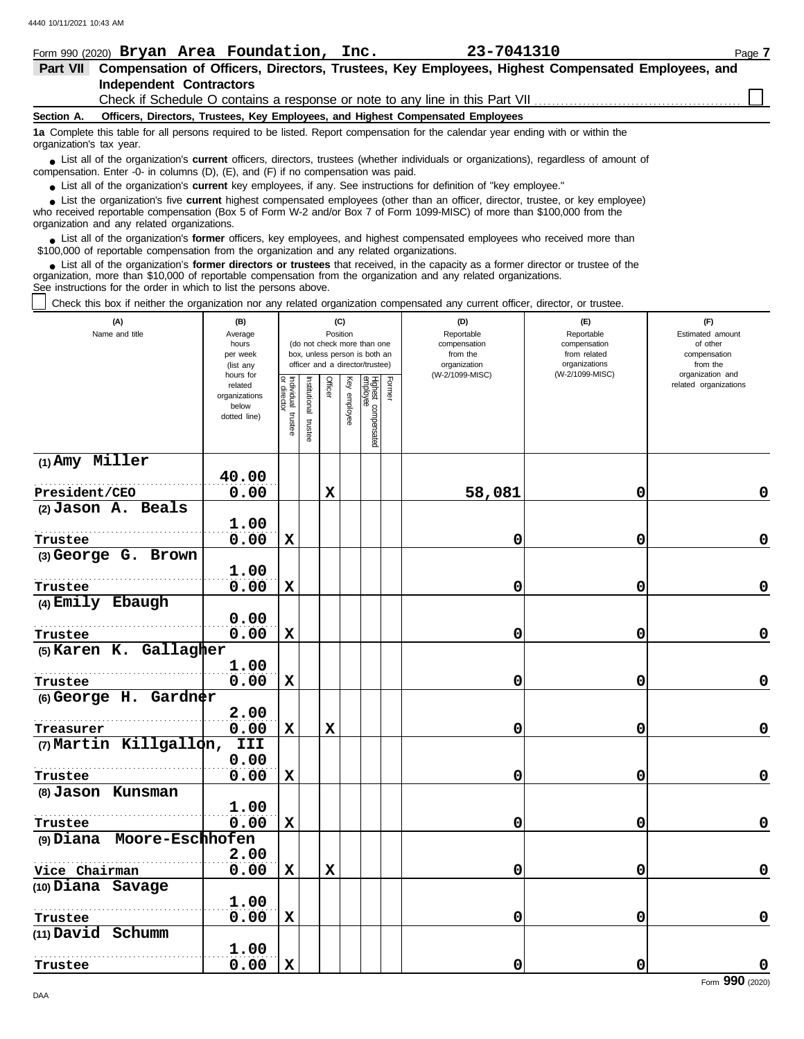Form 990 (2020) **Bryan Area Foundation, Inc.** **23-7041310** Page **7**

## Part VII Compensation of Officers, Directors, Trustees, Key Employees, Highest Compensated Employees, and Independent Contractors

Check if Schedule O contains a response or note to any line in this Part VII ☐

### Section A. Officers, Directors, Trustees, Key Employees, and Highest Compensated Employees

**1a** Complete this table for all persons required to be listed. Report compensation for the calendar year ending with or within the organization's tax year.

- List all of the organization's **current** officers, directors, trustees (whether individuals or organizations), regardless of amount of compensation. Enter -0- in columns (D), (E), and (F) if no compensation was paid.
- List all of the organization's **current** key employees, if any. See instructions for definition of "key employee."
- List the organization's five **current** highest compensated employees (other than an officer, director, trustee, or key employee) who received reportable compensation (Box 5 of Form W-2 and/or Box 7 of Form 1099-MISC) of more than $100,000 from the organization and any related organizations.
- List all of the organization's **former** officers, key employees, and highest compensated employees who received more than $100,000 of reportable compensation from the organization and any related organizations.
- List all of the organization's **former directors or trustees** that received, in the capacity as a former director or trustee of the organization, more than $10,000 of reportable compensation from the organization and any related organizations.

See instructions for the order in which to list the persons above.

☐ Check this box if neither the organization nor any related organization compensated any current officer, director, or trustee.

| (A) Name and title | (B) Average hours per week (list any hours for related organizations below dotted line) | (C) Position: Individual trustee or director | Institutional trustee | Officer | Key employee | Highest compensated employee | Former | (D) Reportable compensation from the organization (W-2/1099-MISC) | (E) Reportable compensation from related organizations (W-2/1099-MISC) | (F) Estimated amount of other compensation from the organization and related organizations |
|---|---|---|---|---|---|---|---|---|---|---|
| (1) **Amy Miller** President/CEO | 40.00 / 0.00 | | | X | | | | 58,081 | 0 | 0 |
| (2) **Jason A. Beals** Trustee | 1.00 / 0.00 | X | | | | | | 0 | 0 | 0 |
| (3) **George G. Brown** Trustee | 1.00 / 0.00 | X | | | | | | 0 | 0 | 0 |
| (4) **Emily Ebaugh** Trustee | 0.00 / 0.00 | X | | | | | | 0 | 0 | 0 |
| (5) **Karen K. Gallagher** Trustee | 1.00 / 0.00 | X | | | | | | 0 | 0 | 0 |
| (6) **George H. Gardner** Treasurer | 2.00 / 0.00 | X | | X | | | | 0 | 0 | 0 |
| (7) **Martin Killgallon, III** Trustee | 0.00 / 0.00 | X | | | | | | 0 | 0 | 0 |
| (8) **Jason Kunsman** Trustee | 1.00 / 0.00 | X | | | | | | 0 | 0 | 0 |
| (9) **Diana Moore-Eschhofen** Vice Chairman | 2.00 / 0.00 | X | | X | | | | 0 | 0 | 0 |
| (10) **Diana Savage** Trustee | 1.00 / 0.00 | X | | | | | | 0 | 0 | 0 |
| (11) **David Schumm** Trustee | 1.00 / 0.00 | X | | | | | | 0 | 0 | 0 |

Form **990** (2020)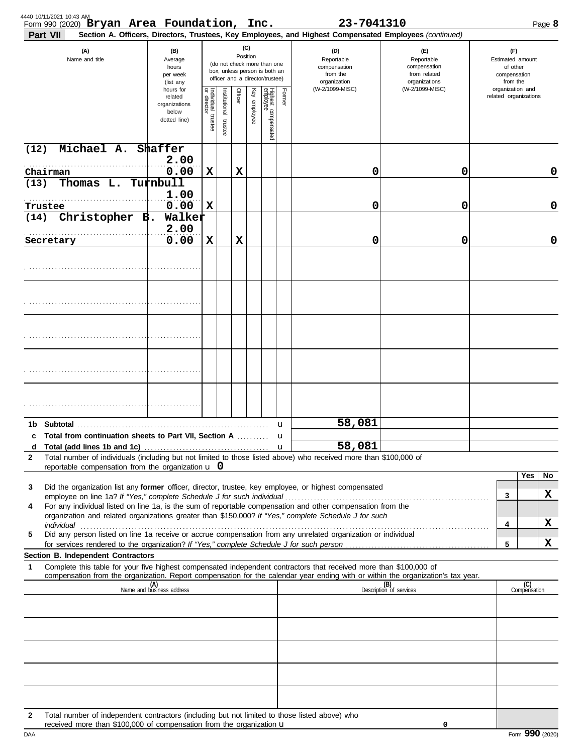Form 990 (2020) **Bryan Area Foundation, Inc.** **23-7041310** Page **8**

**Part VII** **Section A. Officers, Directors, Trustees, Key Employees, and Highest Compensated Employees** *(continued)*

| (A) Name and title | (B) Average hours per week (list any hours for related organizations below dotted line) | (C) Position: Individual trustee or director | Institutional trustee | Officer | Key employee | Highest compensated employee | Former | (D) Reportable compensation from the organization (W-2/1099-MISC) | (E) Reportable compensation from related organizations (W-2/1099-MISC) | (F) Estimated amount of other compensation from the organization and related organizations |
|---|---|---|---|---|---|---|---|---|---|---|
| (12) Michael A. Shaffer<br>Chairman | 2.00<br>0.00 | X | | X | | | | 0 | 0 | 0 |
| (13) Thomas L. Turnbull<br>Trustee | 1.00<br>0.00 | X | | | | | | 0 | 0 | 0 |
| (14) Christopher B. Walker<br>Secretary | 2.00<br>0.00 | X | | X | | | | 0 | 0 | 0 |
| | | | | | | | | | | |
| | | | | | | | | | | |
| | | | | | | | | | | |
| | | | | | | | | | | |
| | | | | | | | | | | |

**1b Subtotal** ........ u 58,081

**c Total from continuation sheets to Part VII, Section A** ........ u

**d Total (add lines 1b and 1c)** ........ u 58,081

**2** Total number of individuals (including but not limited to those listed above) who received more than $100,000 of reportable compensation from the organization u 0

| | | | Yes | No |
|---|---|---|---|---|
| **3** | Did the organization list any **former** officer, director, trustee, key employee, or highest compensated employee on line 1a? *If "Yes," complete Schedule J for such individual* | 3 | | X |
| **4** | For any individual listed on line 1a, is the sum of reportable compensation and other compensation from the organization and related organizations greater than $150,000? *If "Yes," complete Schedule J for such individual* | 4 | | X |
| **5** | Did any person listed on line 1a receive or accrue compensation from any unrelated organization or individual for services rendered to the organization? *If "Yes," complete Schedule J for such person* | 5 | | X |

**Section B. Independent Contractors**

**1** Complete this table for your five highest compensated independent contractors that received more than $100,000 of compensation from the organization. Report compensation for the calendar year ending with or within the organization's tax year.

| (A) Name and business address | (B) Description of services | (C) Compensation |
|---|---|---|
| | | |
| | | |
| | | |
| | | |
| | | |

**2** Total number of independent contractors (including but not limited to those listed above) who received more than $100,000 of compensation from the organization u 0

Form **990** (2020)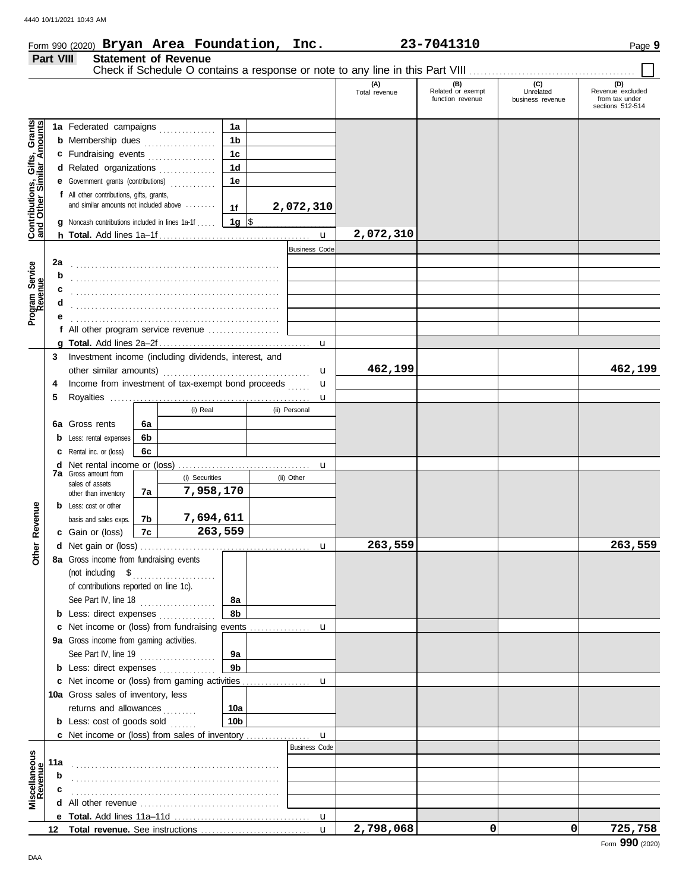Form 990 (2020) **Bryan Area Foundation, Inc.** **23-7041310** Page **9**

## Part VIII Statement of Revenue

Check if Schedule O contains a response or note to any line in this Part VIII ☐

| | | | | (A) Total revenue | (B) Related or exempt function revenue | (C) Unrelated business revenue | (D) Revenue excluded from tax under sections 512-514 |
|---|---|---|---|---|---|---|---|
| **Contributions, Gifts, Grants and Other Similar Amounts** | 1a Federated campaigns | 1a | | | | | |
| | b Membership dues | 1b | | | | | |
| | c Fundraising events | 1c | | | | | |
| | d Related organizations | 1d | | | | | |
| | e Government grants (contributions) | 1e | | | | | |
| | f All other contributions, gifts, grants, and similar amounts not included above | 1f | 2,072,310 | | | | |
| | g Noncash contributions included in lines 1a-1f | 1g | $ | | | | |
| | h **Total.** Add lines 1a–1f | | u | 2,072,310 | | | |
| **Program Service Revenue** | | | Business Code | | | | |
| | 2a | | | | | | |
| | b | | | | | | |
| | c | | | | | | |
| | d | | | | | | |
| | e | | | | | | |
| | f All other program service revenue | | | | | | |
| | g **Total.** Add lines 2a–2f | | u | | | | |
| **Other Revenue** | 3 Investment income (including dividends, interest, and other similar amounts) | | u | 462,199 | | | 462,199 |
| | 4 Income from investment of tax-exempt bond proceeds | | u | | | | |
| | 5 Royalties | | u | | | | |
| | | (i) Real | (ii) Personal | | | | |
| | 6a Gross rents | 6a | | | | | |
| | b Less: rental expenses | 6b | | | | | |
| | c Rental inc. or (loss) | 6c | | | | | |
| | d Net rental income or (loss) | | u | | | | |
| | | (i) Securities | (ii) Other | | | | |
| | 7a Gross amount from sales of assets other than inventory | 7a 7,958,170 | | | | | |
| | b Less: cost or other basis and sales exps. | 7b 7,694,611 | | | | | |
| | c Gain or (loss) | 7c 263,559 | | | | | |
| | d Net gain or (loss) | | u | 263,559 | | | 263,559 |
| | 8a Gross income from fundraising events (not including $ of contributions reported on line 1c). See Part IV, line 18 | 8a | | | | | |
| | b Less: direct expenses | 8b | | | | | |
| | c Net income or (loss) from fundraising events | | u | | | | |
| | 9a Gross income from gaming activities. See Part IV, line 19 | 9a | | | | | |
| | b Less: direct expenses | 9b | | | | | |
| | c Net income or (loss) from gaming activities | | u | | | | |
| | 10a Gross sales of inventory, less returns and allowances | 10a | | | | | |
| | b Less: cost of goods sold | 10b | | | | | |
| | c Net income or (loss) from sales of inventory | | u | | | | |
| **Miscellaneous Revenue** | | | Business Code | | | | |
| | 11a | | | | | | |
| | b | | | | | | |
| | c | | | | | | |
| | d All other revenue | | | | | | |
| | e **Total.** Add lines 11a–11d | | u | | | | |
| | 12 **Total revenue.** See instructions | | u | 2,798,068 | 0 | 0 | 725,758 |

Form **990** (2020)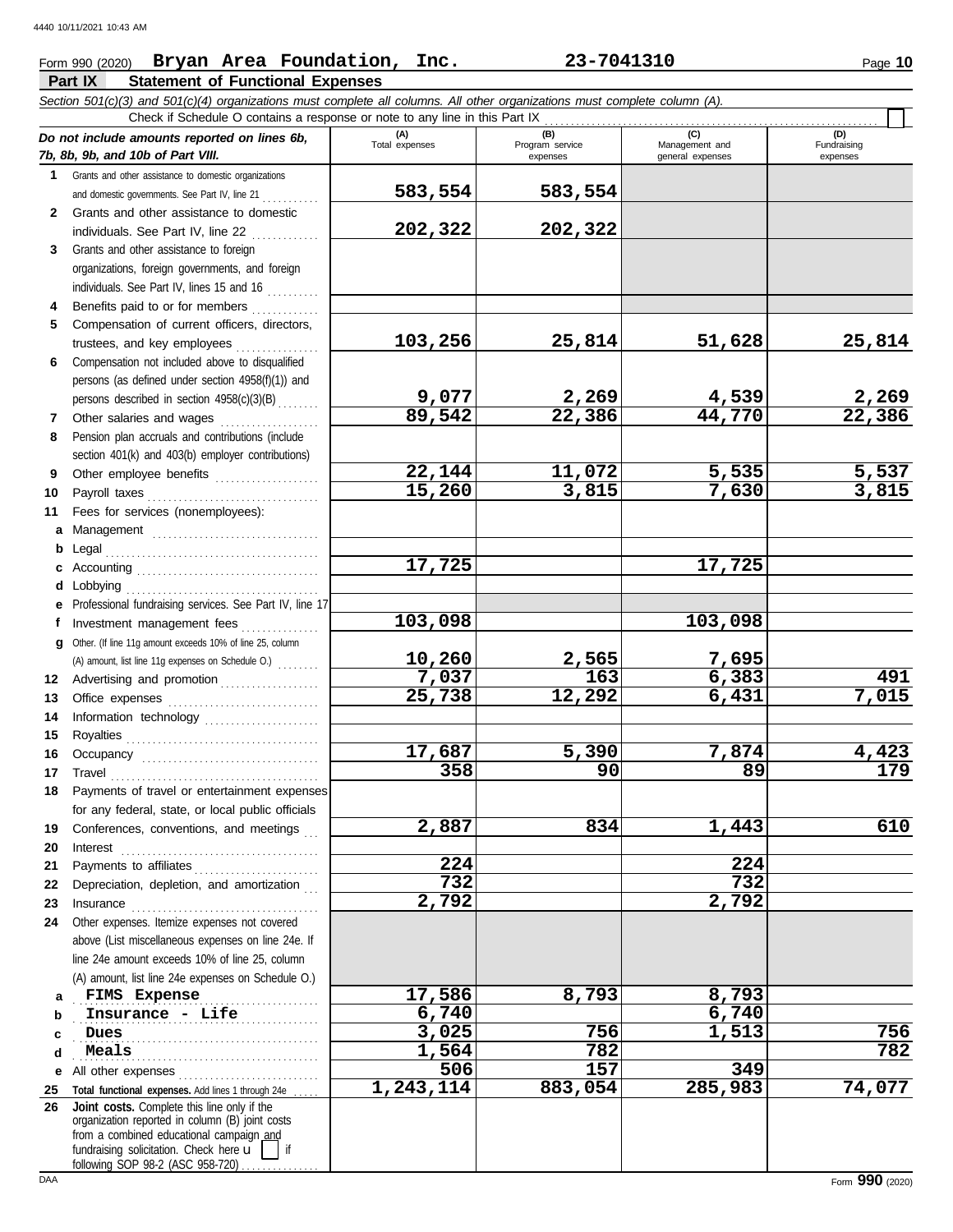Form 990 (2020) **Bryan Area Foundation, Inc.** **23-7041310** Page **10**

## Part IX Statement of Functional Expenses

*Section 501(c)(3) and 501(c)(4) organizations must complete all columns. All other organizations must complete column (A).*

Check if Schedule O contains a response or note to any line in this Part IX ☐

| *Do not include amounts reported on lines 6b, 7b, 8b, 9b, and 10b of Part VIII.* | (A) Total expenses | (B) Program service expenses | (C) Management and general expenses | (D) Fundraising expenses |
|---|---|---|---|---|
| **1** Grants and other assistance to domestic organizations and domestic governments. See Part IV, line 21 | 583,554 | 583,554 | | |
| **2** Grants and other assistance to domestic individuals. See Part IV, line 22 | 202,322 | 202,322 | | |
| **3** Grants and other assistance to foreign organizations, foreign governments, and foreign individuals. See Part IV, lines 15 and 16 | | | | |
| **4** Benefits paid to or for members | | | | |
| **5** Compensation of current officers, directors, trustees, and key employees | 103,256 | 25,814 | 51,628 | 25,814 |
| **6** Compensation not included above to disqualified persons (as defined under section 4958(f)(1)) and persons described in section 4958(c)(3)(B) | 9,077 | 2,269 | 4,539 | 2,269 |
| **7** Other salaries and wages | 89,542 | 22,386 | 44,770 | 22,386 |
| **8** Pension plan accruals and contributions (include section 401(k) and 403(b) employer contributions) | | | | |
| **9** Other employee benefits | 22,144 | 11,072 | 5,535 | 5,537 |
| **10** Payroll taxes | 15,260 | 3,815 | 7,630 | 3,815 |
| **11** Fees for services (nonemployees): | | | | |
| **a** Management | | | | |
| **b** Legal | | | | |
| **c** Accounting | 17,725 | | 17,725 | |
| **d** Lobbying | | | | |
| **e** Professional fundraising services. See Part IV, line 17 | | | | |
| **f** Investment management fees | 103,098 | | 103,098 | |
| **g** Other. (If line 11g amount exceeds 10% of line 25, column (A) amount, list line 11g expenses on Schedule O.) | 10,260 | 2,565 | 7,695 | |
| **12** Advertising and promotion | 7,037 | 163 | 6,383 | 491 |
| **13** Office expenses | 25,738 | 12,292 | 6,431 | 7,015 |
| **14** Information technology | | | | |
| **15** Royalties | | | | |
| **16** Occupancy | 17,687 | 5,390 | 7,874 | 4,423 |
| **17** Travel | 358 | 90 | 89 | 179 |
| **18** Payments of travel or entertainment expenses for any federal, state, or local public officials | | | | |
| **19** Conferences, conventions, and meetings | 2,887 | 834 | 1,443 | 610 |
| **20** Interest | | | | |
| **21** Payments to affiliates | 224 | | 224 | |
| **22** Depreciation, depletion, and amortization | 732 | | 732 | |
| **23** Insurance | 2,792 | | 2,792 | |
| **24** Other expenses. Itemize expenses not covered above (List miscellaneous expenses on line 24e. If line 24e amount exceeds 10% of line 25, column (A) amount, list line 24e expenses on Schedule O.) | | | | |
| **a** FIMS Expense | 17,586 | 8,793 | 8,793 | |
| **b** Insurance - Life | 6,740 | | 6,740 | |
| **c** Dues | 3,025 | 756 | 1,513 | 756 |
| **d** Meals | 1,564 | 782 | | 782 |
| **e** All other expenses | 506 | 157 | 349 | |
| **25 Total functional expenses.** Add lines 1 through 24e | 1,243,114 | 883,054 | 285,983 | 74,077 |
| **26 Joint costs.** Complete this line only if the organization reported in column (B) joint costs from a combined educational campaign and fundraising solicitation. Check here ☐ if following SOP 98-2 (ASC 958-720) | | | | |

Form **990** (2020)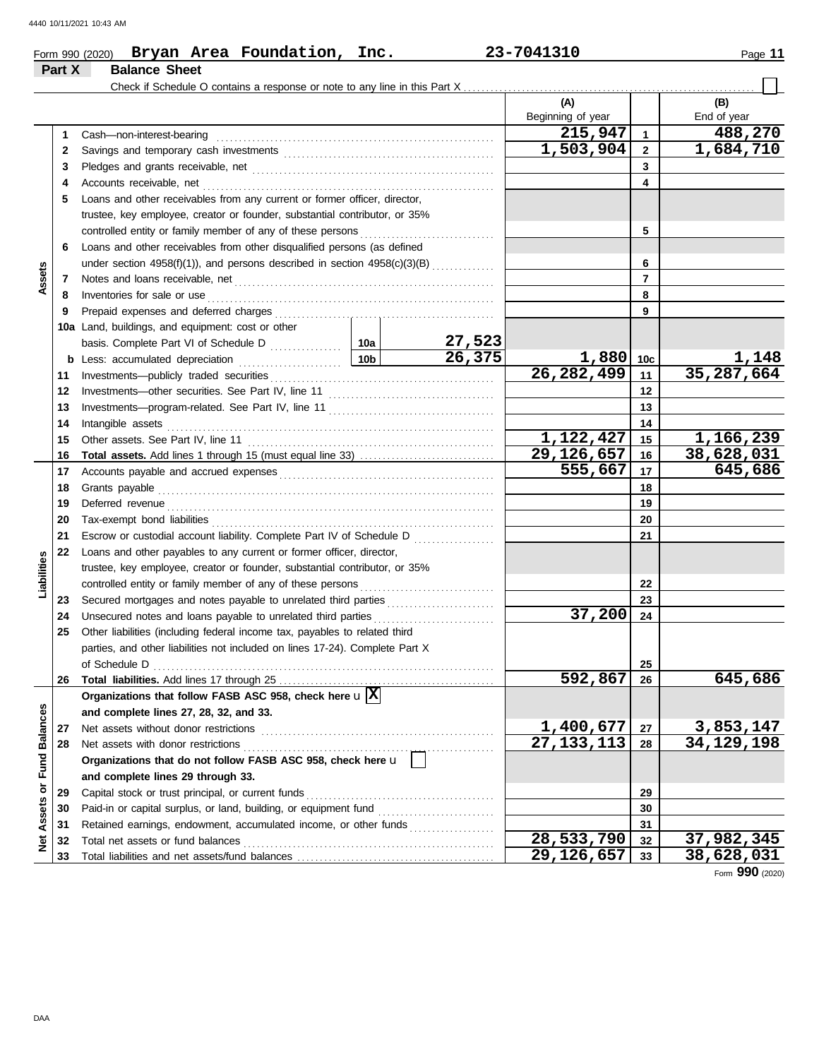Form 990 (2020) **Bryan Area Foundation, Inc.** **23-7041310**

## Part X Balance Sheet

Check if Schedule O contains a response or note to any line in this Part X ☐

| | | | | | (A) Beginning of year | | (B) End of year |
|---|---|---|---|---|---|---|---|
| Assets | 1 | Cash—non-interest-bearing | | | 215,947 | 1 | 488,270 |
| | 2 | Savings and temporary cash investments | | | 1,503,904 | 2 | 1,684,710 |
| | 3 | Pledges and grants receivable, net | | | | 3 | |
| | 4 | Accounts receivable, net | | | | 4 | |
| | 5 | Loans and other receivables from any current or former officer, director, trustee, key employee, creator or founder, substantial contributor, or 35% controlled entity or family member of any of these persons | | | | 5 | |
| | 6 | Loans and other receivables from other disqualified persons (as defined under section 4958(f)(1)), and persons described in section 4958(c)(3)(B) | | | | 6 | |
| | 7 | Notes and loans receivable, net | | | | 7 | |
| | 8 | Inventories for sale or use | | | | 8 | |
| | 9 | Prepaid expenses and deferred charges | | | | 9 | |
| | 10a | Land, buildings, and equipment: cost or other basis. Complete Part VI of Schedule D | 10a | 27,523 | | | |
| | b | Less: accumulated depreciation | 10b | 26,375 | 1,880 | 10c | 1,148 |
| | 11 | Investments—publicly traded securities | | | 26,282,499 | 11 | 35,287,664 |
| | 12 | Investments—other securities. See Part IV, line 11 | | | | 12 | |
| | 13 | Investments—program-related. See Part IV, line 11 | | | | 13 | |
| | 14 | Intangible assets | | | | 14 | |
| | 15 | Other assets. See Part IV, line 11 | | | 1,122,427 | 15 | 1,166,239 |
| | 16 | **Total assets.** Add lines 1 through 15 (must equal line 33) | | | 29,126,657 | 16 | 38,628,031 |
| Liabilities | 17 | Accounts payable and accrued expenses | | | 555,667 | 17 | 645,686 |
| | 18 | Grants payable | | | | 18 | |
| | 19 | Deferred revenue | | | | 19 | |
| | 20 | Tax-exempt bond liabilities | | | | 20 | |
| | 21 | Escrow or custodial account liability. Complete Part IV of Schedule D | | | | 21 | |
| | 22 | Loans and other payables to any current or former officer, director, trustee, key employee, creator or founder, substantial contributor, or 35% controlled entity or family member of any of these persons | | | | 22 | |
| | 23 | Secured mortgages and notes payable to unrelated third parties | | | | 23 | |
| | 24 | Unsecured notes and loans payable to unrelated third parties | | | 37,200 | 24 | |
| | 25 | Other liabilities (including federal income tax, payables to related third parties, and other liabilities not included on lines 17-24). Complete Part X of Schedule D | | | | 25 | |
| | 26 | **Total liabilities.** Add lines 17 through 25 | | | 592,867 | 26 | 645,686 |
| Net Assets or Fund Balances | | **Organizations that follow FASB ASC 958, check here** u ☒ **and complete lines 27, 28, 32, and 33.** | | | | | |
| | 27 | Net assets without donor restrictions | | | 1,400,677 | 27 | 3,853,147 |
| | 28 | Net assets with donor restrictions | | | 27,133,113 | 28 | 34,129,198 |
| | | **Organizations that do not follow FASB ASC 958, check here** u ☐ **and complete lines 29 through 33.** | | | | | |
| | 29 | Capital stock or trust principal, or current funds | | | | 29 | |
| | 30 | Paid-in or capital surplus, or land, building, or equipment fund | | | | 30 | |
| | 31 | Retained earnings, endowment, accumulated income, or other funds | | | | 31 | |
| | 32 | Total net assets or fund balances | | | 28,533,790 | 32 | 37,982,345 |
| | 33 | Total liabilities and net assets/fund balances | | | 29,126,657 | 33 | 38,628,031 |

Form **990** (2020)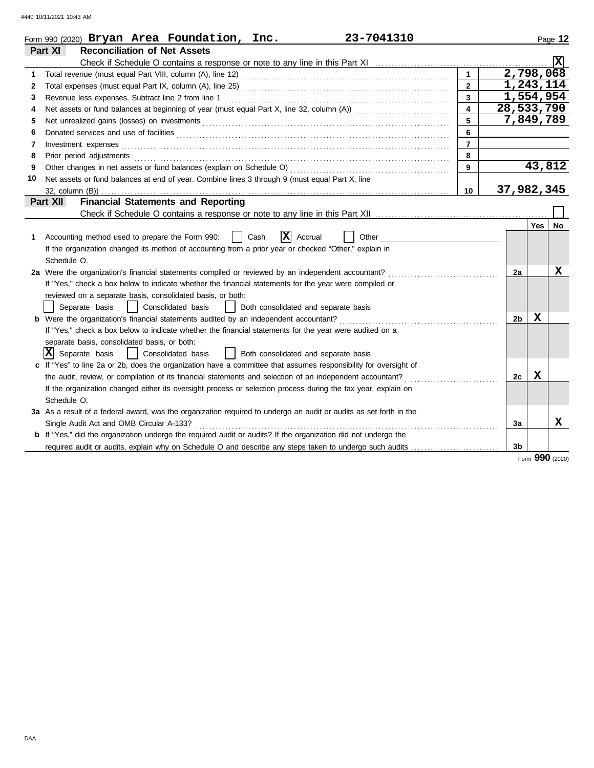Form 990 (2020) **Bryan Area Foundation, Inc.** **23-7041310**

## Part XI Reconciliation of Net Assets

Check if Schedule O contains a response or note to any line in this Part XI ..... [X]

| | | | |
|---|---|---|---|
| 1 | Total revenue (must equal Part VIII, column (A), line 12) | 1 | 2,798,068 |
| 2 | Total expenses (must equal Part IX, column (A), line 25) | 2 | 1,243,114 |
| 3 | Revenue less expenses. Subtract line 2 from line 1 | 3 | 1,554,954 |
| 4 | Net assets or fund balances at beginning of year (must equal Part X, line 32, column (A)) | 4 | 28,533,790 |
| 5 | Net unrealized gains (losses) on investments | 5 | 7,849,789 |
| 6 | Donated services and use of facilities | 6 | |
| 7 | Investment expenses | 7 | |
| 8 | Prior period adjustments | 8 | |
| 9 | Other changes in net assets or fund balances (explain on Schedule O) | 9 | 43,812 |
| 10 | Net assets or fund balances at end of year. Combine lines 3 through 9 (must equal Part X, line 32, column (B)) | 10 | 37,982,345 |

## Part XII Financial Statements and Reporting

Check if Schedule O contains a response or note to any line in this Part XII ..... [ ]

| | | | Yes | No |
|---|---|---|---|---|
| 1 | Accounting method used to prepare the Form 990: [ ] Cash [X] Accrual [ ] Other<br>If the organization changed its method of accounting from a prior year or checked "Other," explain in Schedule O. | | | |
| 2a | Were the organization's financial statements compiled or reviewed by an independent accountant?<br>If "Yes," check a box below to indicate whether the financial statements for the year were compiled or reviewed on a separate basis, consolidated basis, or both:<br>[ ] Separate basis [ ] Consolidated basis [ ] Both consolidated and separate basis | 2a | | X |
| b | Were the organization's financial statements audited by an independent accountant?<br>If "Yes," check a box below to indicate whether the financial statements for the year were audited on a separate basis, consolidated basis, or both:<br>[X] Separate basis [ ] Consolidated basis [ ] Both consolidated and separate basis | 2b | X | |
| c | If "Yes" to line 2a or 2b, does the organization have a committee that assumes responsibility for oversight of the audit, review, or compilation of its financial statements and selection of an independent accountant?<br>If the organization changed either its oversight process or selection process during the tax year, explain on Schedule O. | 2c | X | |
| 3a | As a result of a federal award, was the organization required to undergo an audit or audits as set forth in the Single Audit Act and OMB Circular A-133? | 3a | | X |
| b | If "Yes," did the organization undergo the required audit or audits? If the organization did not undergo the required audit or audits, explain why on Schedule O and describe any steps taken to undergo such audits | 3b | | |

Form **990** (2020)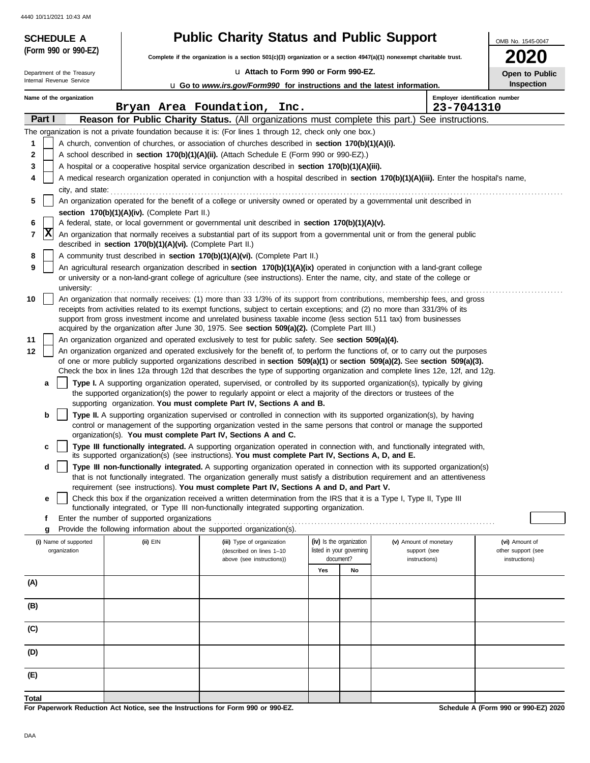4440 10/11/2021 10:43 AM

**SCHEDULE A**
**(Form 990 or 990-EZ)**

Department of the Treasury
Internal Revenue Service

# Public Charity Status and Public Support

**Complete if the organization is a section 501(c)(3) organization or a section 4947(a)(1) nonexempt charitable trust.**

u Attach to Form 990 or Form 990-EZ.

u Go to *www.irs.gov/Form990* for instructions and the latest information.

OMB No. 1545-0047

**2020**

**Open to Public Inspection**

Name of the organization: Bryan Area Foundation, Inc.

Employer identification number: 23-7041310

**Part I** **Reason for Public Charity Status.** (All organizations must complete this part.) See instructions.

The organization is not a private foundation because it is: (For lines 1 through 12, check only one box.)

1 [ ] A church, convention of churches, or association of churches described in **section 170(b)(1)(A)(i).**

2 [ ] A school described in **section 170(b)(1)(A)(ii).** (Attach Schedule E (Form 990 or 990-EZ).)

3 [ ] A hospital or a cooperative hospital service organization described in **section 170(b)(1)(A)(iii).**

4 [ ] A medical research organization operated in conjunction with a hospital described in **section 170(b)(1)(A)(iii).** Enter the hospital's name, city, and state:

5 [ ] An organization operated for the benefit of a college or university owned or operated by a governmental unit described in **section 170(b)(1)(A)(iv).** (Complete Part II.)

6 [ ] A federal, state, or local government or governmental unit described in **section 170(b)(1)(A)(v).**

7 [X] An organization that normally receives a substantial part of its support from a governmental unit or from the general public described in **section 170(b)(1)(A)(vi).** (Complete Part II.)

8 [ ] A community trust described in **section 170(b)(1)(A)(vi).** (Complete Part II.)

9 [ ] An agricultural research organization described in **section 170(b)(1)(A)(ix)** operated in conjunction with a land-grant college or university or a non-land-grant college of agriculture (see instructions). Enter the name, city, and state of the college or university:

10 [ ] An organization that normally receives: (1) more than 33 1/3% of its support from contributions, membership fees, and gross receipts from activities related to its exempt functions, subject to certain exceptions; and (2) no more than 331/3% of its support from gross investment income and unrelated business taxable income (less section 511 tax) from businesses acquired by the organization after June 30, 1975. See **section 509(a)(2).** (Complete Part III.)

11 [ ] An organization organized and operated exclusively to test for public safety. See **section 509(a)(4).**

12 [ ] An organization organized and operated exclusively for the benefit of, to perform the functions of, or to carry out the purposes of one or more publicly supported organizations described in **section 509(a)(1)** or **section 509(a)(2).** See **section 509(a)(3).** Check the box in lines 12a through 12d that describes the type of supporting organization and complete lines 12e, 12f, and 12g.

a [ ] **Type I.** A supporting organization operated, supervised, or controlled by its supported organization(s), typically by giving the supported organization(s) the power to regularly appoint or elect a majority of the directors or trustees of the supporting organization. **You must complete Part IV, Sections A and B.**

b [ ] **Type II.** A supporting organization supervised or controlled in connection with its supported organization(s), by having control or management of the supporting organization vested in the same persons that control or manage the supported organization(s). **You must complete Part IV, Sections A and C.**

c [ ] **Type III functionally integrated.** A supporting organization operated in connection with, and functionally integrated with, its supported organization(s) (see instructions). **You must complete Part IV, Sections A, D, and E.**

d [ ] **Type III non-functionally integrated.** A supporting organization operated in connection with its supported organization(s) that is not functionally integrated. The organization generally must satisfy a distribution requirement and an attentiveness requirement (see instructions). **You must complete Part IV, Sections A and D, and Part V.**

e [ ] Check this box if the organization received a written determination from the IRS that it is a Type I, Type II, Type III functionally integrated, or Type III non-functionally integrated supporting organization.

f Enter the number of supported organizations

g Provide the following information about the supported organization(s).

| (i) Name of supported organization | (ii) EIN | (iii) Type of organization (described on lines 1–10 above (see instructions)) | (iv) Is the organization listed in your governing document? Yes | No | (v) Amount of monetary support (see instructions) | (vi) Amount of other support (see instructions) |
|---|---|---|---|---|---|---|
| (A) | | | | | | |
| (B) | | | | | | |
| (C) | | | | | | |
| (D) | | | | | | |
| (E) | | | | | | |
| Total | | | | | | |

**For Paperwork Reduction Act Notice, see the Instructions for Form 990 or 990-EZ.**

**Schedule A (Form 990 or 990-EZ) 2020**

DAA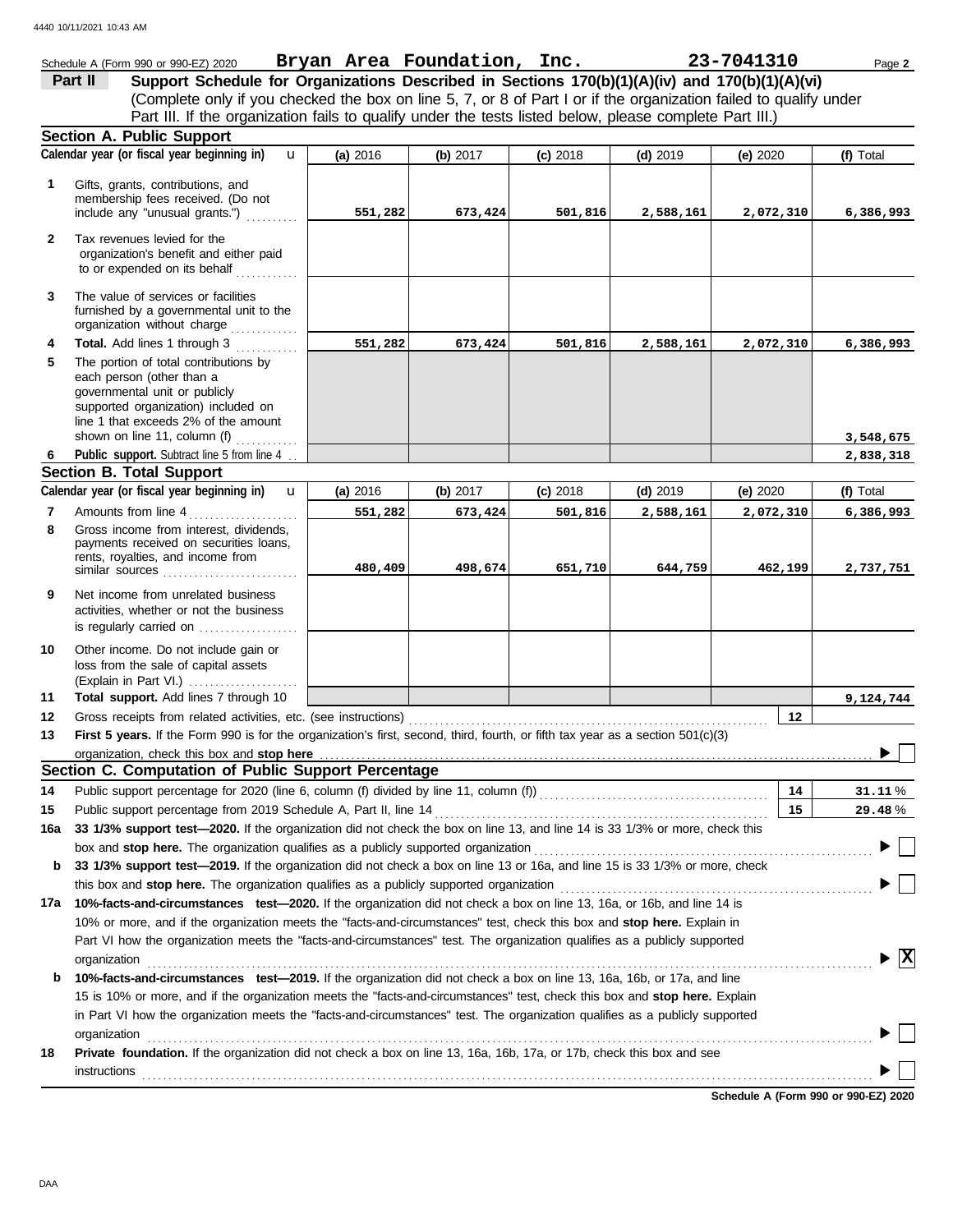Schedule A (Form 990 or 990-EZ) 2020 **Bryan Area Foundation, Inc.** **23-7041310** Page **2**

## Part II — Support Schedule for Organizations Described in Sections 170(b)(1)(A)(iv) and 170(b)(1)(A)(vi)

(Complete only if you checked the box on line 5, 7, or 8 of Part I or if the organization failed to qualify under Part III. If the organization fails to qualify under the tests listed below, please complete Part III.)

### Section A. Public Support

| | Calendar year (or fiscal year beginning in) | (a) 2016 | (b) 2017 | (c) 2018 | (d) 2019 | (e) 2020 | (f) Total |
|---|---|---|---|---|---|---|---|
| 1 | Gifts, grants, contributions, and membership fees received. (Do not include any "unusual grants.") | 551,282 | 673,424 | 501,816 | 2,588,161 | 2,072,310 | 6,386,993 |
| 2 | Tax revenues levied for the organization's benefit and either paid to or expended on its behalf | | | | | | |
| 3 | The value of services or facilities furnished by a governmental unit to the organization without charge | | | | | | |
| 4 | **Total.** Add lines 1 through 3 | 551,282 | 673,424 | 501,816 | 2,588,161 | 2,072,310 | 6,386,993 |
| 5 | The portion of total contributions by each person (other than a governmental unit or publicly supported organization) included on line 1 that exceeds 2% of the amount shown on line 11, column (f) | | | | | | 3,548,675 |
| 6 | **Public support.** Subtract line 5 from line 4 | | | | | | 2,838,318 |

### Section B. Total Support

| | Calendar year (or fiscal year beginning in) | (a) 2016 | (b) 2017 | (c) 2018 | (d) 2019 | (e) 2020 | (f) Total |
|---|---|---|---|---|---|---|---|
| 7 | Amounts from line 4 | 551,282 | 673,424 | 501,816 | 2,588,161 | 2,072,310 | 6,386,993 |
| 8 | Gross income from interest, dividends, payments received on securities loans, rents, royalties, and income from similar sources | 480,409 | 498,674 | 651,710 | 644,759 | 462,199 | 2,737,751 |
| 9 | Net income from unrelated business activities, whether or not the business is regularly carried on | | | | | | |
| 10 | Other income. Do not include gain or loss from the sale of capital assets (Explain in Part VI.) | | | | | | |
| 11 | **Total support.** Add lines 7 through 10 | | | | | | 9,124,744 |

12 Gross receipts from related activities, etc. (see instructions) — **12**

13 **First 5 years.** If the Form 990 is for the organization's first, second, third, fourth, or fifth tax year as a section 501(c)(3) organization, check this box and **stop here** ☐

### Section C. Computation of Public Support Percentage

14 Public support percentage for 2020 (line 6, column (f) divided by line 11, column (f)) — **14** — **31.11** %

15 Public support percentage from 2019 Schedule A, Part II, line 14 — **15** — **29.48** %

16a **33 1/3% support test—2020.** If the organization did not check the box on line 13, and line 14 is 33 1/3% or more, check this box and **stop here.** The organization qualifies as a publicly supported organization ☐

b **33 1/3% support test—2019.** If the organization did not check a box on line 13 or 16a, and line 15 is 33 1/3% or more, check this box and **stop here.** The organization qualifies as a publicly supported organization ☐

17a **10%-facts-and-circumstances test—2020.** If the organization did not check a box on line 13, 16a, or 16b, and line 14 is 10% or more, and if the organization meets the "facts-and-circumstances" test, check this box and **stop here.** Explain in Part VI how the organization meets the "facts-and-circumstances" test. The organization qualifies as a publicly supported organization ☒

b **10%-facts-and-circumstances test—2019.** If the organization did not check a box on line 13, 16a, 16b, or 17a, and line 15 is 10% or more, and if the organization meets the "facts-and-circumstances" test, check this box and **stop here.** Explain in Part VI how the organization meets the "facts-and-circumstances" test. The organization qualifies as a publicly supported organization ☐

18 **Private foundation.** If the organization did not check a box on line 13, 16a, 16b, 17a, or 17b, check this box and see instructions ☐

**Schedule A (Form 990 or 990-EZ) 2020**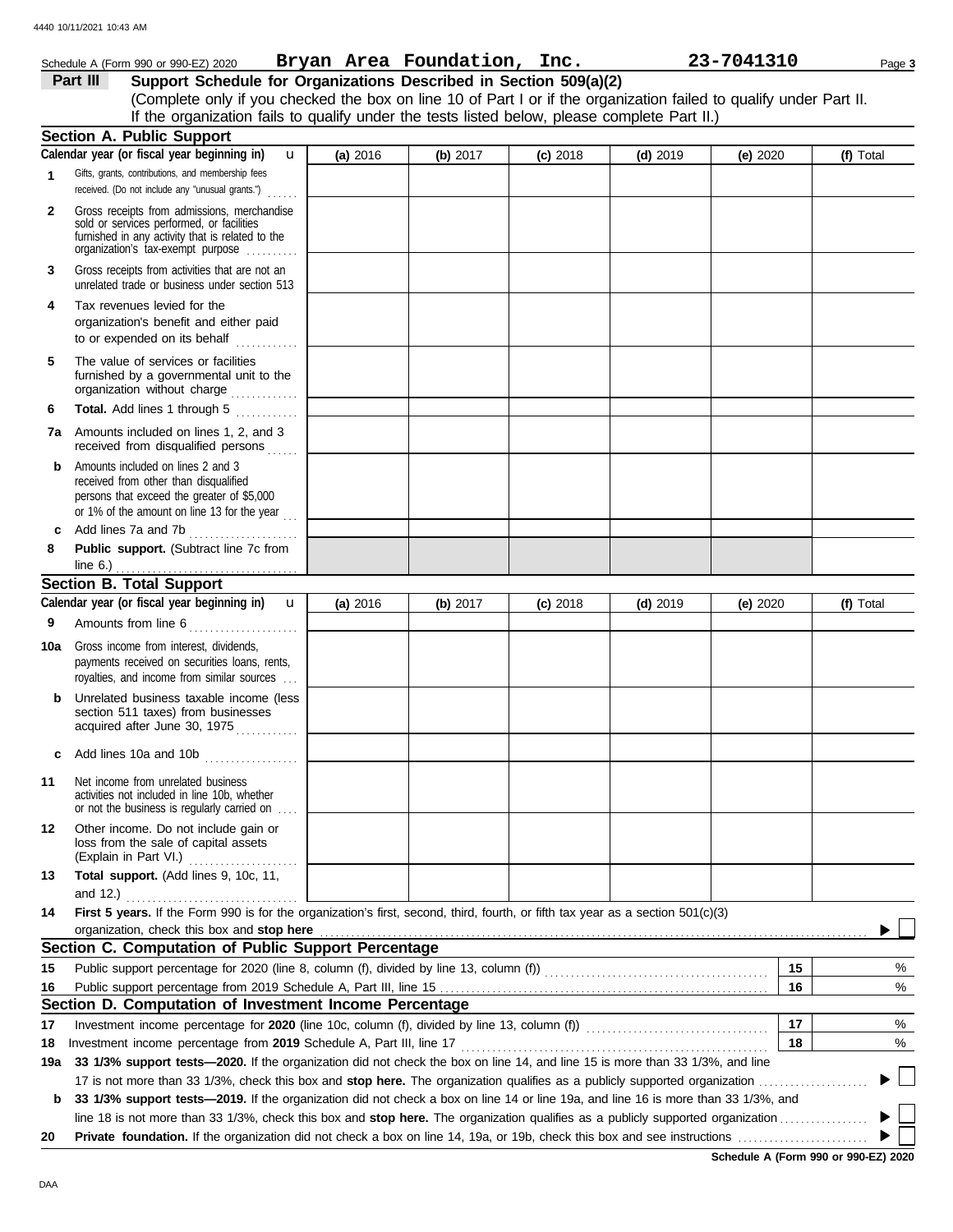Schedule A (Form 990 or 990-EZ) 2020 **Bryan Area Foundation, Inc.** **23-7041310**

**Part III** **Support Schedule for Organizations Described in Section 509(a)(2)**

(Complete only if you checked the box on line 10 of Part I or if the organization failed to qualify under Part II. If the organization fails to qualify under the tests listed below, please complete Part II.)

## Section A. Public Support

| Calendar year (or fiscal year beginning in) | (a) 2016 | (b) 2017 | (c) 2018 | (d) 2019 | (e) 2020 | (f) Total |
|---|---|---|---|---|---|---|
| **1** Gifts, grants, contributions, and membership fees received. (Do not include any "unusual grants.") | | | | | | |
| **2** Gross receipts from admissions, merchandise sold or services performed, or facilities furnished in any activity that is related to the organization's tax-exempt purpose | | | | | | |
| **3** Gross receipts from activities that are not an unrelated trade or business under section 513 | | | | | | |
| **4** Tax revenues levied for the organization's benefit and either paid to or expended on its behalf | | | | | | |
| **5** The value of services or facilities furnished by a governmental unit to the organization without charge | | | | | | |
| **6** **Total.** Add lines 1 through 5 | | | | | | |
| **7a** Amounts included on lines 1, 2, and 3 received from disqualified persons | | | | | | |
| **b** Amounts included on lines 2 and 3 received from other than disqualified persons that exceed the greater of $5,000 or 1% of the amount on line 13 for the year | | | | | | |
| **c** Add lines 7a and 7b | | | | | | |
| **8** **Public support.** (Subtract line 7c from line 6.) | | | | | | |

## Section B. Total Support

| Calendar year (or fiscal year beginning in) | (a) 2016 | (b) 2017 | (c) 2018 | (d) 2019 | (e) 2020 | (f) Total |
|---|---|---|---|---|---|---|
| **9** Amounts from line 6 | | | | | | |
| **10a** Gross income from interest, dividends, payments received on securities loans, rents, royalties, and income from similar sources | | | | | | |
| **b** Unrelated business taxable income (less section 511 taxes) from businesses acquired after June 30, 1975 | | | | | | |
| **c** Add lines 10a and 10b | | | | | | |
| **11** Net income from unrelated business activities not included in line 10b, whether or not the business is regularly carried on | | | | | | |
| **12** Other income. Do not include gain or loss from the sale of capital assets (Explain in Part VI.) | | | | | | |
| **13** **Total support.** (Add lines 9, 10c, 11, and 12.) | | | | | | |

**14** **First 5 years.** If the Form 990 is for the organization's first, second, third, fourth, or fifth tax year as a section 501(c)(3) organization, check this box and **stop here** ▶ ☐

## Section C. Computation of Public Support Percentage

| | | | |
|---|---|---|---|
| **15** | Public support percentage for 2020 (line 8, column (f), divided by line 13, column (f)) | **15** | % |
| **16** | Public support percentage from 2019 Schedule A, Part III, line 15 | **16** | % |

## Section D. Computation of Investment Income Percentage

| | | | |
|---|---|---|---|
| **17** | Investment income percentage for **2020** (line 10c, column (f), divided by line 13, column (f)) | **17** | % |
| **18** | Investment income percentage from **2019** Schedule A, Part III, line 17 | **18** | % |

**19a** **33 1/3% support tests—2020.** If the organization did not check the box on line 14, and line 15 is more than 33 1/3%, and line 17 is not more than 33 1/3%, check this box and **stop here.** The organization qualifies as a publicly supported organization ▶ ☐

**b** **33 1/3% support tests—2019.** If the organization did not check a box on line 14 or line 19a, and line 16 is more than 33 1/3%, and line 18 is not more than 33 1/3%, check this box and **stop here.** The organization qualifies as a publicly supported organization ▶ ☐

**20** **Private foundation.** If the organization did not check a box on line 14, 19a, or 19b, check this box and see instructions ▶ ☐

**Schedule A (Form 990 or 990-EZ) 2020**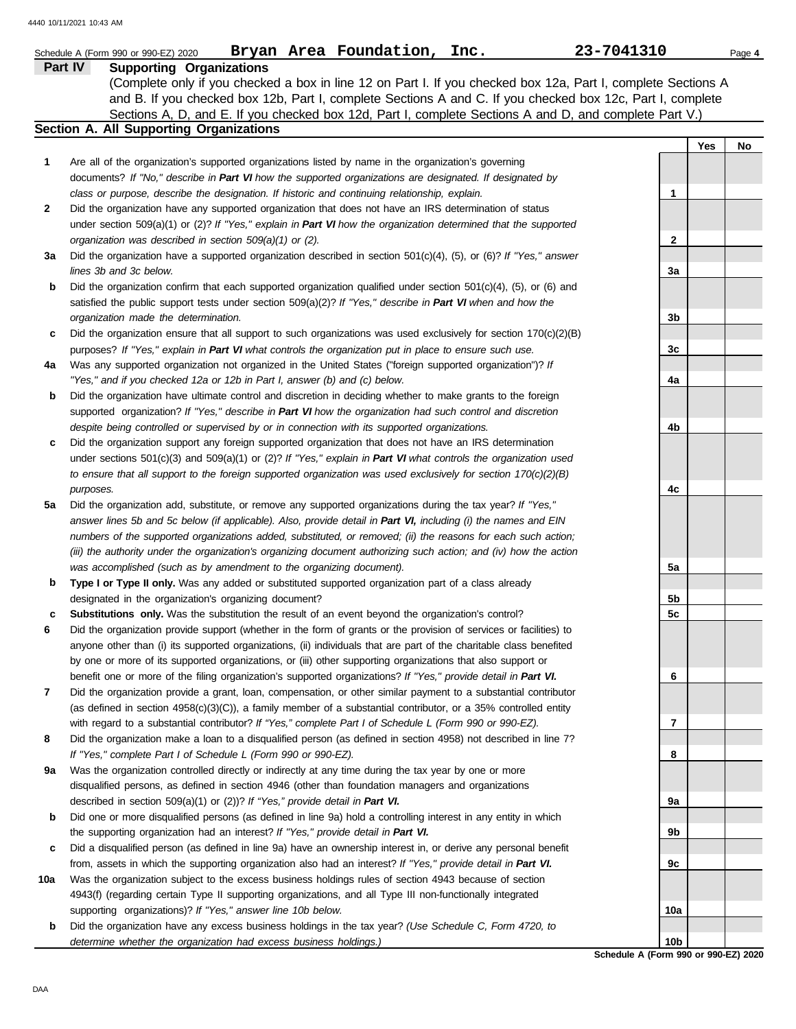Schedule A (Form 990 or 990-EZ) 2020 **Bryan Area Foundation, Inc.** **23-7041310**

**Part IV** **Supporting Organizations**

(Complete only if you checked a box in line 12 on Part I. If you checked box 12a, Part I, complete Sections A and B. If you checked box 12b, Part I, complete Sections A and C. If you checked box 12c, Part I, complete Sections A, D, and E. If you checked box 12d, Part I, complete Sections A and D, and complete Part V.)

## Section A. All Supporting Organizations

| | | | Yes | No |
|---|---|---|---|---|
| **1** | Are all of the organization's supported organizations listed by name in the organization's governing documents? *If "No," describe in **Part VI** how the supported organizations are designated. If designated by class or purpose, describe the designation. If historic and continuing relationship, explain.* | 1 | | |
| **2** | Did the organization have any supported organization that does not have an IRS determination of status under section 509(a)(1) or (2)? *If "Yes," explain in **Part VI** how the organization determined that the supported organization was described in section 509(a)(1) or (2).* | 2 | | |
| **3a** | Did the organization have a supported organization described in section 501(c)(4), (5), or (6)? *If "Yes," answer lines 3b and 3c below.* | 3a | | |
| **b** | Did the organization confirm that each supported organization qualified under section 501(c)(4), (5), or (6) and satisfied the public support tests under section 509(a)(2)? *If "Yes," describe in **Part VI** when and how the organization made the determination.* | 3b | | |
| **c** | Did the organization ensure that all support to such organizations was used exclusively for section 170(c)(2)(B) purposes? *If "Yes," explain in **Part VI** what controls the organization put in place to ensure such use.* | 3c | | |
| **4a** | Was any supported organization not organized in the United States ("foreign supported organization")? *If "Yes," and if you checked 12a or 12b in Part I, answer (b) and (c) below.* | 4a | | |
| **b** | Did the organization have ultimate control and discretion in deciding whether to make grants to the foreign supported organization? *If "Yes," describe in **Part VI** how the organization had such control and discretion despite being controlled or supervised by or in connection with its supported organizations.* | 4b | | |
| **c** | Did the organization support any foreign supported organization that does not have an IRS determination under sections 501(c)(3) and 509(a)(1) or (2)? *If "Yes," explain in **Part VI** what controls the organization used to ensure that all support to the foreign supported organization was used exclusively for section 170(c)(2)(B) purposes.* | 4c | | |
| **5a** | Did the organization add, substitute, or remove any supported organizations during the tax year? *If "Yes," answer lines 5b and 5c below (if applicable). Also, provide detail in **Part VI,** including (i) the names and EIN numbers of the supported organizations added, substituted, or removed; (ii) the reasons for each such action; (iii) the authority under the organization's organizing document authorizing such action; and (iv) how the action was accomplished (such as by amendment to the organizing document).* | 5a | | |
| **b** | **Type I or Type II only.** Was any added or substituted supported organization part of a class already designated in the organization's organizing document? | 5b | | |
| **c** | **Substitutions only.** Was the substitution the result of an event beyond the organization's control? | 5c | | |
| **6** | Did the organization provide support (whether in the form of grants or the provision of services or facilities) to anyone other than (i) its supported organizations, (ii) individuals that are part of the charitable class benefited by one or more of its supported organizations, or (iii) other supporting organizations that also support or benefit one or more of the filing organization's supported organizations? *If "Yes," provide detail in **Part VI.*** | 6 | | |
| **7** | Did the organization provide a grant, loan, compensation, or other similar payment to a substantial contributor (as defined in section 4958(c)(3)(C)), a family member of a substantial contributor, or a 35% controlled entity with regard to a substantial contributor? *If "Yes," complete Part I of Schedule L (Form 990 or 990-EZ).* | 7 | | |
| **8** | Did the organization make a loan to a disqualified person (as defined in section 4958) not described in line 7? *If "Yes," complete Part I of Schedule L (Form 990 or 990-EZ).* | 8 | | |
| **9a** | Was the organization controlled directly or indirectly at any time during the tax year by one or more disqualified persons, as defined in section 4946 (other than foundation managers and organizations described in section 509(a)(1) or (2))? *If "Yes," provide detail in **Part VI.*** | 9a | | |
| **b** | Did one or more disqualified persons (as defined in line 9a) hold a controlling interest in any entity in which the supporting organization had an interest? *If "Yes," provide detail in **Part VI.*** | 9b | | |
| **c** | Did a disqualified person (as defined in line 9a) have an ownership interest in, or derive any personal benefit from, assets in which the supporting organization also had an interest? *If "Yes," provide detail in **Part VI.*** | 9c | | |
| **10a** | Was the organization subject to the excess business holdings rules of section 4943 because of section 4943(f) (regarding certain Type II supporting organizations, and all Type III non-functionally integrated supporting organizations)? *If "Yes," answer line 10b below.* | 10a | | |
| **b** | Did the organization have any excess business holdings in the tax year? *(Use Schedule C, Form 4720, to determine whether the organization had excess business holdings.)* | 10b | | |

**Schedule A (Form 990 or 990-EZ) 2020**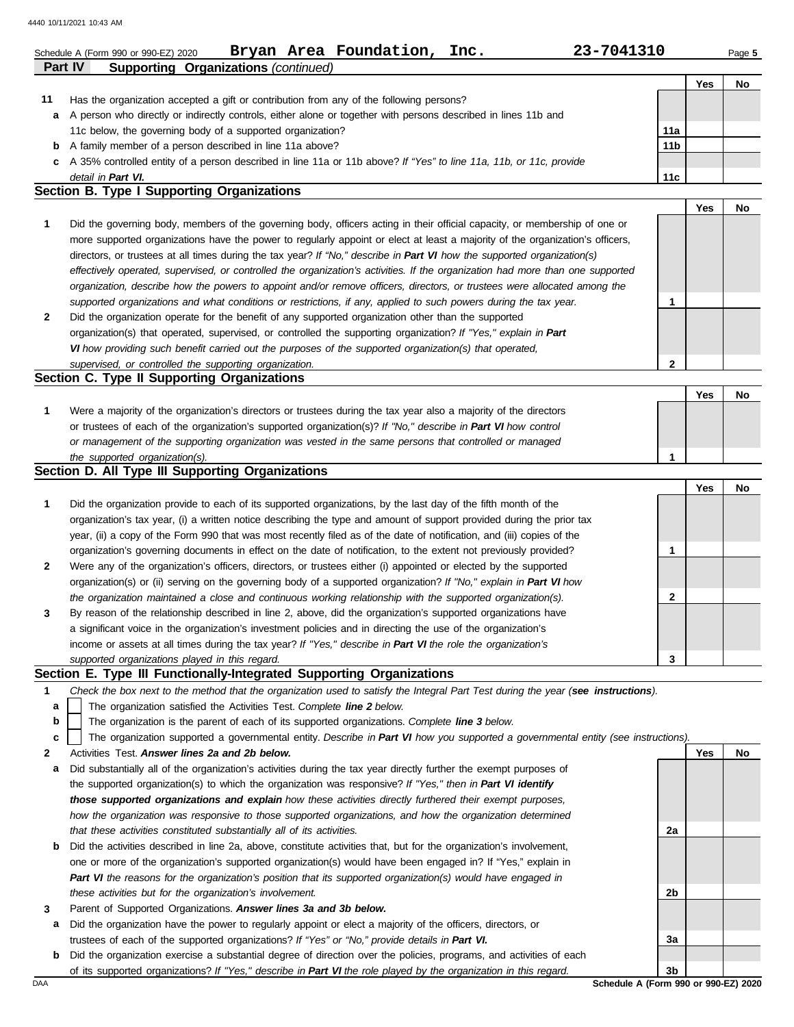Schedule A (Form 990 or 990-EZ) 2020 **Bryan Area Foundation, Inc.** **23-7041310**

**Part IV Supporting Organizations** *(continued)*

| | | | Yes | No |
|---|---|---|---|---|
| **11** | Has the organization accepted a gift or contribution from any of the following persons? | | | |
| **a** | A person who directly or indirectly controls, either alone or together with persons described in lines 11b and 11c below, the governing body of a supported organization? | 11a | | |
| **b** | A family member of a person described in line 11a above? | 11b | | |
| **c** | A 35% controlled entity of a person described in line 11a or 11b above? *If "Yes" to line 11a, 11b, or 11c, provide detail in* ***Part VI.*** | 11c | | |

## Section B. Type I Supporting Organizations

| | | | Yes | No |
|---|---|---|---|---|
| **1** | Did the governing body, members of the governing body, officers acting in their official capacity, or membership of one or more supported organizations have the power to regularly appoint or elect at least a majority of the organization's officers, directors, or trustees at all times during the tax year? *If "No," describe in* ***Part VI*** *how the supported organization(s) effectively operated, supervised, or controlled the organization's activities. If the organization had more than one supported organization, describe how the powers to appoint and/or remove officers, directors, or trustees were allocated among the supported organizations and what conditions or restrictions, if any, applied to such powers during the tax year.* | 1 | | |
| **2** | Did the organization operate for the benefit of any supported organization other than the supported organization(s) that operated, supervised, or controlled the supporting organization? *If "Yes," explain in* ***Part VI*** *how providing such benefit carried out the purposes of the supported organization(s) that operated, supervised, or controlled the supporting organization.* | 2 | | |

## Section C. Type II Supporting Organizations

| | | | Yes | No |
|---|---|---|---|---|
| **1** | Were a majority of the organization's directors or trustees during the tax year also a majority of the directors or trustees of each of the organization's supported organization(s)? *If "No," describe in* ***Part VI*** *how control or management of the supporting organization was vested in the same persons that controlled or managed the supported organization(s).* | 1 | | |

## Section D. All Type III Supporting Organizations

| | | | Yes | No |
|---|---|---|---|---|
| **1** | Did the organization provide to each of its supported organizations, by the last day of the fifth month of the organization's tax year, (i) a written notice describing the type and amount of support provided during the prior tax year, (ii) a copy of the Form 990 that was most recently filed as of the date of notification, and (iii) copies of the organization's governing documents in effect on the date of notification, to the extent not previously provided? | 1 | | |
| **2** | Were any of the organization's officers, directors, or trustees either (i) appointed or elected by the supported organization(s) or (ii) serving on the governing body of a supported organization? *If "No," explain in* ***Part VI*** *how the organization maintained a close and continuous working relationship with the supported organization(s).* | 2 | | |
| **3** | By reason of the relationship described in line 2, above, did the organization's supported organizations have a significant voice in the organization's investment policies and in directing the use of the organization's income or assets at all times during the tax year? *If "Yes," describe in* ***Part VI*** *the role the organization's supported organizations played in this regard.* | 3 | | |

## Section E. Type III Functionally-Integrated Supporting Organizations

**1** *Check the box next to the method that the organization used to satisfy the Integral Part Test during the year (****see instructions****).*

- **a** ☐ The organization satisfied the Activities Test. *Complete* ***line 2*** *below.*
- **b** ☐ The organization is the parent of each of its supported organizations. *Complete* ***line 3*** *below.*
- **c** ☐ The organization supported a governmental entity. *Describe in* ***Part VI*** *how you supported a governmental entity (see instructions).*

| | | | Yes | No |
|---|---|---|---|---|
| **2** | Activities Test. ***Answer lines 2a and 2b below.*** | | | |
| **a** | Did substantially all of the organization's activities during the tax year directly further the exempt purposes of the supported organization(s) to which the organization was responsive? *If "Yes," then in* ***Part VI identify those supported organizations and explain*** *how these activities directly furthered their exempt purposes, how the organization was responsive to those supported organizations, and how the organization determined that these activities constituted substantially all of its activities.* | 2a | | |
| **b** | Did the activities described in line 2a, above, constitute activities that, but for the organization's involvement, one or more of the organization's supported organization(s) would have been engaged in? If "Yes," explain in ***Part VI*** *the reasons for the organization's position that its supported organization(s) would have engaged in these activities but for the organization's involvement.* | 2b | | |
| **3** | Parent of Supported Organizations. ***Answer lines 3a and 3b below.*** | | | |
| **a** | Did the organization have the power to regularly appoint or elect a majority of the officers, directors, or trustees of each of the supported organizations? *If "Yes" or "No," provide details in* ***Part VI.*** | 3a | | |
| **b** | Did the organization exercise a substantial degree of direction over the policies, programs, and activities of each of its supported organizations? *If "Yes," describe in* ***Part VI*** *the role played by the organization in this regard.* | 3b | | |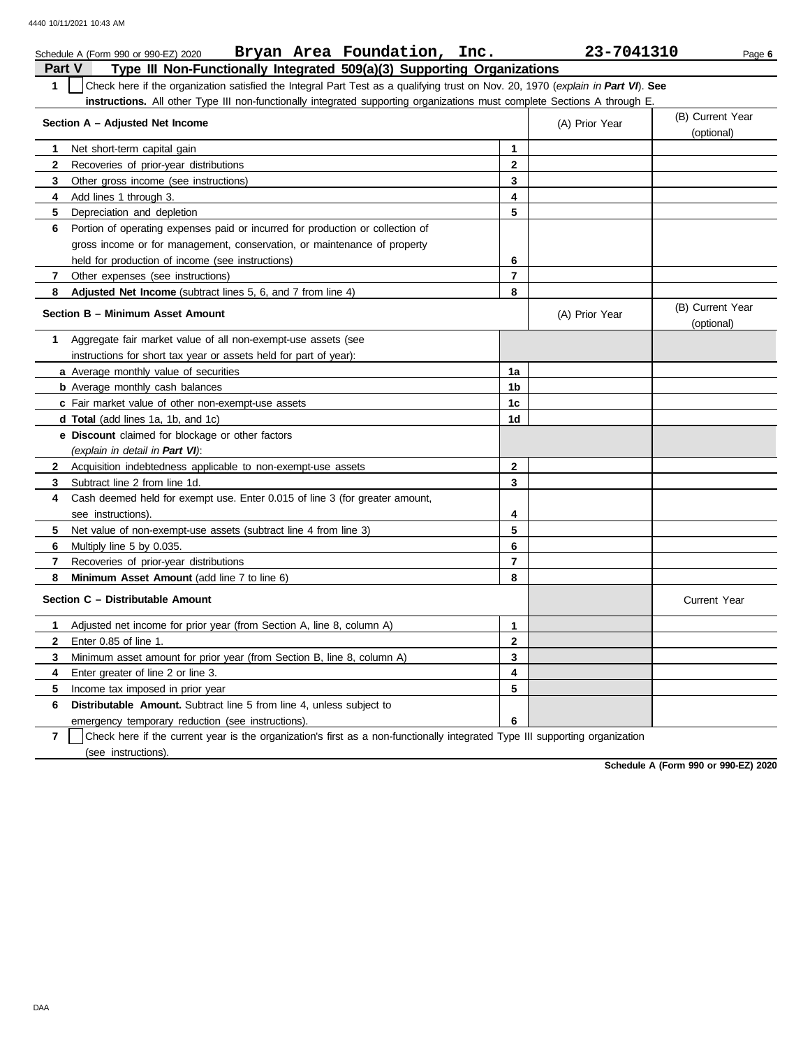Schedule A (Form 990 or 990-EZ) 2020 **Bryan Area Foundation, Inc.** **23-7041310** Page **6**

## Part V Type III Non-Functionally Integrated 509(a)(3) Supporting Organizations

**1** ☐ Check here if the organization satisfied the Integral Part Test as a qualifying trust on Nov. 20, 1970 (*explain in **Part VI***). **See instructions.** All other Type III non-functionally integrated supporting organizations must complete Sections A through E.

| Section A – Adjusted Net Income | | (A) Prior Year | (B) Current Year (optional) |
|---|---|---|---|
| **1** Net short-term capital gain | **1** | | |
| **2** Recoveries of prior-year distributions | **2** | | |
| **3** Other gross income (see instructions) | **3** | | |
| **4** Add lines 1 through 3. | **4** | | |
| **5** Depreciation and depletion | **5** | | |
| **6** Portion of operating expenses paid or incurred for production or collection of gross income or for management, conservation, or maintenance of property held for production of income (see instructions) | **6** | | |
| **7** Other expenses (see instructions) | **7** | | |
| **8** **Adjusted Net Income** (subtract lines 5, 6, and 7 from line 4) | **8** | | |

| Section B – Minimum Asset Amount | | (A) Prior Year | (B) Current Year (optional) |
|---|---|---|---|
| **1** Aggregate fair market value of all non-exempt-use assets (see instructions for short tax year or assets held for part of year): | | | |
| **a** Average monthly value of securities | **1a** | | |
| **b** Average monthly cash balances | **1b** | | |
| **c** Fair market value of other non-exempt-use assets | **1c** | | |
| **d** **Total** (add lines 1a, 1b, and 1c) | **1d** | | |
| **e** **Discount** claimed for blockage or other factors (*explain in detail in **Part VI***): | | | |
| **2** Acquisition indebtedness applicable to non-exempt-use assets | **2** | | |
| **3** Subtract line 2 from line 1d. | **3** | | |
| **4** Cash deemed held for exempt use. Enter 0.015 of line 3 (for greater amount, see instructions). | **4** | | |
| **5** Net value of non-exempt-use assets (subtract line 4 from line 3) | **5** | | |
| **6** Multiply line 5 by 0.035. | **6** | | |
| **7** Recoveries of prior-year distributions | **7** | | |
| **8** **Minimum Asset Amount** (add line 7 to line 6) | **8** | | |

| Section C – Distributable Amount | | | Current Year |
|---|---|---|---|
| **1** Adjusted net income for prior year (from Section A, line 8, column A) | **1** | | |
| **2** Enter 0.85 of line 1. | **2** | | |
| **3** Minimum asset amount for prior year (from Section B, line 8, column A) | **3** | | |
| **4** Enter greater of line 2 or line 3. | **4** | | |
| **5** Income tax imposed in prior year | **5** | | |
| **6** **Distributable Amount.** Subtract line 5 from line 4, unless subject to emergency temporary reduction (see instructions). | **6** | | |

**7** ☐ Check here if the current year is the organization's first as a non-functionally integrated Type III supporting organization (see instructions).

**Schedule A (Form 990 or 990-EZ) 2020**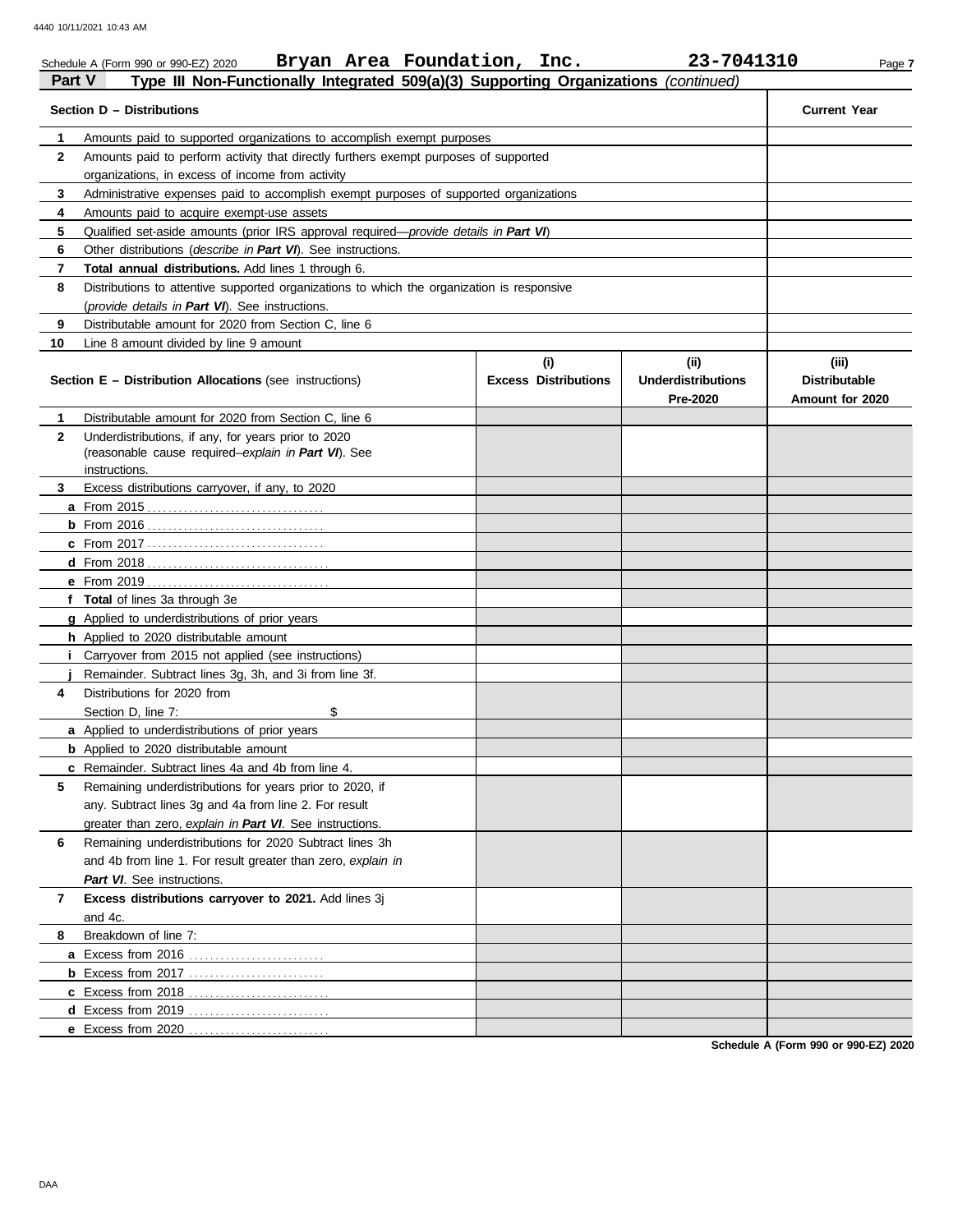Schedule A (Form 990 or 990-EZ) 2020 **Bryan Area Foundation, Inc.** **23-7041310**

## Part V Type III Non-Functionally Integrated 509(a)(3) Supporting Organizations *(continued)*

| Section D – Distributions | | Current Year |
|---|---|---|
| **1** | Amounts paid to supported organizations to accomplish exempt purposes | |
| **2** | Amounts paid to perform activity that directly furthers exempt purposes of supported organizations, in excess of income from activity | |
| **3** | Administrative expenses paid to accomplish exempt purposes of supported organizations | |
| **4** | Amounts paid to acquire exempt-use assets | |
| **5** | Qualified set-aside amounts (prior IRS approval required—*provide details in* ***Part VI***) | |
| **6** | Other distributions (*describe in* ***Part VI***). See instructions. | |
| **7** | **Total annual distributions.** Add lines 1 through 6. | |
| **8** | Distributions to attentive supported organizations to which the organization is responsive (*provide details in* ***Part VI***). See instructions. | |
| **9** | Distributable amount for 2020 from Section C, line 6 | |
| **10** | Line 8 amount divided by line 9 amount | |

| | Section E – Distribution Allocations (see instructions) | (i) Excess Distributions | (ii) Underdistributions Pre-2020 | (iii) Distributable Amount for 2020 |
|---|---|---|---|---|
| **1** | Distributable amount for 2020 from Section C, line 6 | | | |
| **2** | Underdistributions, if any, for years prior to 2020 (reasonable cause required–*explain in* ***Part VI***). See instructions. | | | |
| **3** | Excess distributions carryover, if any, to 2020 | | | |
| **a** | From 2015 | | | |
| **b** | From 2016 | | | |
| **c** | From 2017 | | | |
| **d** | From 2018 | | | |
| **e** | From 2019 | | | |
| **f** | **Total** of lines 3a through 3e | | | |
| **g** | Applied to underdistributions of prior years | | | |
| **h** | Applied to 2020 distributable amount | | | |
| **i** | Carryover from 2015 not applied (see instructions) | | | |
| **j** | Remainder. Subtract lines 3g, 3h, and 3i from line 3f. | | | |
| **4** | Distributions for 2020 from Section D, line 7: $ | | | |
| **a** | Applied to underdistributions of prior years | | | |
| **b** | Applied to 2020 distributable amount | | | |
| **c** | Remainder. Subtract lines 4a and 4b from line 4. | | | |
| **5** | Remaining underdistributions for years prior to 2020, if any. Subtract lines 3g and 4a from line 2. For result greater than zero, *explain in* ***Part VI***. See instructions. | | | |
| **6** | Remaining underdistributions for 2020 Subtract lines 3h and 4b from line 1. For result greater than zero, *explain in* ***Part VI***. See instructions. | | | |
| **7** | **Excess distributions carryover to 2021.** Add lines 3j and 4c. | | | |
| **8** | Breakdown of line 7: | | | |
| **a** | Excess from 2016 | | | |
| **b** | Excess from 2017 | | | |
| **c** | Excess from 2018 | | | |
| **d** | Excess from 2019 | | | |
| **e** | Excess from 2020 | | | |

**Schedule A (Form 990 or 990-EZ) 2020**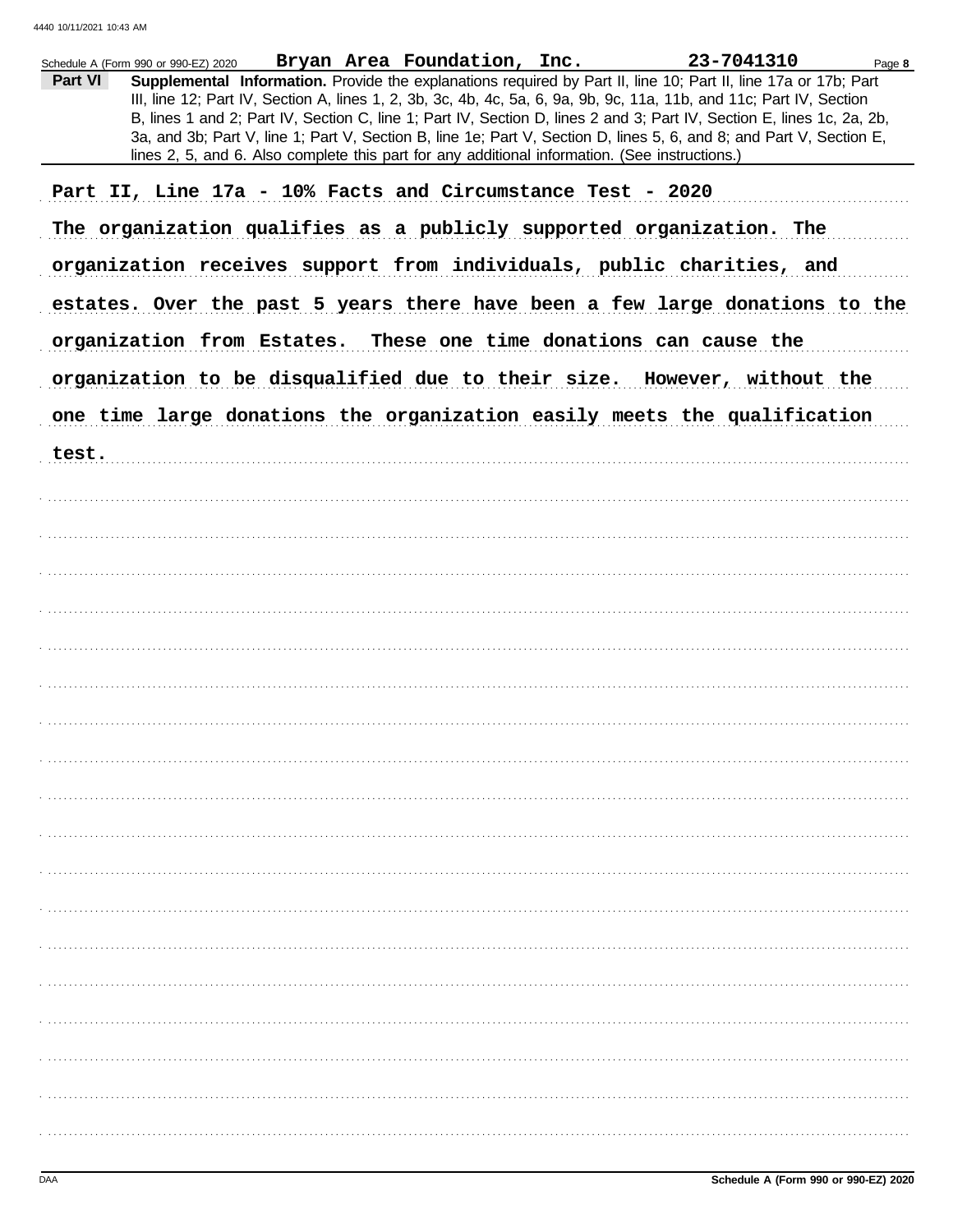Schedule A (Form 990 or 990-EZ) 2020 **Bryan Area Foundation, Inc.** **23-7041310**

**Part VI** **Supplemental Information.** Provide the explanations required by Part II, line 10; Part II, line 17a or 17b; Part III, line 12; Part IV, Section A, lines 1, 2, 3b, 3c, 4b, 4c, 5a, 6, 9a, 9b, 9c, 11a, 11b, and 11c; Part IV, Section B, lines 1 and 2; Part IV, Section C, line 1; Part IV, Section D, lines 2 and 3; Part IV, Section E, lines 1c, 2a, 2b, 3a, and 3b; Part V, line 1; Part V, Section B, line 1e; Part V, Section D, lines 5, 6, and 8; and Part V, Section E, lines 2, 5, and 6. Also complete this part for any additional information. (See instructions.)

Part II, Line 17a - 10% Facts and Circumstance Test - 2020

The organization qualifies as a publicly supported organization. The organization receives support from individuals, public charities, and estates. Over the past 5 years there have been a few large donations to the organization from Estates. These one time donations can cause the organization to be disqualified due to their size. However, without the one time large donations the organization easily meets the qualification test.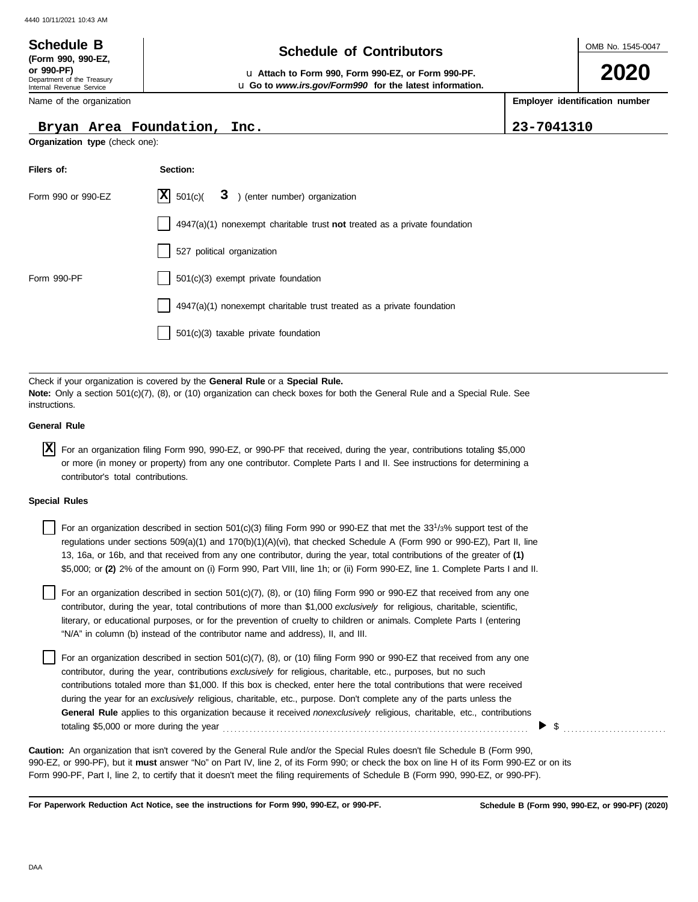**Schedule B**
**(Form 990, 990-EZ, or 990-PF)**
Department of the Treasury
Internal Revenue Service

# Schedule of Contributors

u **Attach to Form 990, Form 990-EZ, or Form 990-PF.**
u **Go to *www.irs.gov/Form990* for the latest information.**

OMB No. 1545-0047

**2020**

Name of the organization: **Bryan Area Foundation, Inc.**

**Employer identification number:** **23-7041310**

**Organization type** (check one):

| Filers of: | Section: |
|---|---|
| Form 990 or 990-EZ | [X] 501(c)( **3** ) (enter number) organization |
| | [ ] 4947(a)(1) nonexempt charitable trust **not** treated as a private foundation |
| | [ ] 527 political organization |
| Form 990-PF | [ ] 501(c)(3) exempt private foundation |
| | [ ] 4947(a)(1) nonexempt charitable trust treated as a private foundation |
| | [ ] 501(c)(3) taxable private foundation |

Check if your organization is covered by the **General Rule** or a **Special Rule.**
**Note:** Only a section 501(c)(7), (8), or (10) organization can check boxes for both the General Rule and a Special Rule. See instructions.

**General Rule**

[X] For an organization filing Form 990, 990-EZ, or 990-PF that received, during the year, contributions totaling $5,000 or more (in money or property) from any one contributor. Complete Parts I and II. See instructions for determining a contributor's total contributions.

**Special Rules**

[ ] For an organization described in section 501(c)(3) filing Form 990 or 990-EZ that met the 33 1/3% support test of the regulations under sections 509(a)(1) and 170(b)(1)(A)(vi), that checked Schedule A (Form 990 or 990-EZ), Part II, line 13, 16a, or 16b, and that received from any one contributor, during the year, total contributions of the greater of **(1)** $5,000; or **(2)** 2% of the amount on (i) Form 990, Part VIII, line 1h; or (ii) Form 990-EZ, line 1. Complete Parts I and II.

[ ] For an organization described in section 501(c)(7), (8), or (10) filing Form 990 or 990-EZ that received from any one contributor, during the year, total contributions of more than $1,000 *exclusively* for religious, charitable, scientific, literary, or educational purposes, or for the prevention of cruelty to children or animals. Complete Parts I (entering "N/A" in column (b) instead of the contributor name and address), II, and III.

[ ] For an organization described in section 501(c)(7), (8), or (10) filing Form 990 or 990-EZ that received from any one contributor, during the year, contributions *exclusively* for religious, charitable, etc., purposes, but no such contributions totaled more than $1,000. If this box is checked, enter here the total contributions that were received during the year for an *exclusively* religious, charitable, etc., purpose. Don't complete any of the parts unless the **General Rule** applies to this organization because it received *nonexclusively* religious, charitable, etc., contributions totaling $5,000 or more during the year . . . . . . . . . . . . . . . . . . ▶ $ . . . . . . . . . . . .

**Caution:** An organization that isn't covered by the General Rule and/or the Special Rules doesn't file Schedule B (Form 990, 990-EZ, or 990-PF), but it **must** answer "No" on Part IV, line 2, of its Form 990; or check the box on line H of its Form 990-EZ or on its Form 990-PF, Part I, line 2, to certify that it doesn't meet the filing requirements of Schedule B (Form 990, 990-EZ, or 990-PF).

**For Paperwork Reduction Act Notice, see the instructions for Form 990, 990-EZ, or 990-PF.** **Schedule B (Form 990, 990-EZ, or 990-PF) (2020)**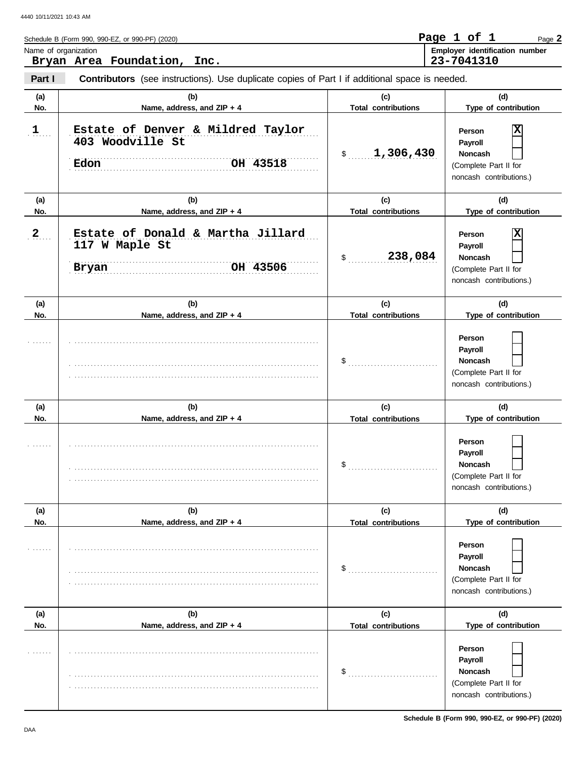Schedule B (Form 990, 990-EZ, or 990-PF) (2020)

Name of organization: **Bryan Area Foundation, Inc.**

Employer identification number: **23-7041310**

**Part I** **Contributors** (see instructions). Use duplicate copies of Part I if additional space is needed.

| (a) No. | (b) Name, address, and ZIP + 4 | (c) Total contributions | (d) Type of contribution |
|---|---|---|---|
| 1 | Estate of Denver & Mildred Taylor<br>403 Woodville St<br>Edon OH 43518 | $ 1,306,430 | Person [X]<br>Payroll [ ]<br>Noncash [ ]<br>(Complete Part II for noncash contributions.) |
| 2 | Estate of Donald & Martha Jillard<br>117 W Maple St<br>Bryan OH 43506 | $ 238,084 | Person [X]<br>Payroll [ ]<br>Noncash [ ]<br>(Complete Part II for noncash contributions.) |
| | | $ | Person [ ]<br>Payroll [ ]<br>Noncash [ ]<br>(Complete Part II for noncash contributions.) |
| | | $ | Person [ ]<br>Payroll [ ]<br>Noncash [ ]<br>(Complete Part II for noncash contributions.) |
| | | $ | Person [ ]<br>Payroll [ ]<br>Noncash [ ]<br>(Complete Part II for noncash contributions.) |
| | | $ | Person [ ]<br>Payroll [ ]<br>Noncash [ ]<br>(Complete Part II for noncash contributions.) |

Schedule B (Form 990, 990-EZ, or 990-PF) (2020)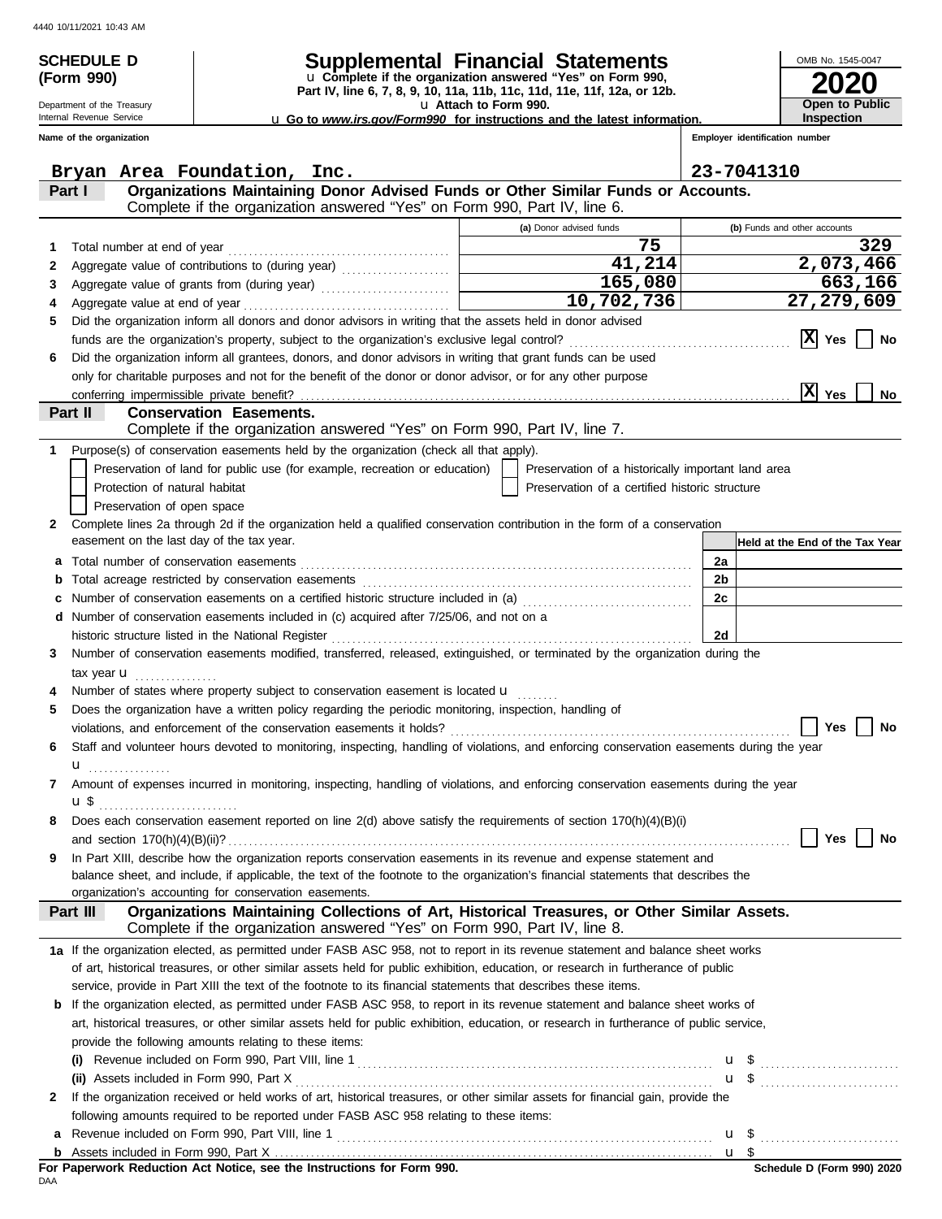4440 10/11/2021 10:43 AM

**SCHEDULE D (Form 990)**

Department of the Treasury
Internal Revenue Service

# Supplemental Financial Statements

u Complete if the organization answered "Yes" on Form 990, Part IV, line 6, 7, 8, 9, 10, 11a, 11b, 11c, 11d, 11e, 11f, 12a, or 12b.
u Attach to Form 990.
u Go to *www.irs.gov/Form990* for instructions and the latest information.

OMB No. 1545-0047

**2020**

**Open to Public Inspection**

**Name of the organization:** Bryan Area Foundation, Inc.

**Employer identification number:** 23-7041310

## Part I — Organizations Maintaining Donor Advised Funds or Other Similar Funds or Accounts.

Complete if the organization answered "Yes" on Form 990, Part IV, line 6.

| | | (a) Donor advised funds | (b) Funds and other accounts |
|---|---|---|---|
| 1 | Total number at end of year | 75 | 329 |
| 2 | Aggregate value of contributions to (during year) | 41,214 | 2,073,466 |
| 3 | Aggregate value of grants from (during year) | 165,080 | 663,166 |
| 4 | Aggregate value at end of year | 10,702,736 | 27,279,609 |

5 Did the organization inform all donors and donor advisors in writing that the assets held in donor advised funds are the organization's property, subject to the organization's exclusive legal control? [X] Yes [ ] No

6 Did the organization inform all grantees, donors, and donor advisors in writing that grant funds can be used only for charitable purposes and not for the benefit of the donor or donor advisor, or for any other purpose conferring impermissible private benefit? [X] Yes [ ] No

## Part II — Conservation Easements.

Complete if the organization answered "Yes" on Form 990, Part IV, line 7.

1 Purpose(s) of conservation easements held by the organization (check all that apply).

[ ] Preservation of land for public use (for example, recreation or education)
[ ] Preservation of a historically important land area
[ ] Protection of natural habitat
[ ] Preservation of a certified historic structure
[ ] Preservation of open space

2 Complete lines 2a through 2d if the organization held a qualified conservation contribution in the form of a conservation easement on the last day of the tax year.

| | | | Held at the End of the Tax Year |
|---|---|---|---|
| a | Total number of conservation easements | 2a | |
| b | Total acreage restricted by conservation easements | 2b | |
| c | Number of conservation easements on a certified historic structure included in (a) | 2c | |
| d | Number of conservation easements included in (c) acquired after 7/25/06, and not on a historic structure listed in the National Register | 2d | |

3 Number of conservation easements modified, transferred, released, extinguished, or terminated by the organization during the tax year u

4 Number of states where property subject to conservation easement is located u

5 Does the organization have a written policy regarding the periodic monitoring, inspection, handling of violations, and enforcement of the conservation easements it holds? [ ] Yes [ ] No

6 Staff and volunteer hours devoted to monitoring, inspecting, handling of violations, and enforcing conservation easements during the year u

7 Amount of expenses incurred in monitoring, inspecting, handling of violations, and enforcing conservation easements during the year u $

8 Does each conservation easement reported on line 2(d) above satisfy the requirements of section 170(h)(4)(B)(i) and section 170(h)(4)(B)(ii)? [ ] Yes [ ] No

9 In Part XIII, describe how the organization reports conservation easements in its revenue and expense statement and balance sheet, and include, if applicable, the text of the footnote to the organization's financial statements that describes the organization's accounting for conservation easements.

## Part III — Organizations Maintaining Collections of Art, Historical Treasures, or Other Similar Assets.

Complete if the organization answered "Yes" on Form 990, Part IV, line 8.

1a If the organization elected, as permitted under FASB ASC 958, not to report in its revenue statement and balance sheet works of art, historical treasures, or other similar assets held for public exhibition, education, or research in furtherance of public service, provide in Part XIII the text of the footnote to its financial statements that describes these items.

b If the organization elected, as permitted under FASB ASC 958, to report in its revenue statement and balance sheet works of art, historical treasures, or other similar assets held for public exhibition, education, or research in furtherance of public service, provide the following amounts relating to these items:

(i) Revenue included on Form 990, Part VIII, line 1 u $

(ii) Assets included in Form 990, Part X u $

2 If the organization received or held works of art, historical treasures, or other similar assets for financial gain, provide the following amounts required to be reported under FASB ASC 958 relating to these items:

a Revenue included on Form 990, Part VIII, line 1 u $

b Assets included in Form 990, Part X u $

**For Paperwork Reduction Act Notice, see the Instructions for Form 990.**

DAA

Schedule D (Form 990) 2020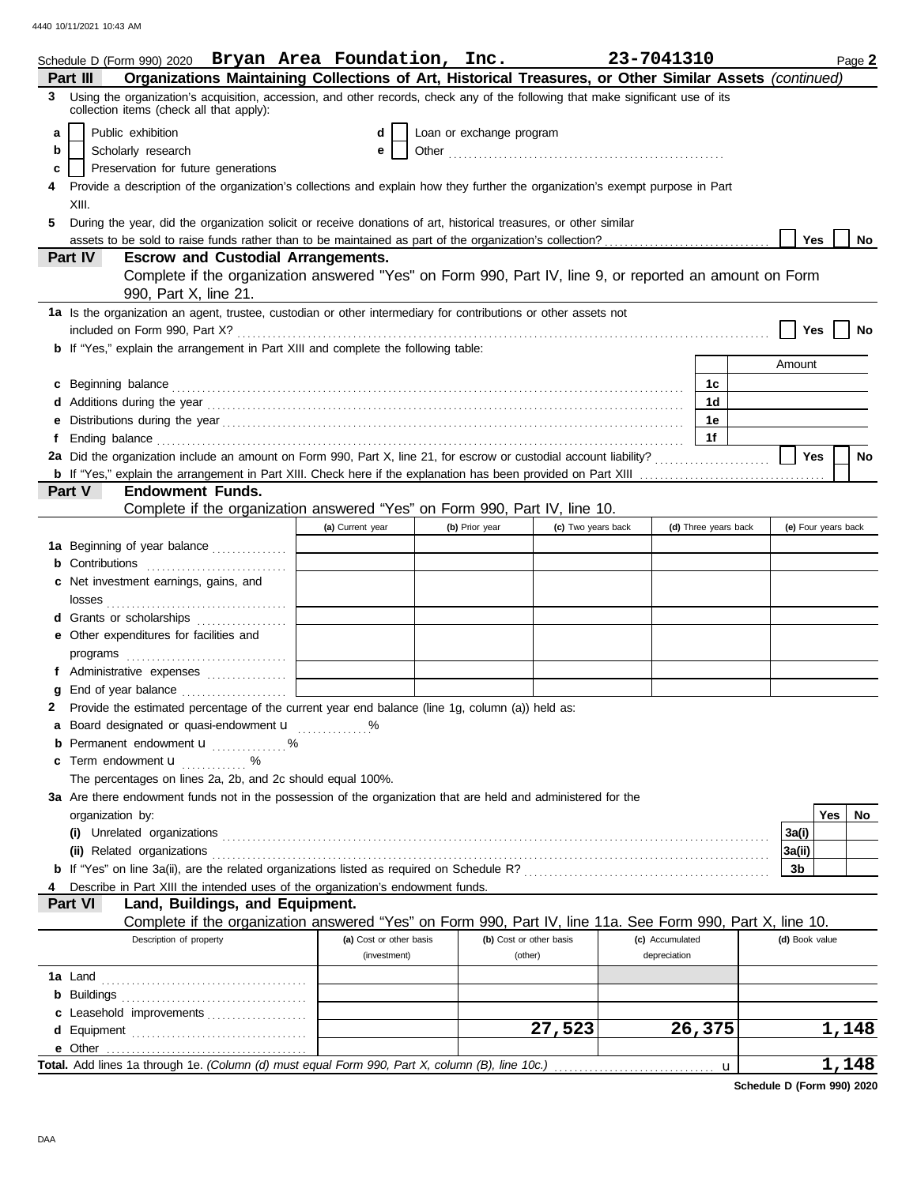Schedule D (Form 990) 2020 **Bryan Area Foundation, Inc.** **23-7041310** Page **2**

**Part III** **Organizations Maintaining Collections of Art, Historical Treasures, or Other Similar Assets** *(continued)*

**3** Using the organization's acquisition, accession, and other records, check any of the following that make significant use of its collection items (check all that apply):

- **a** ☐ Public exhibition
- **b** ☐ Scholarly research
- **c** ☐ Preservation for future generations
- **d** ☐ Loan or exchange program
- **e** ☐ Other

**4** Provide a description of the organization's collections and explain how they further the organization's exempt purpose in Part XIII.

**5** During the year, did the organization solicit or receive donations of art, historical treasures, or other similar assets to be sold to raise funds rather than to be maintained as part of the organization's collection? ☐ Yes ☐ No

**Part IV** **Escrow and Custodial Arrangements.**
Complete if the organization answered "Yes" on Form 990, Part IV, line 9, or reported an amount on Form 990, Part X, line 21.

**1a** Is the organization an agent, trustee, custodian or other intermediary for contributions or other assets not included on Form 990, Part X? ☐ Yes ☐ No

**b** If "Yes," explain the arrangement in Part XIII and complete the following table:

| | | Amount |
|---|---|---|
| **c** Beginning balance | 1c | |
| **d** Additions during the year | 1d | |
| **e** Distributions during the year | 1e | |
| **f** Ending balance | 1f | |

**2a** Did the organization include an amount on Form 990, Part X, line 21, for escrow or custodial account liability? ☐ Yes ☐ No

**b** If "Yes," explain the arrangement in Part XIII. Check here if the explanation has been provided on Part XIII ☐

**Part V** **Endowment Funds.**
Complete if the organization answered "Yes" on Form 990, Part IV, line 10.

| | (a) Current year | (b) Prior year | (c) Two years back | (d) Three years back | (e) Four years back |
|---|---|---|---|---|---|
| **1a** Beginning of year balance | | | | | |
| **b** Contributions | | | | | |
| **c** Net investment earnings, gains, and losses | | | | | |
| **d** Grants or scholarships | | | | | |
| **e** Other expenditures for facilities and programs | | | | | |
| **f** Administrative expenses | | | | | |
| **g** End of year balance | | | | | |

**2** Provide the estimated percentage of the current year end balance (line 1g, column (a)) held as:

- **a** Board designated or quasi-endowment u %
- **b** Permanent endowment u %
- **c** Term endowment u %

The percentages on lines 2a, 2b, and 2c should equal 100%.

**3a** Are there endowment funds not in the possession of the organization that are held and administered for the organization by:

| | | Yes | No |
|---|---|---|---|
| **(i)** Unrelated organizations | 3a(i) | | |
| **(ii)** Related organizations | 3a(ii) | | |
| **b** If "Yes" on line 3a(ii), are the related organizations listed as required on Schedule R? | 3b | | |

**4** Describe in Part XIII the intended uses of the organization's endowment funds.

**Part VI** **Land, Buildings, and Equipment.**
Complete if the organization answered "Yes" on Form 990, Part IV, line 11a. See Form 990, Part X, line 10.

| Description of property | (a) Cost or other basis (investment) | (b) Cost or other basis (other) | (c) Accumulated depreciation | (d) Book value |
|---|---|---|---|---|
| **1a** Land | | | | |
| **b** Buildings | | | | |
| **c** Leasehold improvements | | | | |
| **d** Equipment | | 27,523 | 26,375 | 1,148 |
| **e** Other | | | | |
| **Total.** Add lines 1a through 1e. *(Column (d) must equal Form 990, Part X, column (B), line 10c.)* u | | | | 1,148 |

**Schedule D (Form 990) 2020**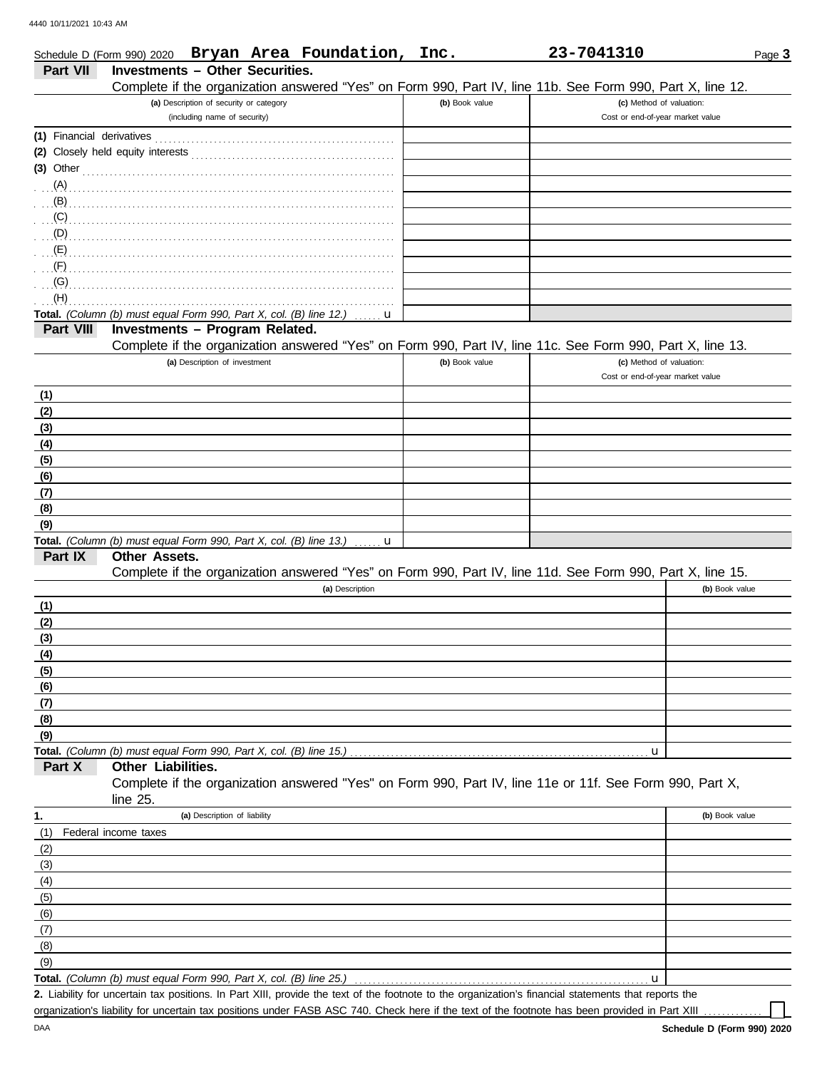Schedule D (Form 990) 2020 **Bryan Area Foundation, Inc.** **23-7041310** Page **3**

## Part VII Investments – Other Securities.

Complete if the organization answered "Yes" on Form 990, Part IV, line 11b. See Form 990, Part X, line 12.

| (a) Description of security or category (including name of security) | (b) Book value | (c) Method of valuation: Cost or end-of-year market value |
|---|---|---|
| (1) Financial derivatives | | |
| (2) Closely held equity interests | | |
| (3) Other | | |
| (A) | | |
| (B) | | |
| (C) | | |
| (D) | | |
| (E) | | |
| (F) | | |
| (G) | | |
| (H) | | |
| **Total.** *(Column (b) must equal Form 990, Part X, col. (B) line 12.)* u | | |

## Part VIII Investments – Program Related.

Complete if the organization answered "Yes" on Form 990, Part IV, line 11c. See Form 990, Part X, line 13.

| (a) Description of investment | (b) Book value | (c) Method of valuation: Cost or end-of-year market value |
|---|---|---|
| (1) | | |
| (2) | | |
| (3) | | |
| (4) | | |
| (5) | | |
| (6) | | |
| (7) | | |
| (8) | | |
| (9) | | |
| **Total.** *(Column (b) must equal Form 990, Part X, col. (B) line 13.)* u | | |

## Part IX Other Assets.

Complete if the organization answered "Yes" on Form 990, Part IV, line 11d. See Form 990, Part X, line 15.

| (a) Description | (b) Book value |
|---|---|
| (1) | |
| (2) | |
| (3) | |
| (4) | |
| (5) | |
| (6) | |
| (7) | |
| (8) | |
| (9) | |
| **Total.** *(Column (b) must equal Form 990, Part X, col. (B) line 15.)* u | |

## Part X Other Liabilities.

Complete if the organization answered "Yes" on Form 990, Part IV, line 11e or 11f. See Form 990, Part X, line 25.

| 1. (a) Description of liability | (b) Book value |
|---|---|
| (1) Federal income taxes | |
| (2) | |
| (3) | |
| (4) | |
| (5) | |
| (6) | |
| (7) | |
| (8) | |
| (9) | |
| **Total.** *(Column (b) must equal Form 990, Part X, col. (B) line 25.)* u | |

**2.** Liability for uncertain tax positions. In Part XIII, provide the text of the footnote to the organization's financial statements that reports the organization's liability for uncertain tax positions under FASB ASC 740. Check here if the text of the footnote has been provided in Part XIII ☐

**Schedule D (Form 990) 2020**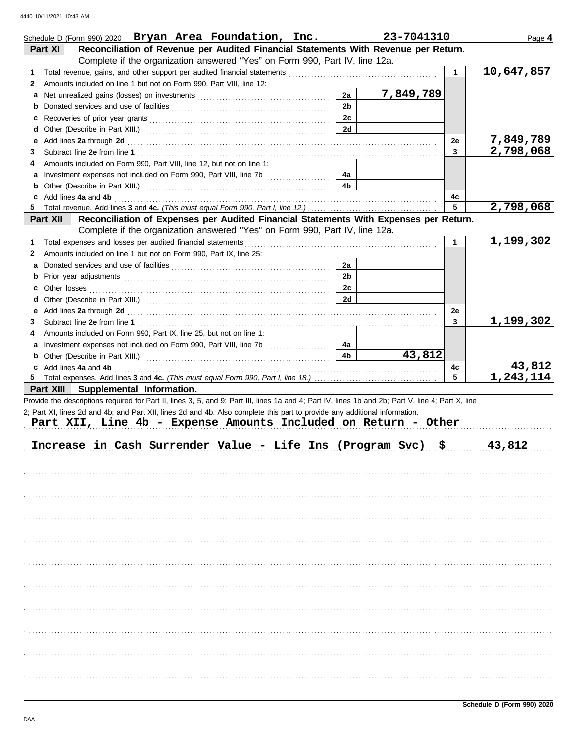Schedule D (Form 990) 2020 **Bryan Area Foundation, Inc.** **23-7041310** Page **4**

## Part XI Reconciliation of Revenue per Audited Financial Statements With Revenue per Return.

Complete if the organization answered "Yes" on Form 990, Part IV, line 12a.

| | | | | | |
|---|---|---|---|---|---|
| 1 | Total revenue, gains, and other support per audited financial statements | | | 1 | 10,647,857 |
| 2 | Amounts included on line 1 but not on Form 990, Part VIII, line 12: | | | | |
| a | Net unrealized gains (losses) on investments | 2a | 7,849,789 | | |
| b | Donated services and use of facilities | 2b | | | |
| c | Recoveries of prior year grants | 2c | | | |
| d | Other (Describe in Part XIII.) | 2d | | | |
| e | Add lines **2a** through **2d** | | | 2e | 7,849,789 |
| 3 | Subtract line **2e** from line **1** | | | 3 | 2,798,068 |
| 4 | Amounts included on Form 990, Part VIII, line 12, but not on line 1: | | | | |
| a | Investment expenses not included on Form 990, Part VIII, line 7b | 4a | | | |
| b | Other (Describe in Part XIII.) | 4b | | | |
| c | Add lines **4a** and **4b** | | | 4c | |
| 5 | Total revenue. Add lines **3** and **4c.** *(This must equal Form 990, Part I, line 12.)* | | | 5 | 2,798,068 |

## Part XII Reconciliation of Expenses per Audited Financial Statements With Expenses per Return.

Complete if the organization answered "Yes" on Form 990, Part IV, line 12a.

| | | | | | |
|---|---|---|---|---|---|
| 1 | Total expenses and losses per audited financial statements | | | 1 | 1,199,302 |
| 2 | Amounts included on line 1 but not on Form 990, Part IX, line 25: | | | | |
| a | Donated services and use of facilities | 2a | | | |
| b | Prior year adjustments | 2b | | | |
| c | Other losses | 2c | | | |
| d | Other (Describe in Part XIII.) | 2d | | | |
| e | Add lines **2a** through **2d** | | | 2e | |
| 3 | Subtract line **2e** from line **1** | | | 3 | 1,199,302 |
| 4 | Amounts included on Form 990, Part IX, line 25, but not on line 1: | | | | |
| a | Investment expenses not included on Form 990, Part VIII, line 7b | 4a | | | |
| b | Other (Describe in Part XIII.) | 4b | 43,812 | | |
| c | Add lines **4a** and **4b** | | | 4c | 43,812 |
| 5 | Total expenses. Add lines **3** and **4c.** *(This must equal Form 990, Part I, line 18.)* | | | 5 | 1,243,114 |

## Part XIII Supplemental Information.

Provide the descriptions required for Part II, lines 3, 5, and 9; Part III, lines 1a and 4; Part IV, lines 1b and 2b; Part V, line 4; Part X, line 2; Part XI, lines 2d and 4b; and Part XII, lines 2d and 4b. Also complete this part to provide any additional information.

**Part XII, Line 4b - Expense Amounts Included on Return - Other**

**Increase in Cash Surrender Value - Life Ins (Program Svc) $ 43,812**

Schedule D (Form 990) 2020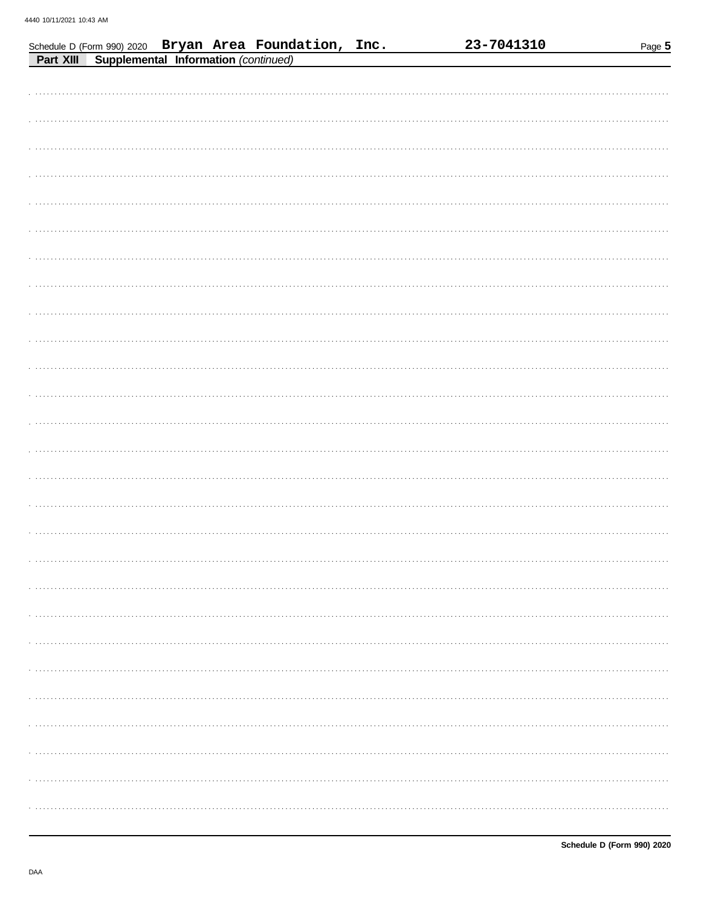Schedule D (Form 990) 2020 Bryan Area Foundation, Inc. 23-7041310

**Part XIII Supplemental Information** *(continued)*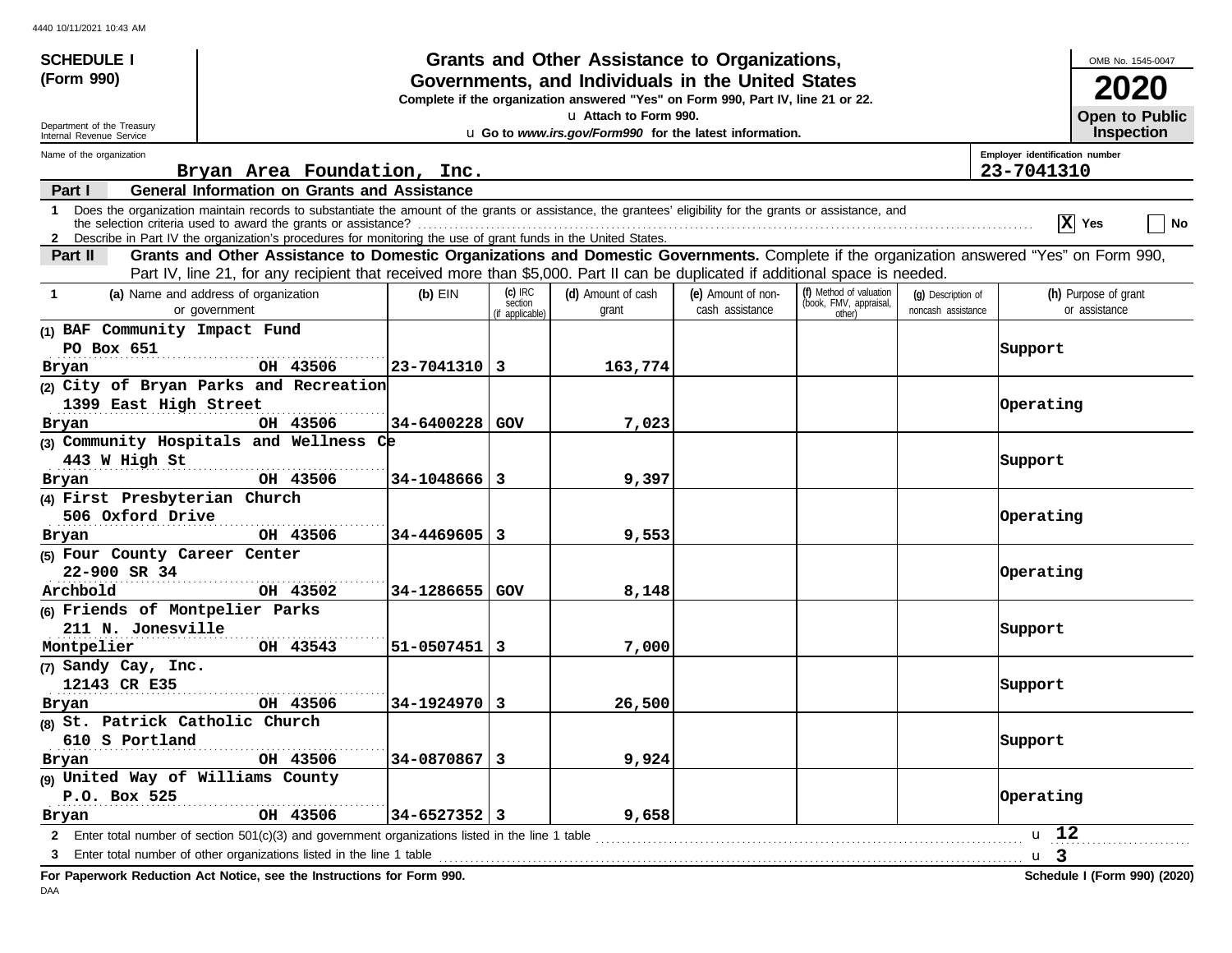4440 10/11/2021 10:43 AM

**SCHEDULE I**
**(Form 990)**

Department of the Treasury
Internal Revenue Service

# Grants and Other Assistance to Organizations, Governments, and Individuals in the United States

**Complete if the organization answered "Yes" on Form 990, Part IV, line 21 or 22.**

u Attach to Form 990.

u **Go to *www.irs.gov/Form990* for the latest information.**

OMB No. 1545-0047

**2020**

**Open to Public Inspection**

Name of the organization: **Bryan Area Foundation, Inc.**

Employer identification number: **23-7041310**

## Part I General Information on Grants and Assistance

1 Does the organization maintain records to substantiate the amount of the grants or assistance, the grantees' eligibility for the grants or assistance, and the selection criteria used to award the grants or assistance? ..... [X] Yes [ ] No

2 Describe in Part IV the organization's procedures for monitoring the use of grant funds in the United States.

## Part II Grants and Other Assistance to Domestic Organizations and Domestic Governments.

Complete if the organization answered "Yes" on Form 990, Part IV, line 21, for any recipient that received more than $5,000. Part II can be duplicated if additional space is needed.

| 1 (a) Name and address of organization or government | (b) EIN | (c) IRC section (if applicable) | (d) Amount of cash grant | (e) Amount of non-cash assistance | (f) Method of valuation (book, FMV, appraisal, other) | (g) Description of noncash assistance | (h) Purpose of grant or assistance |
|---|---|---|---|---|---|---|---|
| (1) BAF Community Impact Fund<br>PO Box 651<br>Bryan OH 43506 | 23-7041310 | 3 | 163,774 | | | | Support |
| (2) City of Bryan Parks and Recreation<br>1399 East High Street<br>Bryan OH 43506 | 34-6400228 | GOV | 7,023 | | | | Operating |
| (3) Community Hospitals and Wellness Ce<br>443 W High St<br>Bryan OH 43506 | 34-1048666 | 3 | 9,397 | | | | Support |
| (4) First Presbyterian Church<br>506 Oxford Drive<br>Bryan OH 43506 | 34-4469605 | 3 | 9,553 | | | | Operating |
| (5) Four County Career Center<br>22-900 SR 34<br>Archbold OH 43502 | 34-1286655 | GOV | 8,148 | | | | Operating |
| (6) Friends of Montpelier Parks<br>211 N. Jonesville<br>Montpelier OH 43543 | 51-0507451 | 3 | 7,000 | | | | Support |
| (7) Sandy Cay, Inc.<br>12143 CR E35<br>Bryan OH 43506 | 34-1924970 | 3 | 26,500 | | | | Support |
| (8) St. Patrick Catholic Church<br>610 S Portland<br>Bryan OH 43506 | 34-0870867 | 3 | 9,924 | | | | Support |
| (9) United Way of Williams County<br>P.O. Box 525<br>Bryan OH 43506 | 34-6527352 | 3 | 9,658 | | | | Operating |

2 Enter total number of section 501(c)(3) and government organizations listed in the line 1 table ..... u **12**

3 Enter total number of other organizations listed in the line 1 table ..... u **3**

**For Paperwork Reduction Act Notice, see the Instructions for Form 990.**

**Schedule I (Form 990) (2020)**

DAA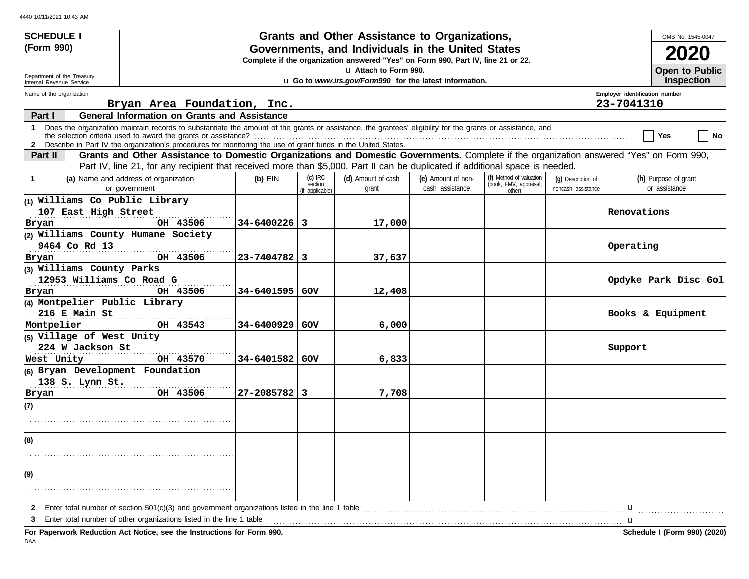4440 10/11/2021 10:43 AM

**SCHEDULE I (Form 990)**

Department of the Treasury
Internal Revenue Service

# Grants and Other Assistance to Organizations, Governments, and Individuals in the United States

**Complete if the organization answered "Yes" on Form 990, Part IV, line 21 or 22.**

u Attach to Form 990.

u Go to *www.irs.gov/Form990* for the latest information.

OMB No. 1545-0047

**2020**

**Open to Public Inspection**

Name of the organization: **Bryan Area Foundation, Inc.**

Employer identification number: **23-7041310**

## Part I — General Information on Grants and Assistance

1 Does the organization maintain records to substantiate the amount of the grants or assistance, the grantees' eligibility for the grants or assistance, and the selection criteria used to award the grants or assistance? ☐ Yes ☐ No

2 Describe in Part IV the organization's procedures for monitoring the use of grant funds in the United States.

## Part II — Grants and Other Assistance to Domestic Organizations and Domestic Governments.

Complete if the organization answered "Yes" on Form 990, Part IV, line 21, for any recipient that received more than $5,000. Part II can be duplicated if additional space is needed.

| 1 (a) Name and address of organization or government | (b) EIN | (c) IRC section (if applicable) | (d) Amount of cash grant | (e) Amount of non-cash assistance | (f) Method of valuation (book, FMV, appraisal, other) | (g) Description of noncash assistance | (h) Purpose of grant or assistance |
|---|---|---|---|---|---|---|---|
| (1) Williams Co Public Library<br>107 East High Street<br>Bryan OH 43506 | 34-6400226 | 3 | 17,000 | | | | Renovations |
| (2) Williams County Humane Society<br>9464 Co Rd 13<br>Bryan OH 43506 | 23-7404782 | 3 | 37,637 | | | | Operating |
| (3) Williams County Parks<br>12953 Williams Co Road G<br>Bryan OH 43506 | 34-6401595 | GOV | 12,408 | | | | Opdyke Park Disc Gol |
| (4) Montpelier Public Library<br>216 E Main St<br>Montpelier OH 43543 | 34-6400929 | GOV | 6,000 | | | | Books & Equipment |
| (5) Village of West Unity<br>224 W Jackson St<br>West Unity OH 43570 | 34-6401582 | GOV | 6,833 | | | | Support |
| (6) Bryan Development Foundation<br>138 S. Lynn St.<br>Bryan OH 43506 | 27-2085782 | 3 | 7,708 | | | | |
| (7) | | | | | | | |
| (8) | | | | | | | |
| (9) | | | | | | | |

2 Enter total number of section 501(c)(3) and government organizations listed in the line 1 table u

3 Enter total number of other organizations listed in the line 1 table u

**For Paperwork Reduction Act Notice, see the Instructions for Form 990.**

**Schedule I (Form 990) (2020)**

DAA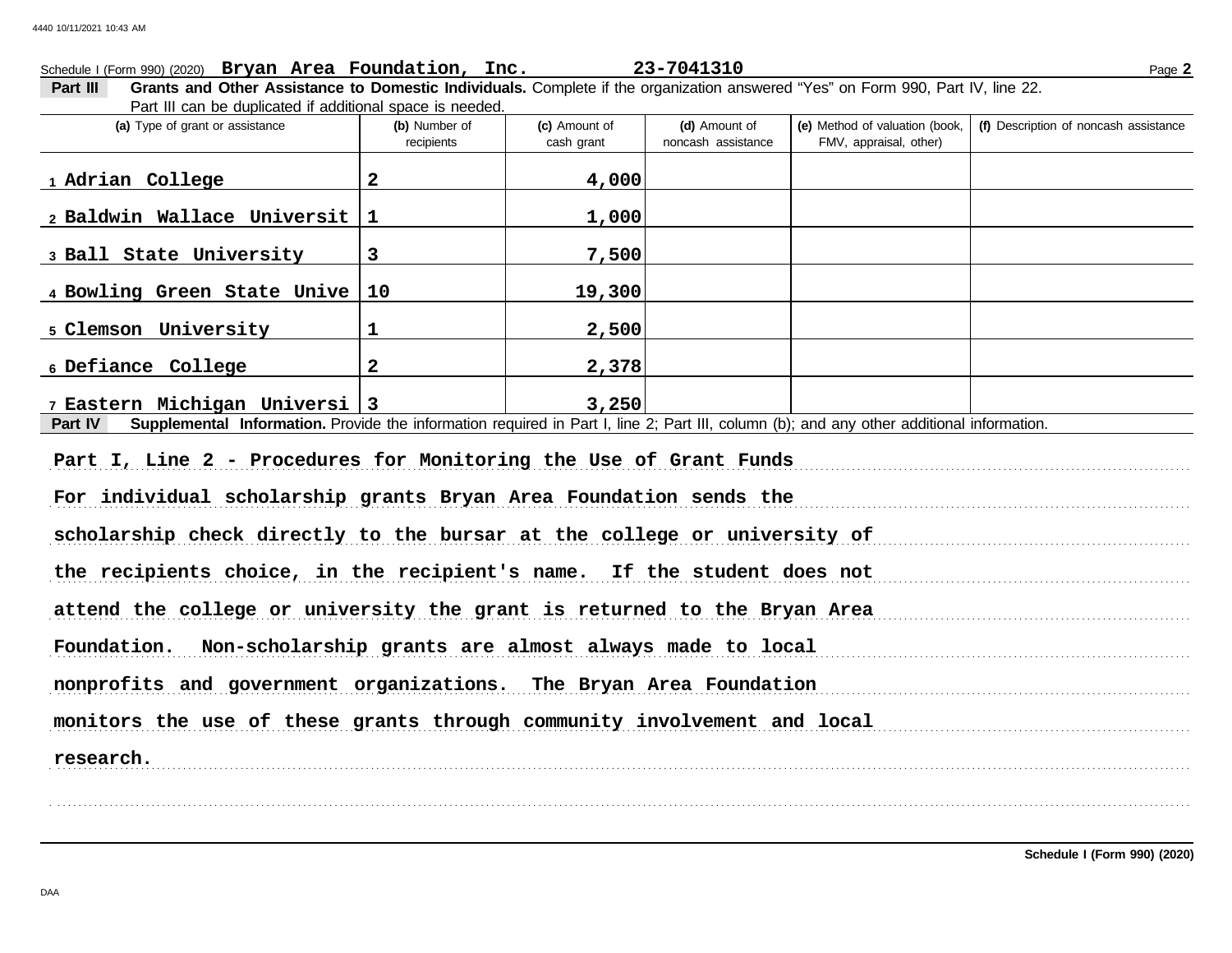Schedule I (Form 990) (2020) **Bryan Area Foundation, Inc.** **23-7041310**

**Part III** **Grants and Other Assistance to Domestic Individuals.** Complete if the organization answered "Yes" on Form 990, Part IV, line 22. Part III can be duplicated if additional space is needed.

| (a) Type of grant or assistance | (b) Number of recipients | (c) Amount of cash grant | (d) Amount of noncash assistance | (e) Method of valuation (book, FMV, appraisal, other) | (f) Description of noncash assistance |
|---|---|---|---|---|---|
| 1 Adrian College | 2 | 4,000 | | | |
| 2 Baldwin Wallace Universit | 1 | 1,000 | | | |
| 3 Ball State University | 3 | 7,500 | | | |
| 4 Bowling Green State Unive | 10 | 19,300 | | | |
| 5 Clemson University | 1 | 2,500 | | | |
| 6 Defiance College | 2 | 2,378 | | | |
| 7 Eastern Michigan Universi | 3 | 3,250 | | | |

**Part IV** **Supplemental Information.** Provide the information required in Part I, line 2; Part III, column (b); and any other additional information.

Part I, Line 2 - Procedures for Monitoring the Use of Grant Funds

For individual scholarship grants Bryan Area Foundation sends the scholarship check directly to the bursar at the college or university of the recipients choice, in the recipient's name. If the student does not attend the college or university the grant is returned to the Bryan Area Foundation. Non-scholarship grants are almost always made to local nonprofits and government organizations. The Bryan Area Foundation monitors the use of these grants through community involvement and local research.

**Schedule I (Form 990) (2020)**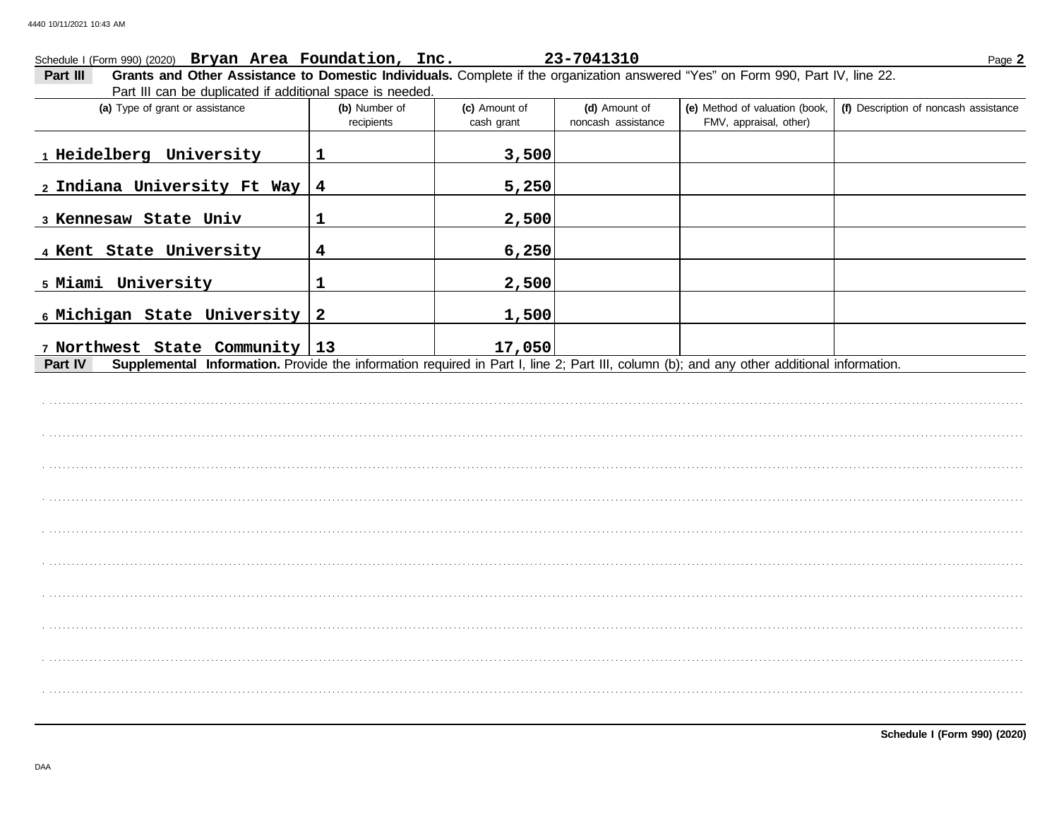Schedule I (Form 990) (2020) **Bryan Area Foundation, Inc.** **23-7041310** Page **2**

**Part III** **Grants and Other Assistance to Domestic Individuals.** Complete if the organization answered "Yes" on Form 990, Part IV, line 22. Part III can be duplicated if additional space is needed.

| (a) Type of grant or assistance | (b) Number of recipients | (c) Amount of cash grant | (d) Amount of noncash assistance | (e) Method of valuation (book, FMV, appraisal, other) | (f) Description of noncash assistance |
|---|---|---|---|---|---|
| 1 Heidelberg University | 1 | 3,500 | | | |
| 2 Indiana University Ft Way | 4 | 5,250 | | | |
| 3 Kennesaw State Univ | 1 | 2,500 | | | |
| 4 Kent State University | 4 | 6,250 | | | |
| 5 Miami University | 1 | 2,500 | | | |
| 6 Michigan State University | 2 | 1,500 | | | |
| 7 Northwest State Community | 13 | 17,050 | | | |

**Part IV** **Supplemental Information.** Provide the information required in Part I, line 2; Part III, column (b); and any other additional information.

**Schedule I (Form 990) (2020)**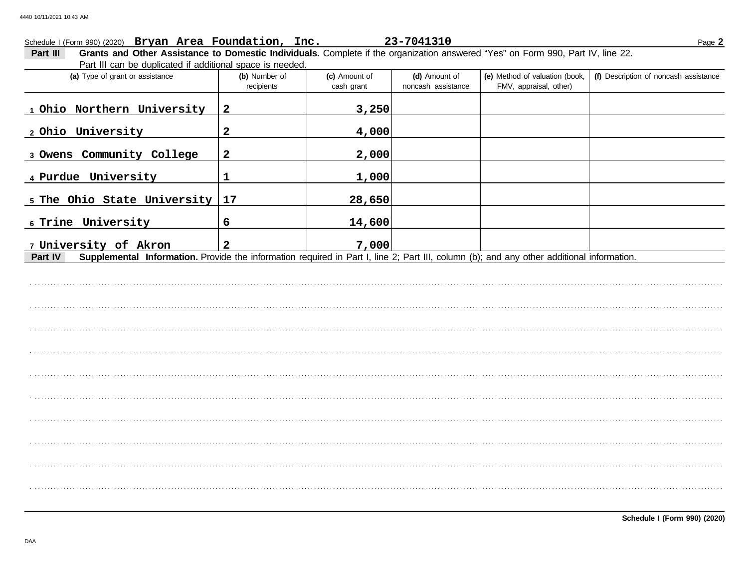Schedule I (Form 990) (2020) **Bryan Area Foundation, Inc.** **23-7041310**

**Part III** **Grants and Other Assistance to Domestic Individuals.** Complete if the organization answered "Yes" on Form 990, Part IV, line 22.
Part III can be duplicated if additional space is needed.

| (a) Type of grant or assistance | (b) Number of recipients | (c) Amount of cash grant | (d) Amount of noncash assistance | (e) Method of valuation (book, FMV, appraisal, other) | (f) Description of noncash assistance |
|---|---|---|---|---|---|
| 1 Ohio Northern University | 2 | 3,250 | | | |
| 2 Ohio University | 2 | 4,000 | | | |
| 3 Owens Community College | 2 | 2,000 | | | |
| 4 Purdue University | 1 | 1,000 | | | |
| 5 The Ohio State University | 17 | 28,650 | | | |
| 6 Trine University | 6 | 14,600 | | | |
| 7 University of Akron | 2 | 7,000 | | | |

**Part IV** **Supplemental Information.** Provide the information required in Part I, line 2; Part III, column (b); and any other additional information.

**Schedule I (Form 990) (2020)**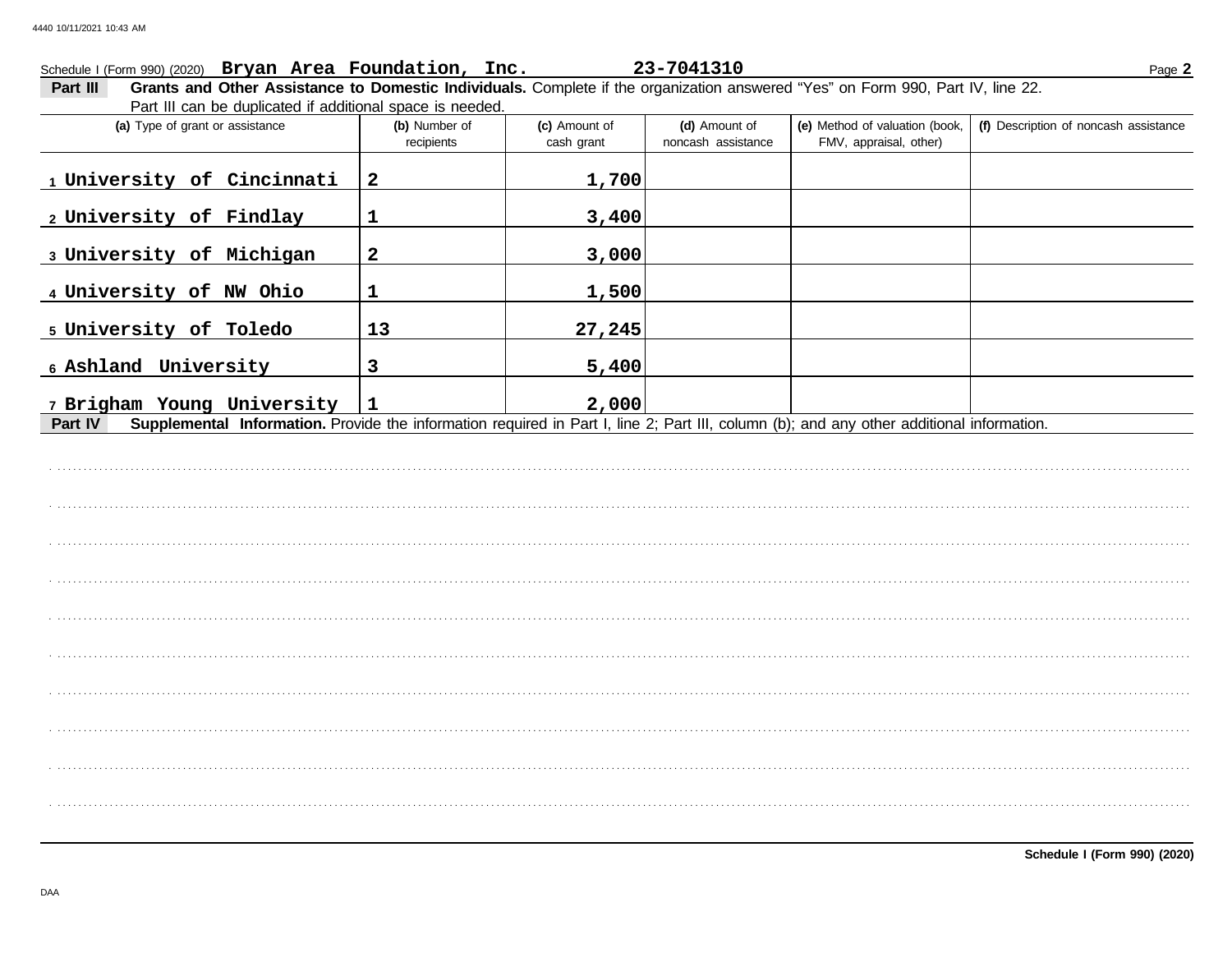Schedule I (Form 990) (2020) **Bryan Area Foundation, Inc.** **23-7041310** Page **2**

**Part III** **Grants and Other Assistance to Domestic Individuals.** Complete if the organization answered "Yes" on Form 990, Part IV, line 22. Part III can be duplicated if additional space is needed.

| (a) Type of grant or assistance | (b) Number of recipients | (c) Amount of cash grant | (d) Amount of noncash assistance | (e) Method of valuation (book, FMV, appraisal, other) | (f) Description of noncash assistance |
|---|---|---|---|---|---|
| 1 University of Cincinnati | 2 | 1,700 | | | |
| 2 University of Findlay | 1 | 3,400 | | | |
| 3 University of Michigan | 2 | 3,000 | | | |
| 4 University of NW Ohio | 1 | 1,500 | | | |
| 5 University of Toledo | 13 | 27,245 | | | |
| 6 Ashland University | 3 | 5,400 | | | |
| 7 Brigham Young University | 1 | 2,000 | | | |

**Part IV** **Supplemental Information.** Provide the information required in Part I, line 2; Part III, column (b); and any other additional information.

**Schedule I (Form 990) (2020)**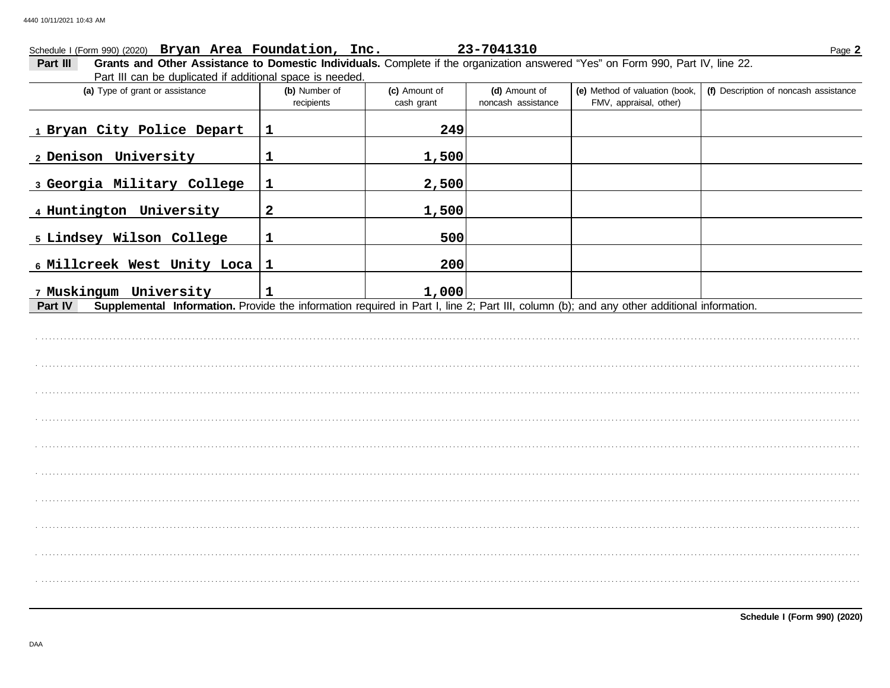Schedule I (Form 990) (2020) **Bryan Area Foundation, Inc.** **23-7041310**

**Part III** **Grants and Other Assistance to Domestic Individuals.** Complete if the organization answered "Yes" on Form 990, Part IV, line 22. Part III can be duplicated if additional space is needed.

| (a) Type of grant or assistance | (b) Number of recipients | (c) Amount of cash grant | (d) Amount of noncash assistance | (e) Method of valuation (book, FMV, appraisal, other) | (f) Description of noncash assistance |
|---|---|---|---|---|---|
| 1 Bryan City Police Depart | 1 | 249 | | | |
| 2 Denison University | 1 | 1,500 | | | |
| 3 Georgia Military College | 1 | 2,500 | | | |
| 4 Huntington University | 2 | 1,500 | | | |
| 5 Lindsey Wilson College | 1 | 500 | | | |
| 6 Millcreek West Unity Loca | 1 | 200 | | | |
| 7 Muskingum University | 1 | 1,000 | | | |

**Part IV** **Supplemental Information.** Provide the information required in Part I, line 2; Part III, column (b); and any other additional information.

**Schedule I (Form 990) (2020)**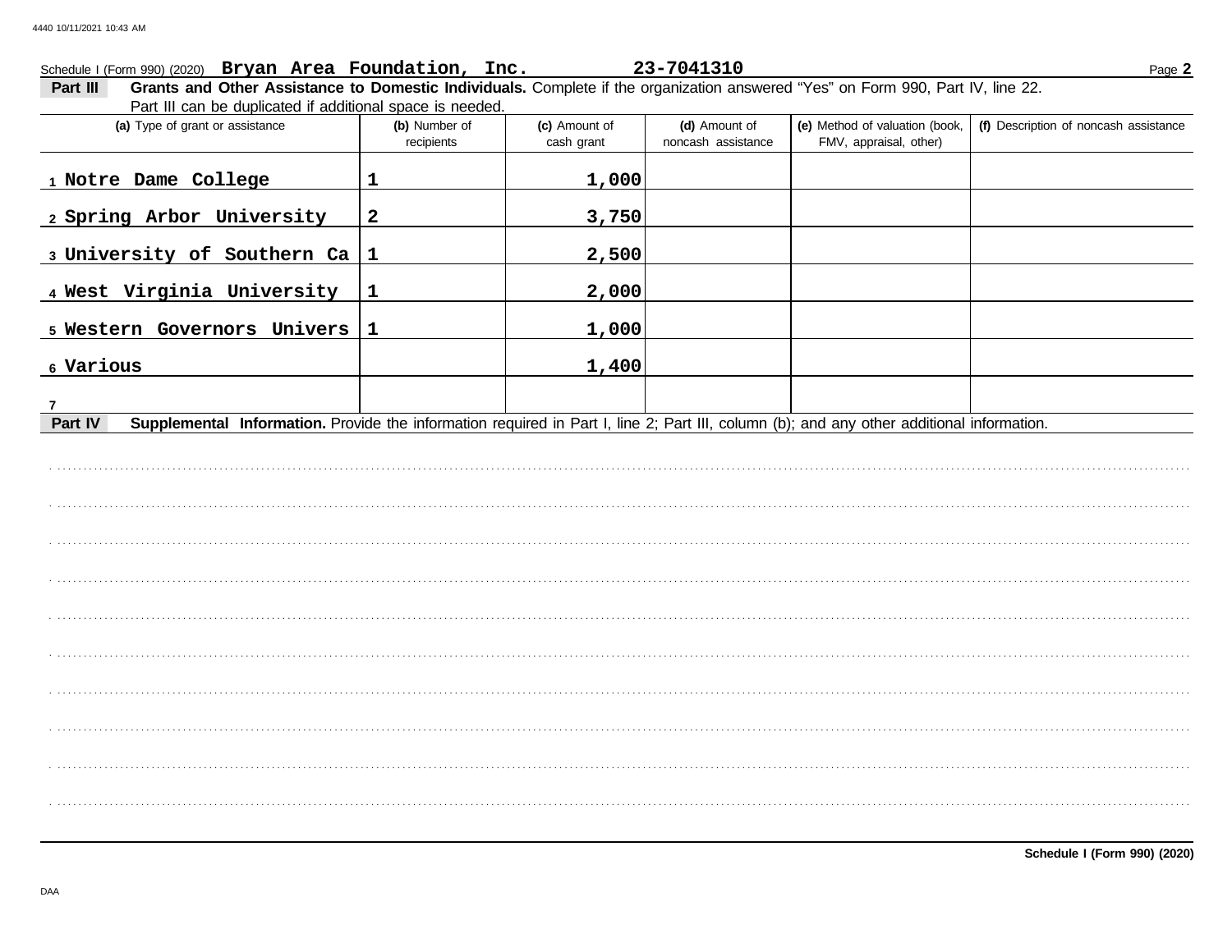Schedule I (Form 990) (2020) **Bryan Area Foundation, Inc.** **23-7041310**

**Part III** **Grants and Other Assistance to Domestic Individuals.** Complete if the organization answered "Yes" on Form 990, Part IV, line 22. Part III can be duplicated if additional space is needed.

| (a) Type of grant or assistance | (b) Number of recipients | (c) Amount of cash grant | (d) Amount of noncash assistance | (e) Method of valuation (book, FMV, appraisal, other) | (f) Description of noncash assistance |
|---|---|---|---|---|---|
| 1 Notre Dame College | 1 | 1,000 | | | |
| 2 Spring Arbor University | 2 | 3,750 | | | |
| 3 University of Southern Ca | 1 | 2,500 | | | |
| 4 West Virginia University | 1 | 2,000 | | | |
| 5 Western Governors Univers | 1 | 1,000 | | | |
| 6 Various | | 1,400 | | | |
| 7 | | | | | |

**Part IV** **Supplemental Information.** Provide the information required in Part I, line 2; Part III, column (b); and any other additional information.

**Schedule I (Form 990) (2020)**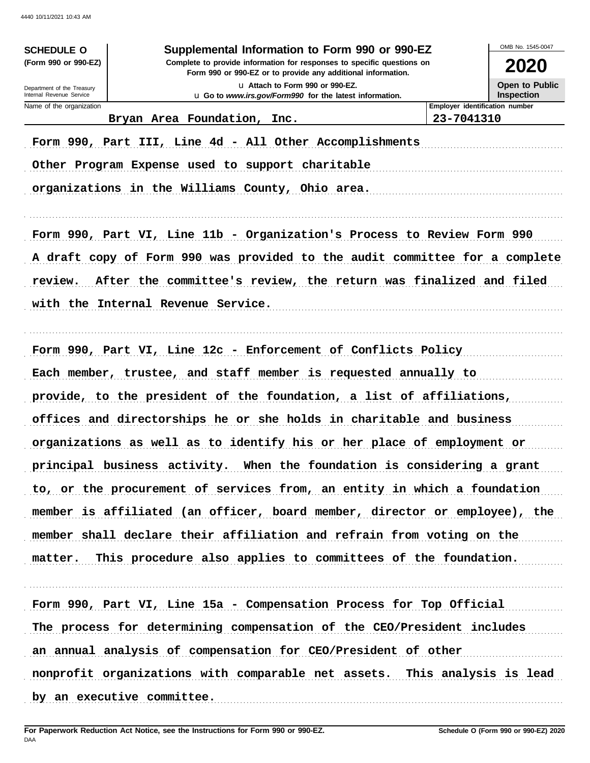**SCHEDULE O**
**(Form 990 or 990-EZ)**

Department of the Treasury
Internal Revenue Service

# Supplemental Information to Form 990 or 990-EZ

**Complete to provide information for responses to specific questions on Form 990 or 990-EZ or to provide any additional information.**

u Attach to Form 990 or 990-EZ.
u Go to *www.irs.gov/Form990* for the latest information.

OMB No. 1545-0047

**2020**

**Open to Public Inspection**

| Name of the organization | Employer identification number |
|---|---|
| Bryan Area Foundation, Inc. | 23-7041310 |

Form 990, Part III, Line 4d - All Other Accomplishments
Other Program Expense used to support charitable organizations in the Williams County, Ohio area.

Form 990, Part VI, Line 11b - Organization's Process to Review Form 990
A draft copy of Form 990 was provided to the audit committee for a complete review. After the committee's review, the return was finalized and filed with the Internal Revenue Service.

Form 990, Part VI, Line 12c - Enforcement of Conflicts Policy
Each member, trustee, and staff member is requested annually to provide, to the president of the foundation, a list of affiliations, offices and directorships he or she holds in charitable and business organizations as well as to identify his or her place of employment or principal business activity. When the foundation is considering a grant to, or the procurement of services from, an entity in which a foundation member is affiliated (an officer, board member, director or employee), the member shall declare their affiliation and refrain from voting on the matter. This procedure also applies to committees of the foundation.

Form 990, Part VI, Line 15a - Compensation Process for Top Official
The process for determining compensation of the CEO/President includes an annual analysis of compensation for CEO/President of other nonprofit organizations with comparable net assets. This analysis is lead by an executive committee.

**For Paperwork Reduction Act Notice, see the Instructions for Form 990 or 990-EZ.**
DAA
**Schedule O (Form 990 or 990-EZ) 2020**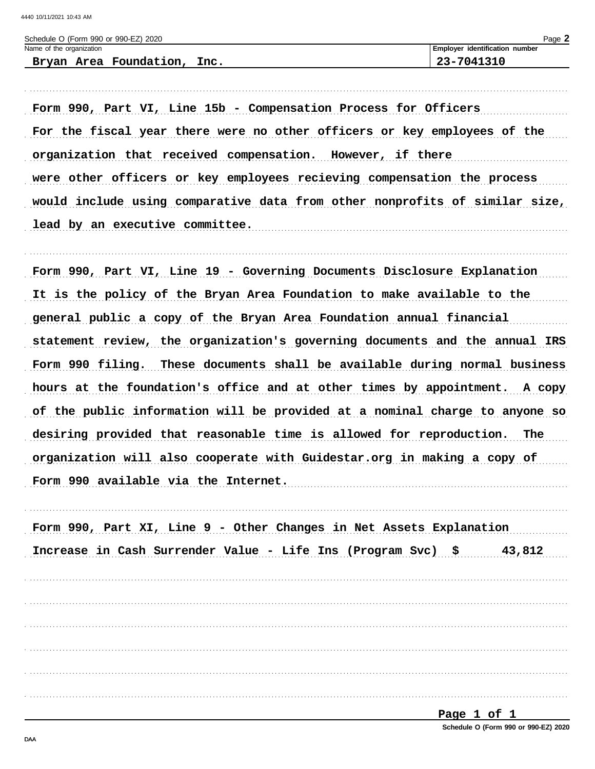Schedule O (Form 990 or 990-EZ) 2020

| Name of the organization | Employer identification number |
|---|---|
| Bryan Area Foundation, Inc. | 23-7041310 |

**Form 990, Part VI, Line 15b - Compensation Process for Officers**

For the fiscal year there were no other officers or key employees of the organization that received compensation. However, if there were other officers or key employees recieving compensation the process would include using comparative data from other nonprofits of similar size, lead by an executive committee.

**Form 990, Part VI, Line 19 - Governing Documents Disclosure Explanation**

It is the policy of the Bryan Area Foundation to make available to the general public a copy of the Bryan Area Foundation annual financial statement review, the organization's governing documents and the annual IRS Form 990 filing. These documents shall be available during normal business hours at the foundation's office and at other times by appointment. A copy of the public information will be provided at a nominal charge to anyone so desiring provided that reasonable time is allowed for reproduction. The organization will also cooperate with Guidestar.org in making a copy of Form 990 available via the Internet.

**Form 990, Part XI, Line 9 - Other Changes in Net Assets Explanation**

Increase in Cash Surrender Value - Life Ins (Program Svc) $ 43,812

Schedule O (Form 990 or 990-EZ) 2020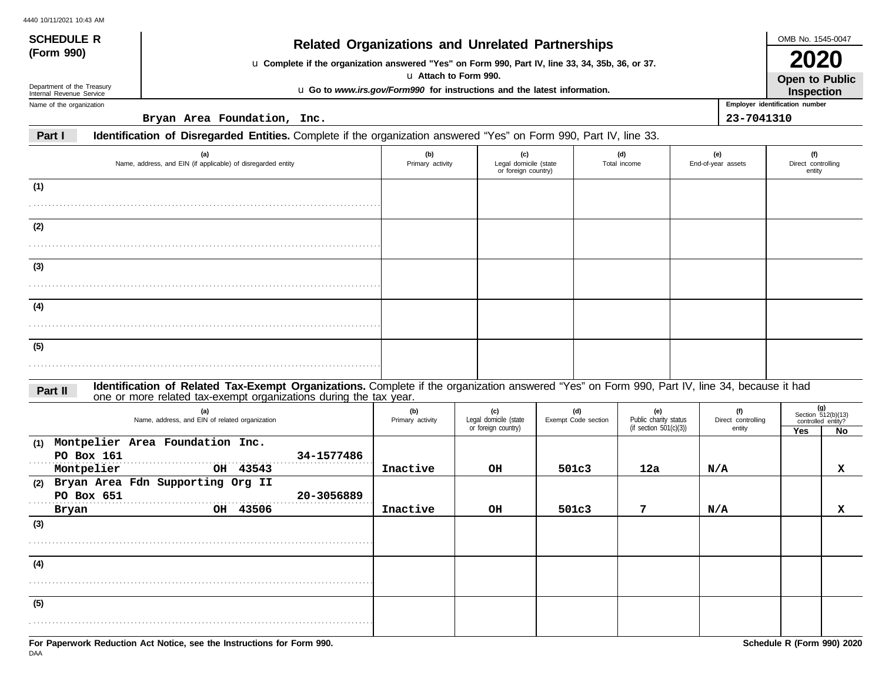4440 10/11/2021 10:43 AM

**SCHEDULE R**
**(Form 990)**

Department of the Treasury
Internal Revenue Service

# Related Organizations and Unrelated Partnerships

u **Complete if the organization answered "Yes" on Form 990, Part IV, line 33, 34, 35b, 36, or 37.**
u **Attach to Form 990.**
u **Go to *www.irs.gov/Form990* for instructions and the latest information.**

OMB No. 1545-0047
**2020**
**Open to Public Inspection**

Name of the organization: **Bryan Area Foundation, Inc.**
Employer identification number: **23-7041310**

## Part I Identification of Disregarded Entities.

Complete if the organization answered "Yes" on Form 990, Part IV, line 33.

| (a) Name, address, and EIN (if applicable) of disregarded entity | (b) Primary activity | (c) Legal domicile (state or foreign country) | (d) Total income | (e) End-of-year assets | (f) Direct controlling entity |
|---|---|---|---|---|---|
| (1) | | | | | |
| (2) | | | | | |
| (3) | | | | | |
| (4) | | | | | |
| (5) | | | | | |

## Part II Identification of Related Tax-Exempt Organizations.

Complete if the organization answered "Yes" on Form 990, Part IV, line 34, because it had one or more related tax-exempt organizations during the tax year.

| (a) Name, address, and EIN of related organization | (b) Primary activity | (c) Legal domicile (state or foreign country) | (d) Exempt Code section | (e) Public charity status (if section 501(c)(3)) | (f) Direct controlling entity | (g) Section 512(b)(13) controlled entity? Yes | No |
|---|---|---|---|---|---|---|---|
| (1) Montpelier Area Foundation Inc. PO Box 161 Montpelier OH 43543 34-1577486 | Inactive | OH | 501c3 | 12a | N/A | | X |
| (2) Bryan Area Fdn Supporting Org II PO Box 651 Bryan OH 43506 20-3056889 | Inactive | OH | 501c3 | 7 | N/A | | X |
| (3) | | | | | | | |
| (4) | | | | | | | |
| (5) | | | | | | | |

**For Paperwork Reduction Act Notice, see the Instructions for Form 990.**
DAA
**Schedule R (Form 990) 2020**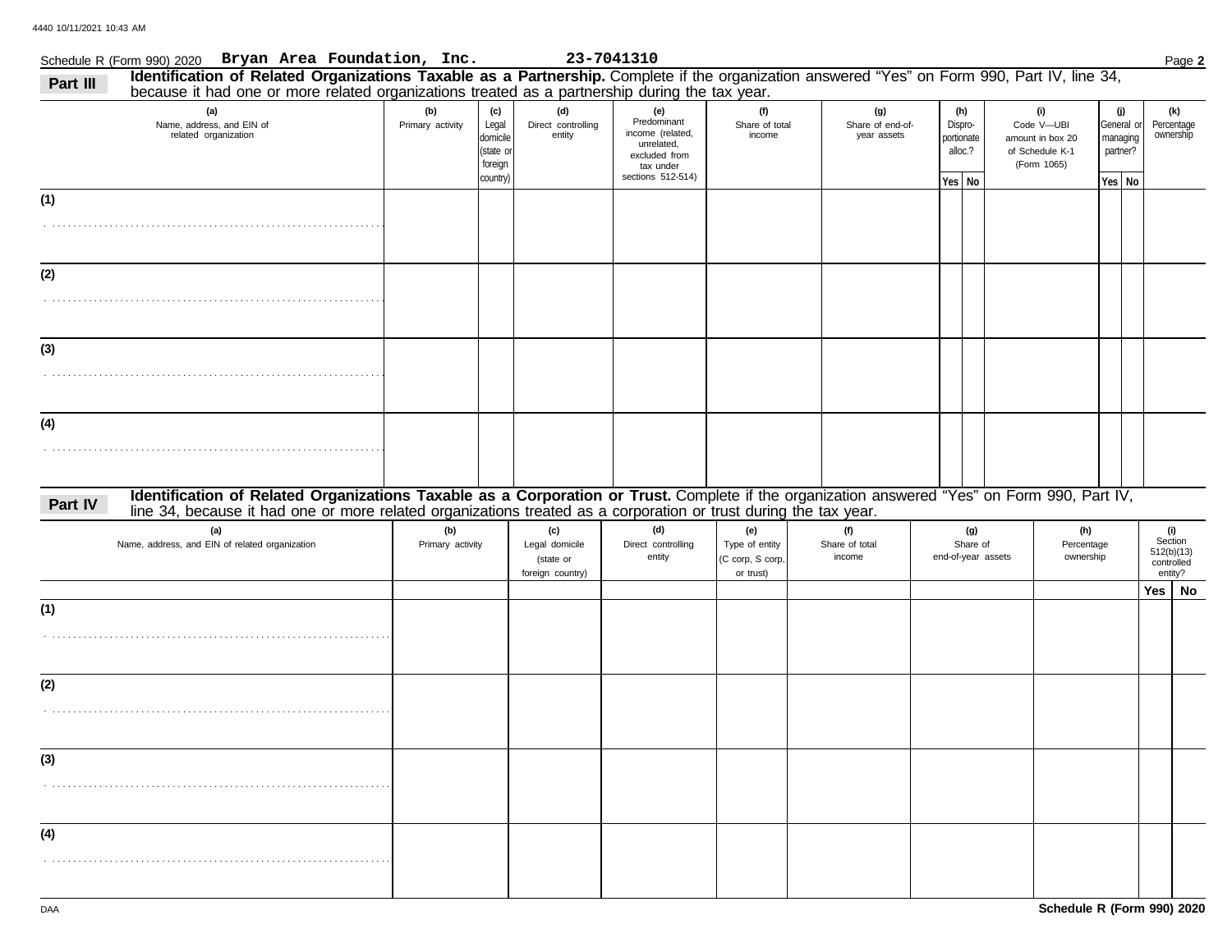Schedule R (Form 990) 2020 **Bryan Area Foundation, Inc.** **23-7041310**

## Part III Identification of Related Organizations Taxable as a Partnership.

Complete if the organization answered "Yes" on Form 990, Part IV, line 34, because it had one or more related organizations treated as a partnership during the tax year.

| (a) Name, address, and EIN of related organization | (b) Primary activity | (c) Legal domicile (state or foreign country) | (d) Direct controlling entity | (e) Predominant income (related, unrelated, excluded from tax under sections 512-514) | (f) Share of total income | (g) Share of end-of-year assets | (h) Disproportionate alloc.? | | (i) Code V—UBI amount in box 20 of Schedule K-1 (Form 1065) | (j) General or managing partner? | | (k) Percentage ownership |
|---|---|---|---|---|---|---|---|---|---|---|---|---|
| | | | | | | | Yes | No | | Yes | No | |
| (1) | | | | | | | | | | | | |
| (2) | | | | | | | | | | | | |
| (3) | | | | | | | | | | | | |
| (4) | | | | | | | | | | | | |

## Part IV Identification of Related Organizations Taxable as a Corporation or Trust.

Complete if the organization answered "Yes" on Form 990, Part IV, line 34, because it had one or more related organizations treated as a corporation or trust during the tax year.

| (a) Name, address, and EIN of related organization | (b) Primary activity | (c) Legal domicile (state or foreign country) | (d) Direct controlling entity | (e) Type of entity (C corp, S corp, or trust) | (f) Share of total income | (g) Share of end-of-year assets | (h) Percentage ownership | (i) Section 512(b)(13) controlled entity? | |
|---|---|---|---|---|---|---|---|---|---|
| | | | | | | | | Yes | No |
| (1) | | | | | | | | | |
| (2) | | | | | | | | | |
| (3) | | | | | | | | | |
| (4) | | | | | | | | | |

Schedule R (Form 990) 2020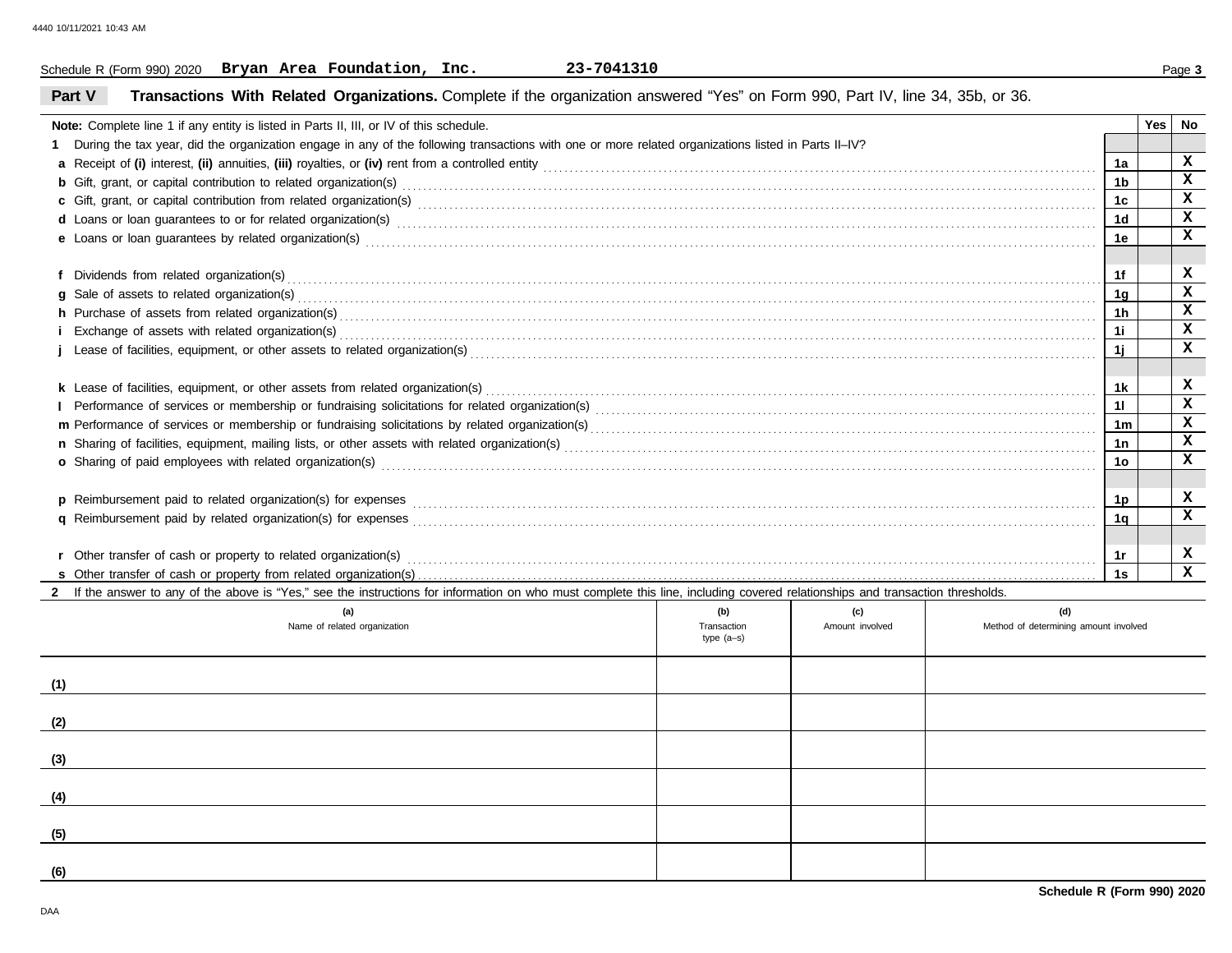Schedule R (Form 990) 2020 **Bryan Area Foundation, Inc.** **23-7041310**

## Part V Transactions With Related Organizations. Complete if the organization answered "Yes" on Form 990, Part IV, line 34, 35b, or 36.

| Note: Complete line 1 if any entity is listed in Parts II, III, or IV of this schedule. | | Yes | No |
|---|---|---|---|
| **1** During the tax year, did the organization engage in any of the following transactions with one or more related organizations listed in Parts II–IV? | | | |
| **a** Receipt of **(i)** interest, **(ii)** annuities, **(iii)** royalties, or **(iv)** rent from a controlled entity | 1a | | X |
| **b** Gift, grant, or capital contribution to related organization(s) | 1b | | X |
| **c** Gift, grant, or capital contribution from related organization(s) | 1c | | X |
| **d** Loans or loan guarantees to or for related organization(s) | 1d | | X |
| **e** Loans or loan guarantees by related organization(s) | 1e | | X |
| **f** Dividends from related organization(s) | 1f | | X |
| **g** Sale of assets to related organization(s) | 1g | | X |
| **h** Purchase of assets from related organization(s) | 1h | | X |
| **i** Exchange of assets with related organization(s) | 1i | | X |
| **j** Lease of facilities, equipment, or other assets to related organization(s) | 1j | | X |
| **k** Lease of facilities, equipment, or other assets from related organization(s) | 1k | | X |
| **l** Performance of services or membership or fundraising solicitations for related organization(s) | 1l | | X |
| **m** Performance of services or membership or fundraising solicitations by related organization(s) | 1m | | X |
| **n** Sharing of facilities, equipment, mailing lists, or other assets with related organization(s) | 1n | | X |
| **o** Sharing of paid employees with related organization(s) | 1o | | X |
| **p** Reimbursement paid to related organization(s) for expenses | 1p | | X |
| **q** Reimbursement paid by related organization(s) for expenses | 1q | | X |
| **r** Other transfer of cash or property to related organization(s) | 1r | | X |
| **s** Other transfer of cash or property from related organization(s) | 1s | | X |

**2** If the answer to any of the above is "Yes," see the instructions for information on who must complete this line, including covered relationships and transaction thresholds.

| | (a) Name of related organization | (b) Transaction type (a–s) | (c) Amount involved | (d) Method of determining amount involved |
|---|---|---|---|---|
| (1) | | | | |
| (2) | | | | |
| (3) | | | | |
| (4) | | | | |
| (5) | | | | |
| (6) | | | | |

**Schedule R (Form 990) 2020**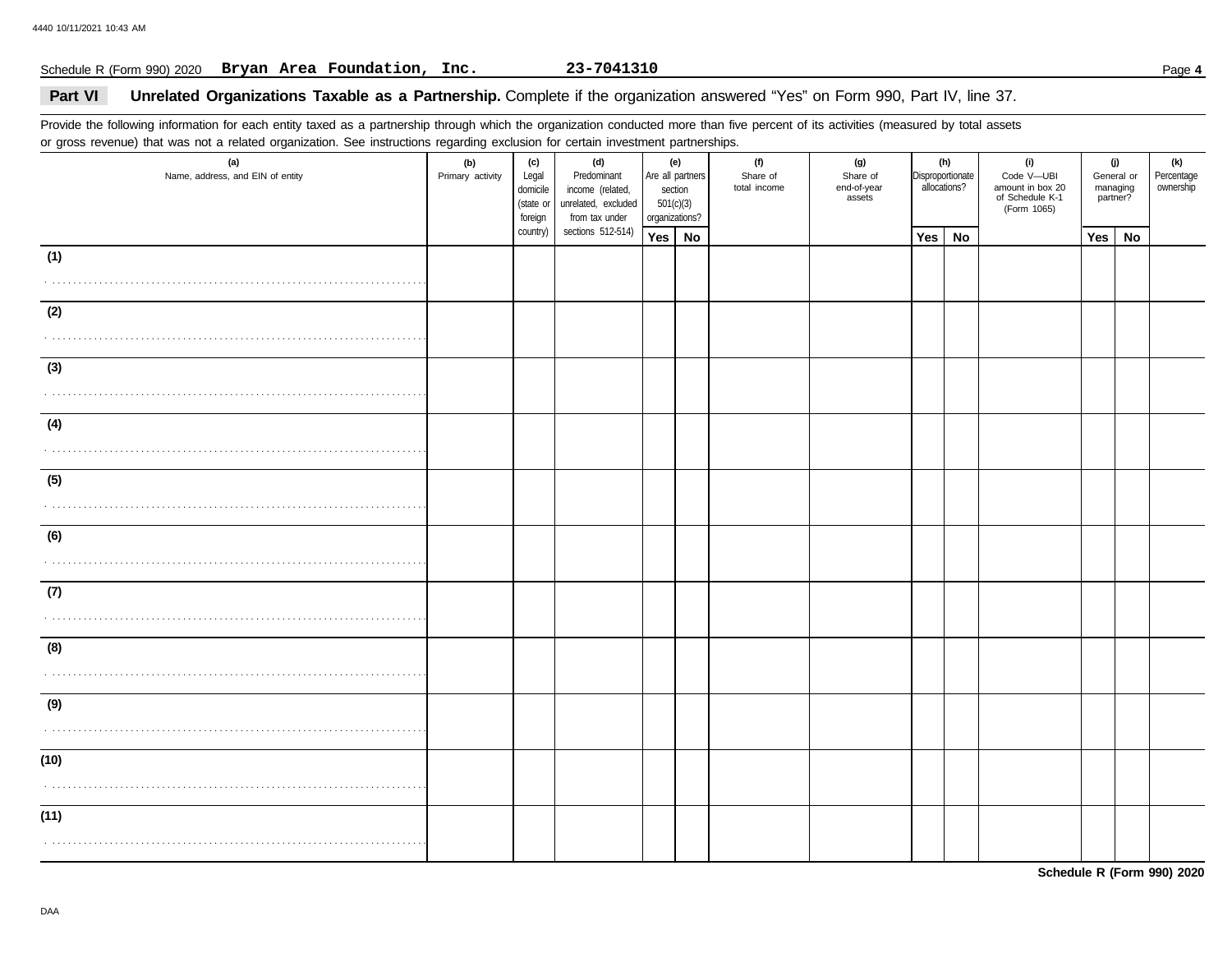Schedule R (Form 990) 2020 **Bryan Area Foundation, Inc.** **23-7041310** Page **4**

## Part VI Unrelated Organizations Taxable as a Partnership. Complete if the organization answered "Yes" on Form 990, Part IV, line 37.

Provide the following information for each entity taxed as a partnership through which the organization conducted more than five percent of its activities (measured by total assets or gross revenue) that was not a related organization. See instructions regarding exclusion for certain investment partnerships.

| (a) Name, address, and EIN of entity | (b) Primary activity | (c) Legal domicile (state or foreign country) | (d) Predominant income (related, unrelated, excluded from tax under sections 512-514) | (e) Are all partners section 501(c)(3) organizations? | | (f) Share of total income | (g) Share of end-of-year assets | (h) Disproportionate allocations? | | (i) Code V—UBI amount in box 20 of Schedule K-1 (Form 1065) | (j) General or managing partner? | | (k) Percentage ownership |
|---|---|---|---|---|---|---|---|---|---|---|---|---|---|
| | | | | Yes | No | | | Yes | No | | Yes | No | |
| (1) | | | | | | | | | | | | | |
| (2) | | | | | | | | | | | | | |
| (3) | | | | | | | | | | | | | |
| (4) | | | | | | | | | | | | | |
| (5) | | | | | | | | | | | | | |
| (6) | | | | | | | | | | | | | |
| (7) | | | | | | | | | | | | | |
| (8) | | | | | | | | | | | | | |
| (9) | | | | | | | | | | | | | |
| (10) | | | | | | | | | | | | | |
| (11) | | | | | | | | | | | | | |

**Schedule R (Form 990) 2020**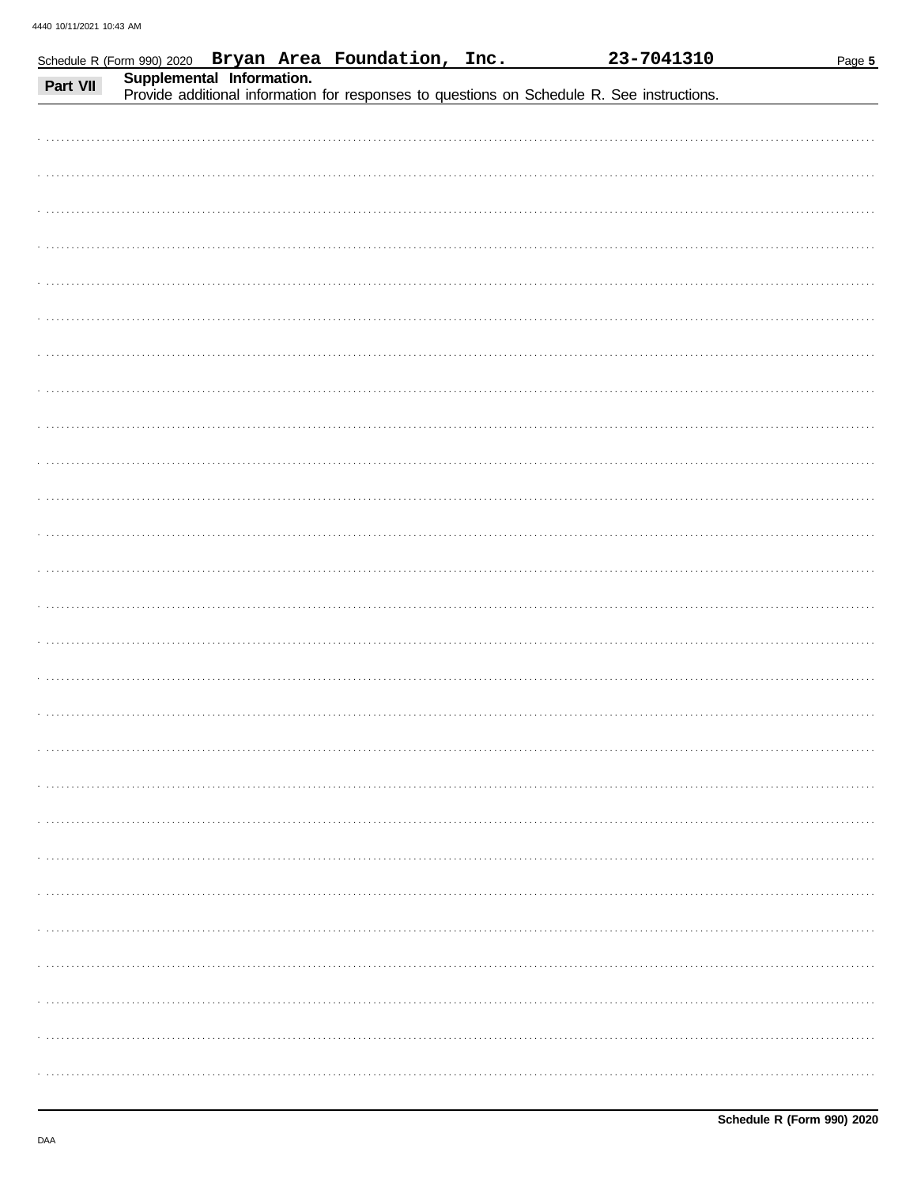Schedule R (Form 990) 2020 **Bryan Area Foundation, Inc.** **23-7041310**

**Part VII** **Supplemental Information.**
Provide additional information for responses to questions on Schedule R. See instructions.

**Schedule R (Form 990) 2020**

DAA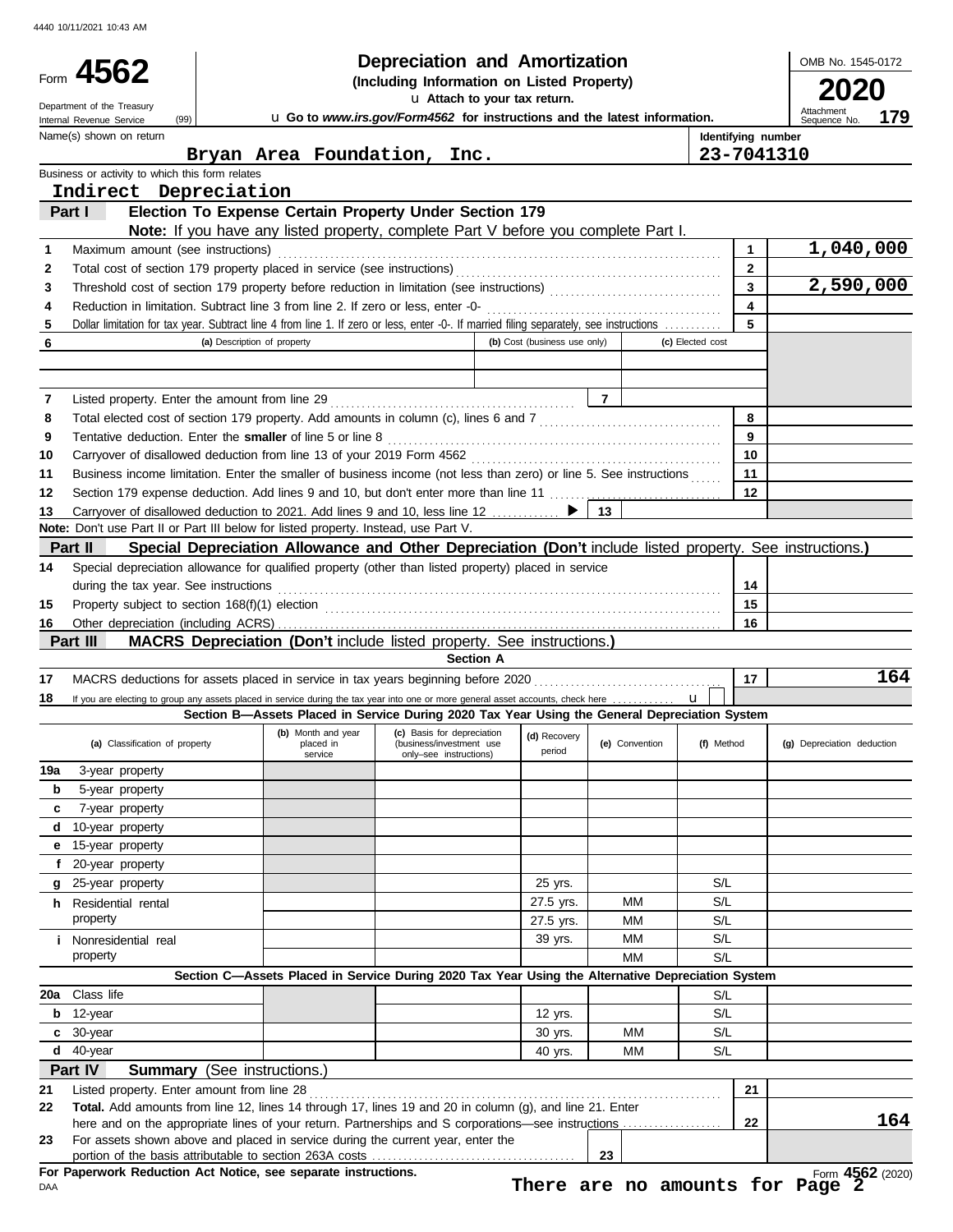4440 10/11/2021 10:43 AM

# Form 4562 — Depreciation and Amortization

**(Including Information on Listed Property)**

▶ Attach to your tax return.

Department of the Treasury
Internal Revenue Service (99)

▶ Go to *www.irs.gov/Form4562* for instructions and the latest information.

OMB No. 1545-0172

**2020**

Attachment Sequence No. **179**

Name(s) shown on return: **Bryan Area Foundation, Inc.**

Identifying number: **23-7041310**

Business or activity to which this form relates: **Indirect Depreciation**

## Part I — Election To Expense Certain Property Under Section 179

**Note:** If you have any listed property, complete Part V before you complete Part I.

| | | | |
|---|---|---|---|
| 1 | Maximum amount (see instructions) | 1 | 1,040,000 |
| 2 | Total cost of section 179 property placed in service (see instructions) | 2 | |
| 3 | Threshold cost of section 179 property before reduction in limitation (see instructions) | 3 | 2,590,000 |
| 4 | Reduction in limitation. Subtract line 3 from line 2. If zero or less, enter -0- | 4 | |
| 5 | Dollar limitation for tax year. Subtract line 4 from line 1. If zero or less, enter -0-. If married filing separately, see instructions | 5 | |

| 6 | (a) Description of property | (b) Cost (business use only) | (c) Elected cost |
|---|---|---|---|
| | | | |
| | | | |

| | | | |
|---|---|---|---|
| 7 | Listed property. Enter the amount from line 29 | 7 | |
| 8 | Total elected cost of section 179 property. Add amounts in column (c), lines 6 and 7 | 8 | |
| 9 | Tentative deduction. Enter the **smaller** of line 5 or line 8 | 9 | |
| 10 | Carryover of disallowed deduction from line 13 of your 2019 Form 4562 | 10 | |
| 11 | Business income limitation. Enter the smaller of business income (not less than zero) or line 5. See instructions | 11 | |
| 12 | Section 179 expense deduction. Add lines 9 and 10, but don't enter more than line 11 | 12 | |
| 13 | Carryover of disallowed deduction to 2021. Add lines 9 and 10, less line 12 ▶ | 13 | |

**Note:** Don't use Part II or Part III below for listed property. Instead, use Part V.

## Part II — Special Depreciation Allowance and Other Depreciation (Don't include listed property. See instructions.)

| | | | |
|---|---|---|---|
| 14 | Special depreciation allowance for qualified property (other than listed property) placed in service during the tax year. See instructions | 14 | |
| 15 | Property subject to section 168(f)(1) election | 15 | |
| 16 | Other depreciation (including ACRS) | 16 | |

## Part III — MACRS Depreciation (Don't include listed property. See instructions.)

### Section A

| | | | |
|---|---|---|---|
| 17 | MACRS deductions for assets placed in service in tax years beginning before 2020 | 17 | 164 |
| 18 | If you are electing to group any assets placed in service during the tax year into one or more general asset accounts, check here ▶ ☐ | | |

### Section B—Assets Placed in Service During 2020 Tax Year Using the General Depreciation System

| (a) Classification of property | (b) Month and year placed in service | (c) Basis for depreciation (business/investment use only–see instructions) | (d) Recovery period | (e) Convention | (f) Method | (g) Depreciation deduction |
|---|---|---|---|---|---|---|
| 19a 3-year property | | | | | | |
| b 5-year property | | | | | | |
| c 7-year property | | | | | | |
| d 10-year property | | | | | | |
| e 15-year property | | | | | | |
| f 20-year property | | | | | | |
| g 25-year property | | | 25 yrs. | | S/L | |
| h Residential rental property | | | 27.5 yrs. | MM | S/L | |
| | | | 27.5 yrs. | MM | S/L | |
| i Nonresidential real property | | | 39 yrs. | MM | S/L | |
| | | | | MM | S/L | |

### Section C—Assets Placed in Service During 2020 Tax Year Using the Alternative Depreciation System

| (a) Classification of property | (b) Month and year placed in service | (c) Basis for depreciation | (d) Recovery period | (e) Convention | (f) Method | (g) Depreciation deduction |
|---|---|---|---|---|---|---|
| 20a Class life | | | | | S/L | |
| b 12-year | | | 12 yrs. | | S/L | |
| c 30-year | | | 30 yrs. | MM | S/L | |
| d 40-year | | | 40 yrs. | MM | S/L | |

## Part IV — Summary (See instructions.)

| | | | |
|---|---|---|---|
| 21 | Listed property. Enter amount from line 28 | 21 | |
| 22 | **Total.** Add amounts from line 12, lines 14 through 17, lines 19 and 20 in column (g), and line 21. Enter here and on the appropriate lines of your return. Partnerships and S corporations—see instructions | 22 | 164 |
| 23 | For assets shown above and placed in service during the current year, enter the portion of the basis attributable to section 263A costs | 23 | |

**For Paperwork Reduction Act Notice, see separate instructions.**

DAA

**There are no amounts for Page 2**

Form **4562** (2020)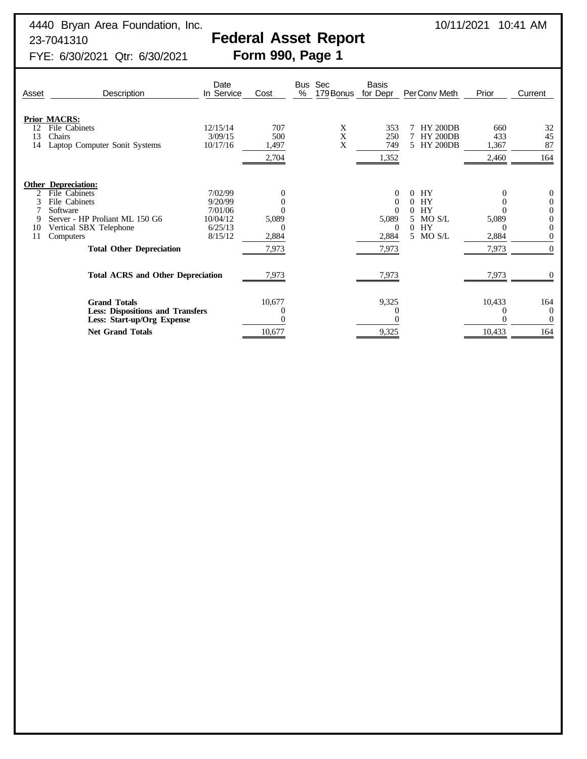4440 Bryan Area Foundation, Inc.
23-7041310
FYE: 6/30/2021 Qtr: 6/30/2021

10/11/2021 10:41 AM

# Federal Asset Report
## Form 990, Page 1

| Asset | Description | Date In Service | Cost | Bus % | Sec 179 Bonus | Basis for Depr | Per | Conv | Meth | Prior | Current |
|---|---|---|---|---|---|---|---|---|---|---|---|
| **Prior MACRS:** | | | | | | | | | | | |
| 12 | File Cabinets | 12/15/14 | 707 | | X | 353 | 7 | HY | 200DB | 660 | 32 |
| 13 | Chairs | 3/09/15 | 500 | | X | 250 | 7 | HY | 200DB | 433 | 45 |
| 14 | Laptop Computer Sonit Systems | 10/17/16 | 1,497 | | X | 749 | 5 | HY | 200DB | 1,367 | 87 |
| | | | 2,704 | | | 1,352 | | | | 2,460 | 164 |
| **Other Depreciation:** | | | | | | | | | | | |
| 2 | File Cabinets | 7/02/99 | 0 | | | 0 | 0 | HY | | 0 | 0 |
| 3 | File Cabinets | 9/20/99 | 0 | | | 0 | 0 | HY | | 0 | 0 |
| 7 | Software | 7/01/06 | 0 | | | 0 | 0 | HY | | 0 | 0 |
| 9 | Server - HP Proliant ML 150 G6 | 10/04/12 | 5,089 | | | 5,089 | 5 | MO | S/L | 5,089 | 0 |
| 10 | Vertical SBX Telephone | 6/25/13 | 0 | | | 0 | 0 | HY | | 0 | 0 |
| 11 | Computers | 8/15/12 | 2,884 | | | 2,884 | 5 | MO | S/L | 2,884 | 0 |
| | **Total Other Depreciation** | | 7,973 | | | 7,973 | | | | 7,973 | 0 |
| | **Total ACRS and Other Depreciation** | | 7,973 | | | 7,973 | | | | 7,973 | 0 |
| | **Grand Totals** | | 10,677 | | | 9,325 | | | | 10,433 | 164 |
| | **Less: Dispositions and Transfers** | | 0 | | | 0 | | | | 0 | 0 |
| | **Less: Start-up/Org Expense** | | 0 | | | 0 | | | | 0 | 0 |
| | **Net Grand Totals** | | 10,677 | | | 9,325 | | | | 10,433 | 164 |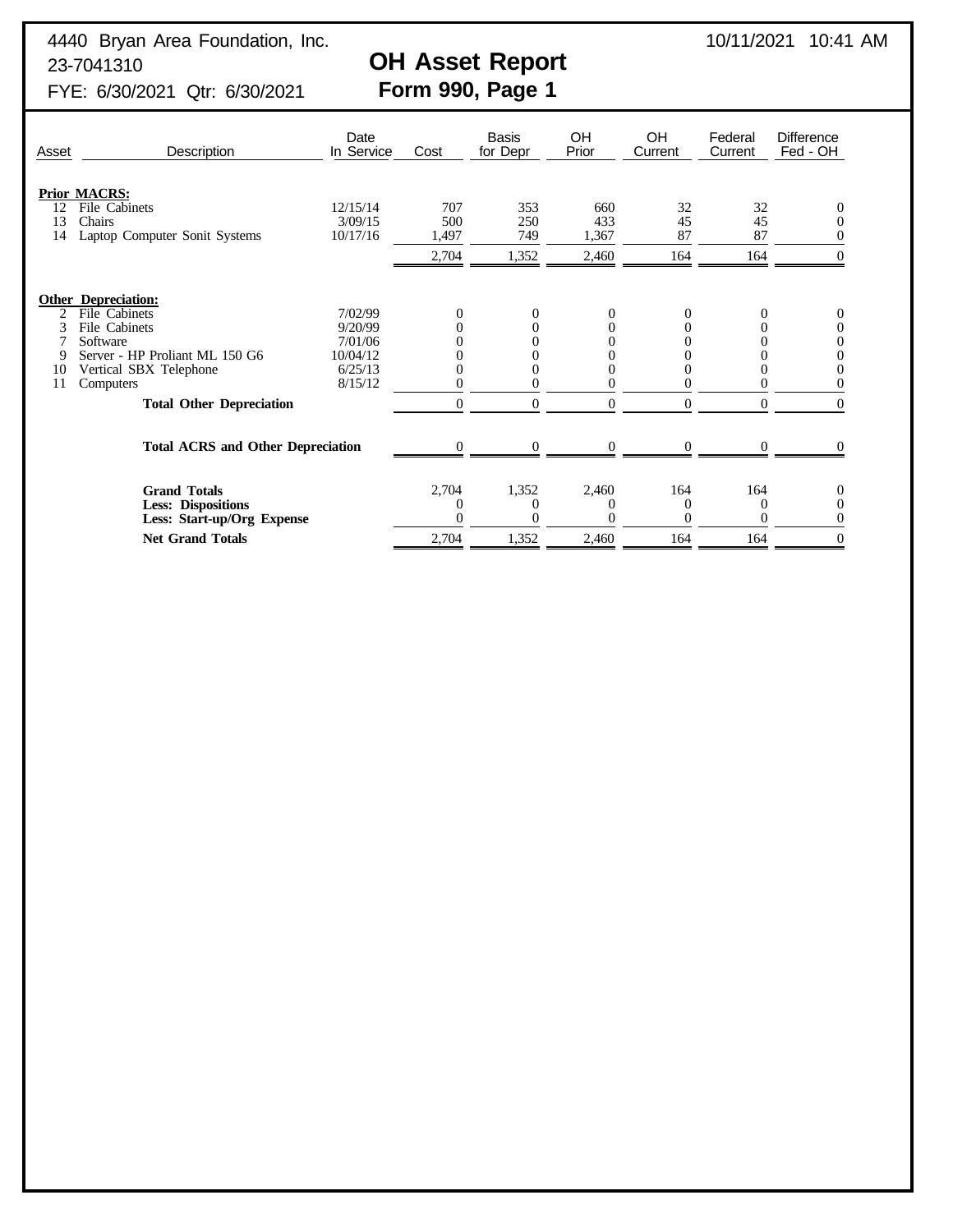4440 Bryan Area Foundation, Inc.
23-7041310
FYE: 6/30/2021 Qtr: 6/30/2021

10/11/2021 10:41 AM

# OH Asset Report
## Form 990, Page 1

| Asset | Description | Date In Service | Cost | Basis for Depr | OH Prior | OH Current | Federal Current | Difference Fed - OH |
|---|---|---|---|---|---|---|---|---|
| **Prior MACRS:** | | | | | | | | |
| 12 | File Cabinets | 12/15/14 | 707 | 353 | 660 | 32 | 32 | 0 |
| 13 | Chairs | 3/09/15 | 500 | 250 | 433 | 45 | 45 | 0 |
| 14 | Laptop Computer Sonit Systems | 10/17/16 | 1,497 | 749 | 1,367 | 87 | 87 | 0 |
| | | | 2,704 | 1,352 | 2,460 | 164 | 164 | 0 |
| **Other Depreciation:** | | | | | | | | |
| 2 | File Cabinets | 7/02/99 | 0 | 0 | 0 | 0 | 0 | 0 |
| 3 | File Cabinets | 9/20/99 | 0 | 0 | 0 | 0 | 0 | 0 |
| 7 | Software | 7/01/06 | 0 | 0 | 0 | 0 | 0 | 0 |
| 9 | Server - HP Proliant ML 150 G6 | 10/04/12 | 0 | 0 | 0 | 0 | 0 | 0 |
| 10 | Vertical SBX Telephone | 6/25/13 | 0 | 0 | 0 | 0 | 0 | 0 |
| 11 | Computers | 8/15/12 | 0 | 0 | 0 | 0 | 0 | 0 |
| | **Total Other Depreciation** | | 0 | 0 | 0 | 0 | 0 | 0 |
| | **Total ACRS and Other Depreciation** | | 0 | 0 | 0 | 0 | 0 | 0 |
| | **Grand Totals** | | 2,704 | 1,352 | 2,460 | 164 | 164 | 0 |
| | **Less: Dispositions** | | 0 | 0 | 0 | 0 | 0 | 0 |
| | **Less: Start-up/Org Expense** | | 0 | 0 | 0 | 0 | 0 | 0 |
| | **Net Grand Totals** | | 2,704 | 1,352 | 2,460 | 164 | 164 | 0 |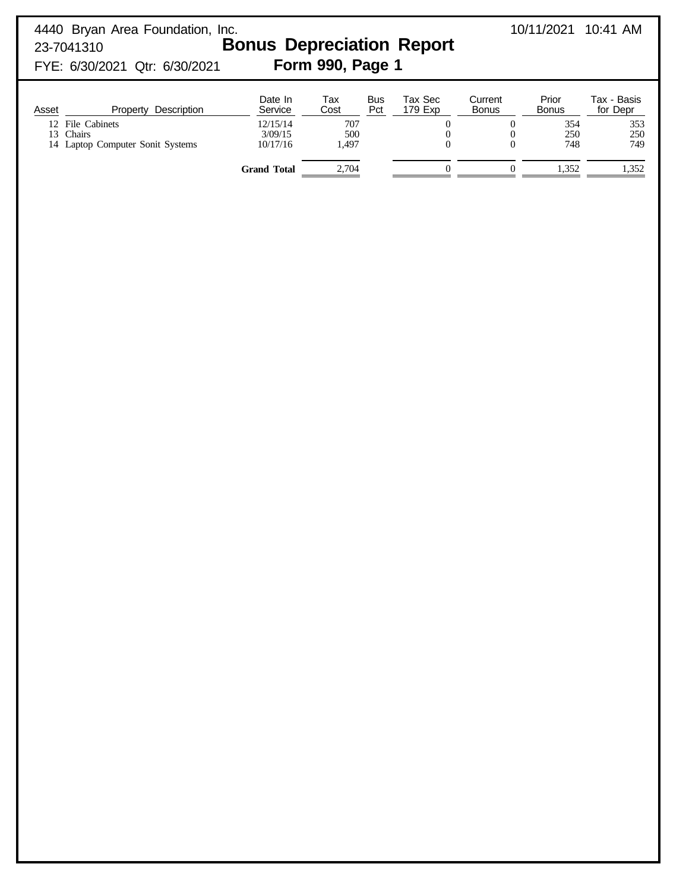4440 Bryan Area Foundation, Inc.
23-7041310
FYE: 6/30/2021 Qtr: 6/30/2021

10/11/2021 10:41 AM

# Bonus Depreciation Report

## Form 990, Page 1

| Asset | Property Description | Date In Service | Tax Cost | Bus Pct | Tax Sec 179 Exp | Current Bonus | Prior Bonus | Tax - Basis for Depr |
|---|---|---|---|---|---|---|---|---|
| 12 | File Cabinets | 12/15/14 | 707 | | 0 | 0 | 354 | 353 |
| 13 | Chairs | 3/09/15 | 500 | | 0 | 0 | 250 | 250 |
| 14 | Laptop Computer Sonit Systems | 10/17/16 | 1,497 | | 0 | 0 | 748 | 749 |
| | | **Grand Total** | 2,704 | | 0 | 0 | 1,352 | 1,352 |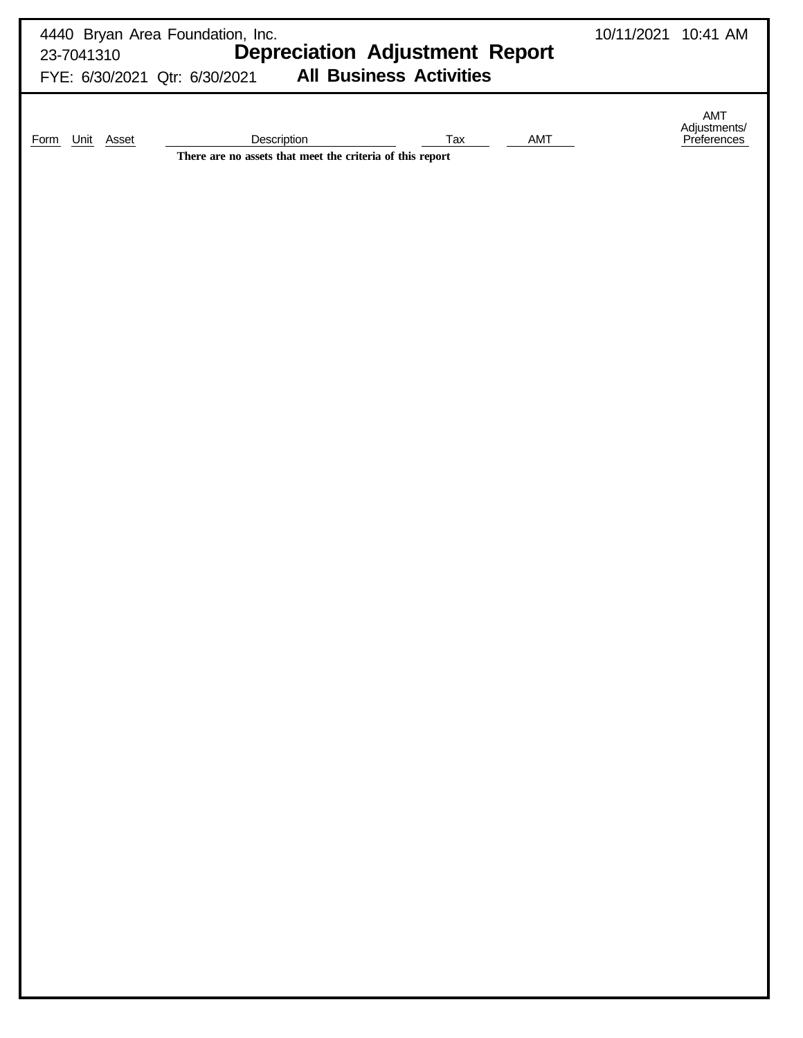4440 Bryan Area Foundation, Inc.

23-7041310

FYE: 6/30/2021 Qtr: 6/30/2021

10/11/2021 10:41 AM

# Depreciation Adjustment Report

## All Business Activities

| Form | Unit | Asset | Description | Tax | AMT | AMT Adjustments/ Preferences |
|---|---|---|---|---|---|---|
| | | | **There are no assets that meet the criteria of this report** | | | |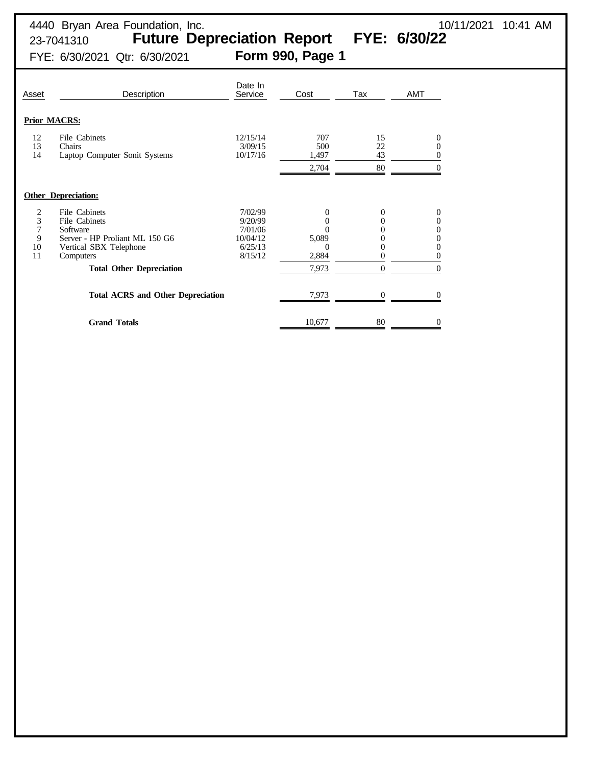4440 Bryan Area Foundation, Inc. 10/11/2021 10:41 AM

23-7041310 **Future Depreciation Report FYE: 6/30/22**

FYE: 6/30/2021 Qtr: 6/30/2021 **Form 990, Page 1**

| Asset | Description | Date In Service | Cost | Tax | AMT |
|---|---|---|---|---|---|
| **Prior MACRS:** | | | | | |
| 12 | File Cabinets | 12/15/14 | 707 | 15 | 0 |
| 13 | Chairs | 3/09/15 | 500 | 22 | 0 |
| 14 | Laptop Computer Sonit Systems | 10/17/16 | 1,497 | 43 | 0 |
| | | | 2,704 | 80 | 0 |
| **Other Depreciation:** | | | | | |
| 2 | File Cabinets | 7/02/99 | 0 | 0 | 0 |
| 3 | File Cabinets | 9/20/99 | 0 | 0 | 0 |
| 7 | Software | 7/01/06 | 0 | 0 | 0 |
| 9 | Server - HP Proliant ML 150 G6 | 10/04/12 | 5,089 | 0 | 0 |
| 10 | Vertical SBX Telephone | 6/25/13 | 0 | 0 | 0 |
| 11 | Computers | 8/15/12 | 2,884 | 0 | 0 |
| | **Total Other Depreciation** | | 7,973 | 0 | 0 |
| | **Total ACRS and Other Depreciation** | | 7,973 | 0 | 0 |
| | **Grand Totals** | | 10,677 | 80 | 0 |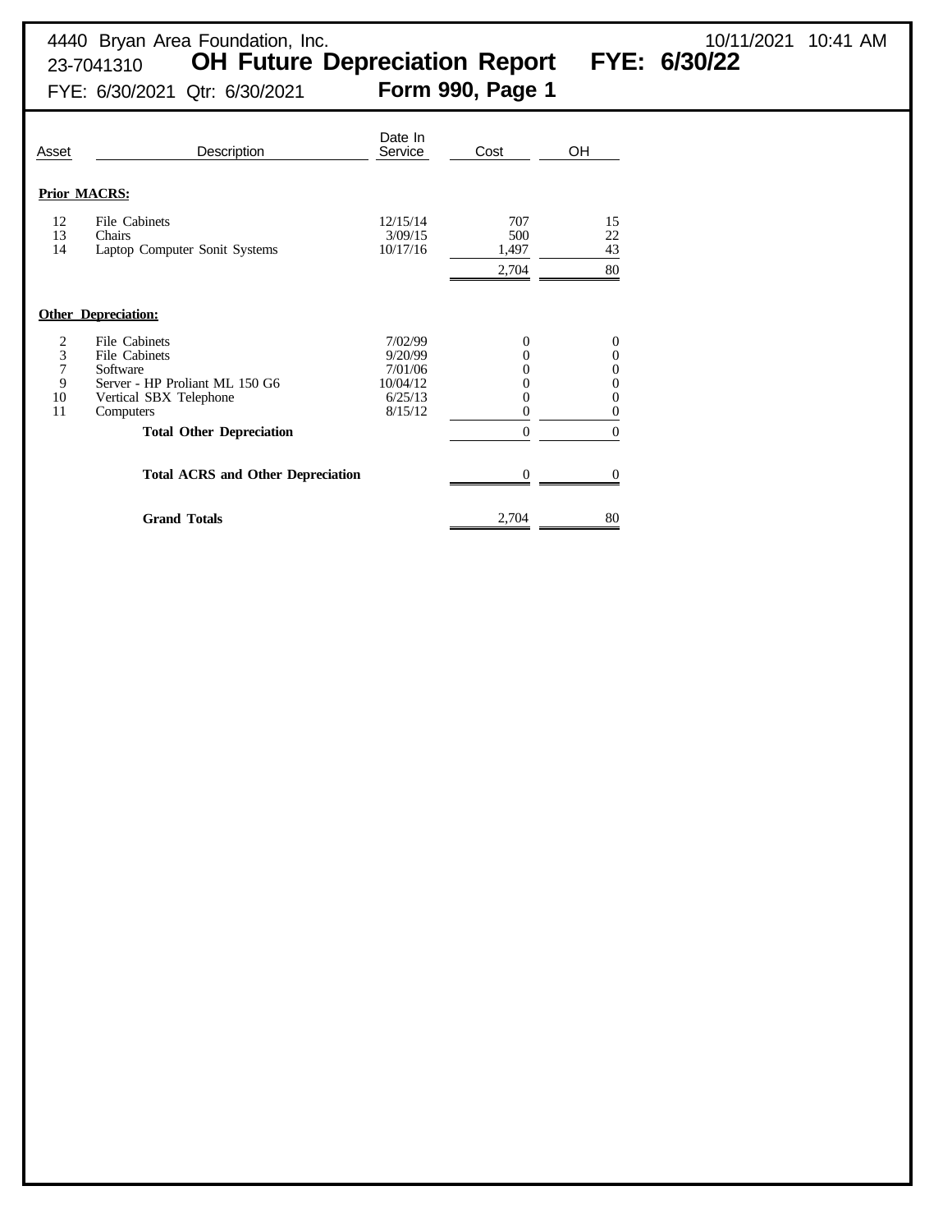4440 Bryan Area Foundation, Inc.
23-7041310 **OH Future Depreciation Report FYE: 6/30/22**
FYE: 6/30/2021 Qtr: 6/30/2021 **Form 990, Page 1**

10/11/2021 10:41 AM

| Asset | Description | Date In Service | Cost | OH |
|---|---|---|---|---|
| **Prior MACRS:** | | | | |
| 12 | File Cabinets | 12/15/14 | 707 | 15 |
| 13 | Chairs | 3/09/15 | 500 | 22 |
| 14 | Laptop Computer Sonit Systems | 10/17/16 | 1,497 | 43 |
| | | | 2,704 | 80 |
| **Other Depreciation:** | | | | |
| 2 | File Cabinets | 7/02/99 | 0 | 0 |
| 3 | File Cabinets | 9/20/99 | 0 | 0 |
| 7 | Software | 7/01/06 | 0 | 0 |
| 9 | Server - HP Proliant ML 150 G6 | 10/04/12 | 0 | 0 |
| 10 | Vertical SBX Telephone | 6/25/13 | 0 | 0 |
| 11 | Computers | 8/15/12 | 0 | 0 |
| | **Total Other Depreciation** | | 0 | 0 |
| | **Total ACRS and Other Depreciation** | | 0 | 0 |
| | **Grand Totals** | | 2,704 | 80 |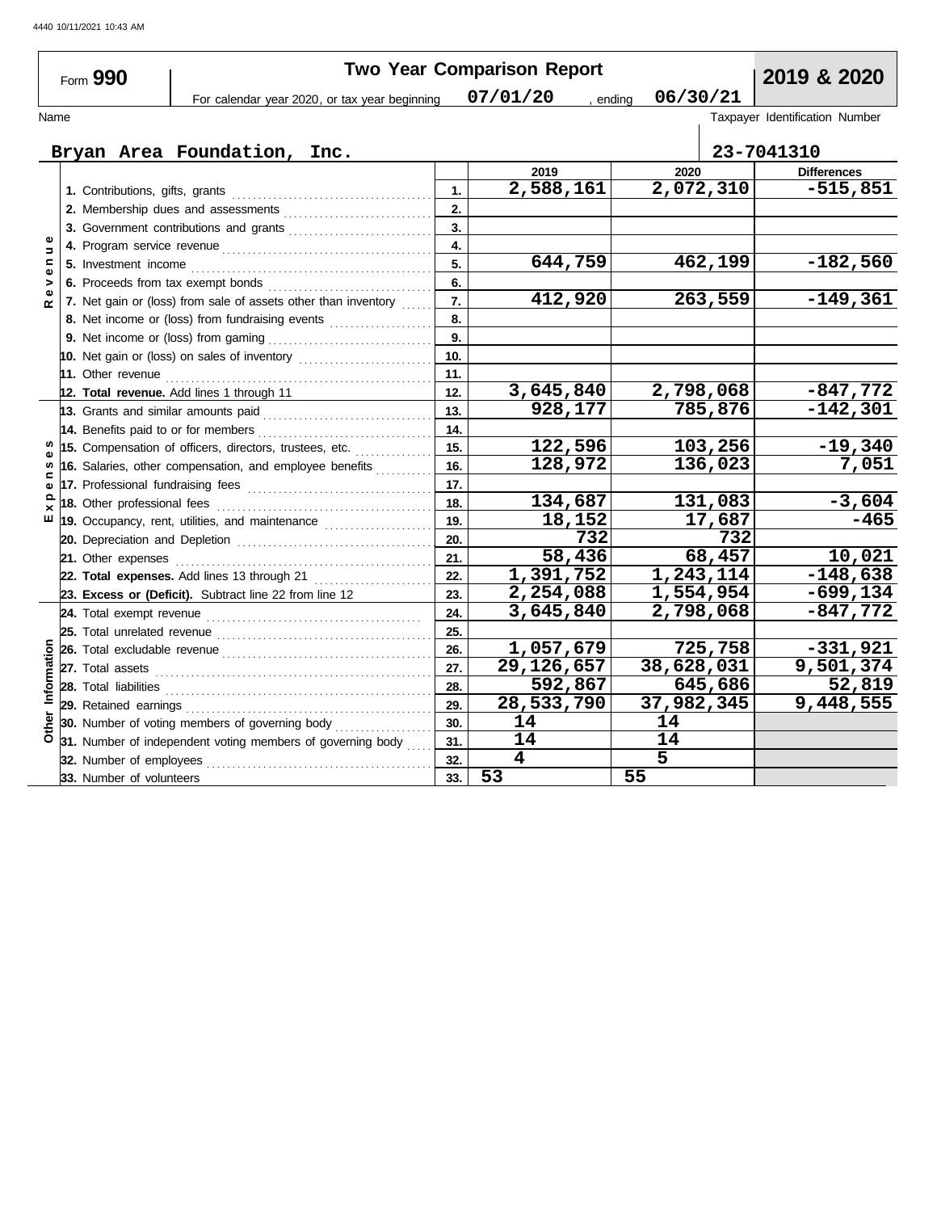# Form 990 — Two Year Comparison Report — 2019 & 2020

For calendar year 2020, or tax year beginning 07/01/20, ending 06/30/21

**Name:** Bryan Area Foundation, Inc.

**Taxpayer Identification Number:** 23-7041310

| Section | Line | Description | 2019 | 2020 | Differences |
|---|---|---|---|---|---|
| Revenue | 1. | Contributions, gifts, grants | 2,588,161 | 2,072,310 | -515,851 |
| | 2. | Membership dues and assessments | | | |
| | 3. | Government contributions and grants | | | |
| | 4. | Program service revenue | | | |
| | 5. | Investment income | 644,759 | 462,199 | -182,560 |
| | 6. | Proceeds from tax exempt bonds | | | |
| | 7. | Net gain or (loss) from sale of assets other than inventory | 412,920 | 263,559 | -149,361 |
| | 8. | Net income or (loss) from fundraising events | | | |
| | 9. | Net income or (loss) from gaming | | | |
| | 10. | Net gain or (loss) on sales of inventory | | | |
| | 11. | Other revenue | | | |
| | 12. | **Total revenue.** Add lines 1 through 11 | 3,645,840 | 2,798,068 | -847,772 |
| Expenses | 13. | Grants and similar amounts paid | 928,177 | 785,876 | -142,301 |
| | 14. | Benefits paid to or for members | | | |
| | 15. | Compensation of officers, directors, trustees, etc. | 122,596 | 103,256 | -19,340 |
| | 16. | Salaries, other compensation, and employee benefits | 128,972 | 136,023 | 7,051 |
| | 17. | Professional fundraising fees | | | |
| | 18. | Other professional fees | 134,687 | 131,083 | -3,604 |
| | 19. | Occupancy, rent, utilities, and maintenance | 18,152 | 17,687 | -465 |
| | 20. | Depreciation and Depletion | 732 | 732 | |
| | 21. | Other expenses | 58,436 | 68,457 | 10,021 |
| | 22. | **Total expenses.** Add lines 13 through 21 | 1,391,752 | 1,243,114 | -148,638 |
| | 23. | **Excess or (Deficit).** Subtract line 22 from line 12 | 2,254,088 | 1,554,954 | -699,134 |
| Other Information | 24. | Total exempt revenue | 3,645,840 | 2,798,068 | -847,772 |
| | 25. | Total unrelated revenue | | | |
| | 26. | Total excludable revenue | 1,057,679 | 725,758 | -331,921 |
| | 27. | Total assets | 29,126,657 | 38,628,031 | 9,501,374 |
| | 28. | Total liabilities | 592,867 | 645,686 | 52,819 |
| | 29. | Retained earnings | 28,533,790 | 37,982,345 | 9,448,555 |
| | 30. | Number of voting members of governing body | 14 | 14 | |
| | 31. | Number of independent voting members of governing body | 14 | 14 | |
| | 32. | Number of employees | 4 | 5 | |
| | 33. | Number of volunteers | 53 | 55 | |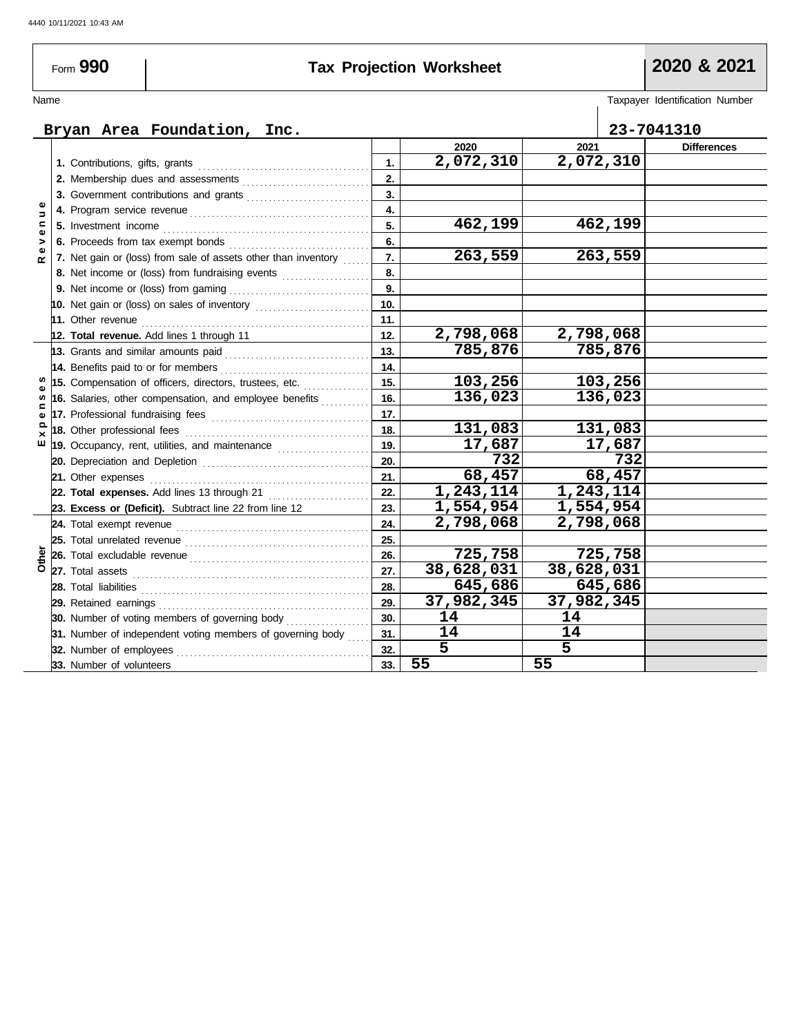Form **990** **Tax Projection Worksheet** **2020 & 2021**

Name: Bryan Area Foundation, Inc.

Taxpayer Identification Number: 23-7041310

| | | Line | 2020 | 2021 | Differences |
|---|---|---|---|---|---|
| Revenue | **1.** Contributions, gifts, grants | 1. | 2,072,310 | 2,072,310 | |
| | **2.** Membership dues and assessments | 2. | | | |
| | **3.** Government contributions and grants | 3. | | | |
| | **4.** Program service revenue | 4. | | | |
| | **5.** Investment income | 5. | 462,199 | 462,199 | |
| | **6.** Proceeds from tax exempt bonds | 6. | | | |
| | **7.** Net gain or (loss) from sale of assets other than inventory | 7. | 263,559 | 263,559 | |
| | **8.** Net income or (loss) from fundraising events | 8. | | | |
| | **9.** Net income or (loss) from gaming | 9. | | | |
| | **10.** Net gain or (loss) on sales of inventory | 10. | | | |
| | **11.** Other revenue | 11. | | | |
| | **12. Total revenue.** Add lines 1 through 11 | 12. | 2,798,068 | 2,798,068 | |
| Expenses | **13.** Grants and similar amounts paid | 13. | 785,876 | 785,876 | |
| | **14.** Benefits paid to or for members | 14. | | | |
| | **15.** Compensation of officers, directors, trustees, etc. | 15. | 103,256 | 103,256 | |
| | **16.** Salaries, other compensation, and employee benefits | 16. | 136,023 | 136,023 | |
| | **17.** Professional fundraising fees | 17. | | | |
| | **18.** Other professional fees | 18. | 131,083 | 131,083 | |
| | **19.** Occupancy, rent, utilities, and maintenance | 19. | 17,687 | 17,687 | |
| | **20.** Depreciation and Depletion | 20. | 732 | 732 | |
| | **21.** Other expenses | 21. | 68,457 | 68,457 | |
| | **22. Total expenses.** Add lines 13 through 21 | 22. | 1,243,114 | 1,243,114 | |
| | **23. Excess or (Deficit).** Subtract line 22 from line 12 | 23. | 1,554,954 | 1,554,954 | |
| Other | **24.** Total exempt revenue | 24. | 2,798,068 | 2,798,068 | |
| | **25.** Total unrelated revenue | 25. | | | |
| | **26.** Total excludable revenue | 26. | 725,758 | 725,758 | |
| | **27.** Total assets | 27. | 38,628,031 | 38,628,031 | |
| | **28.** Total liabilities | 28. | 645,686 | 645,686 | |
| | **29.** Retained earnings | 29. | 37,982,345 | 37,982,345 | |
| | **30.** Number of voting members of governing body | 30. | 14 | 14 | |
| | **31.** Number of independent voting members of governing body | 31. | 14 | 14 | |
| | **32.** Number of employees | 32. | 5 | 5 | |
| | **33.** Number of volunteers | 33. | 55 | 55 | |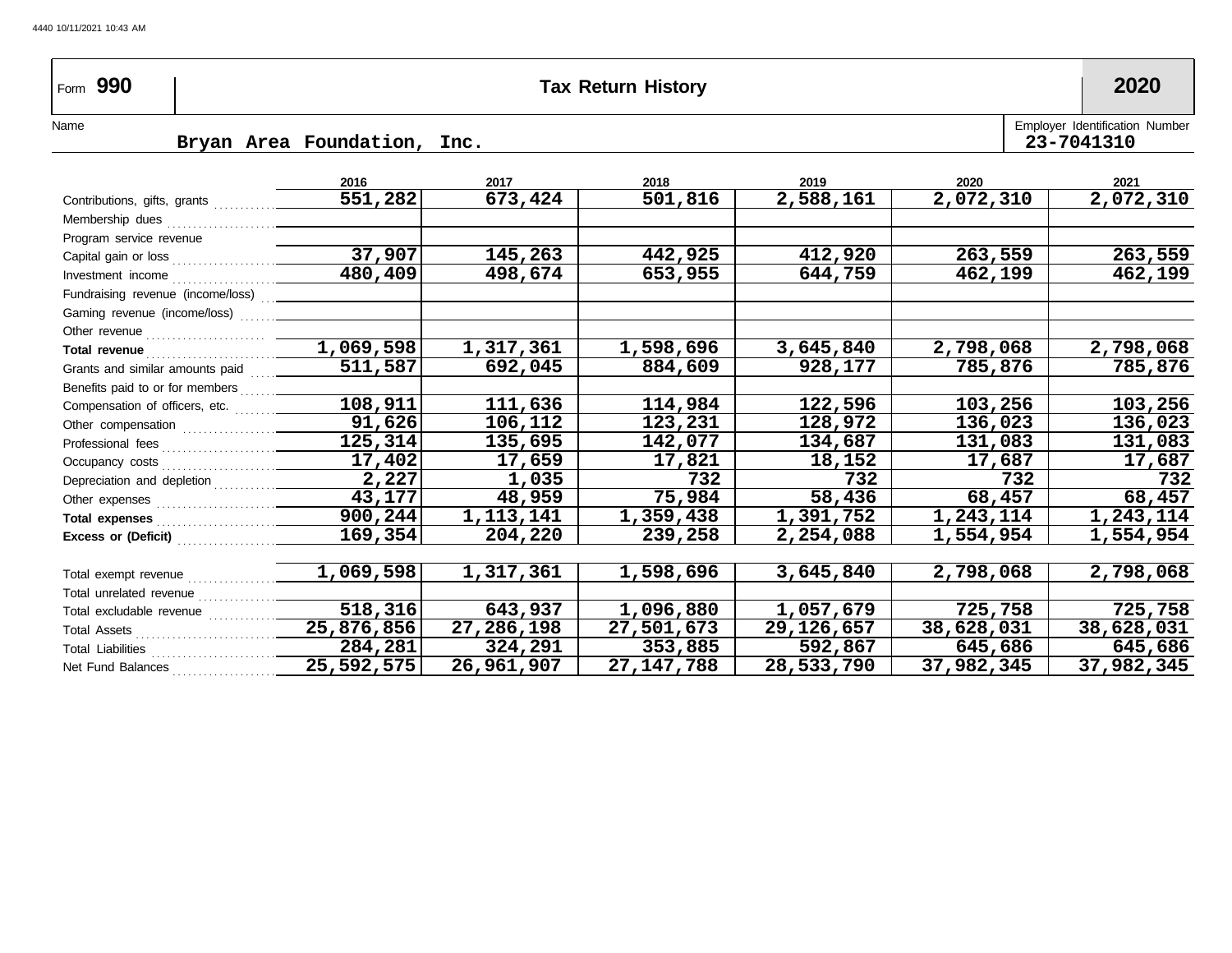| Form 990 | Tax Return History | 2020 |
|---|---|---|

Name: Bryan Area Foundation, Inc.

Employer Identification Number: 23-7041310

| | 2016 | 2017 | 2018 | 2019 | 2020 | 2021 |
|---|---|---|---|---|---|---|
| Contributions, gifts, grants | 551,282 | 673,424 | 501,816 | 2,588,161 | 2,072,310 | 2,072,310 |
| Membership dues | | | | | | |
| Program service revenue | | | | | | |
| Capital gain or loss | 37,907 | 145,263 | 442,925 | 412,920 | 263,559 | 263,559 |
| Investment income | 480,409 | 498,674 | 653,955 | 644,759 | 462,199 | 462,199 |
| Fundraising revenue (income/loss) | | | | | | |
| Gaming revenue (income/loss) | | | | | | |
| Other revenue | | | | | | |
| **Total revenue** | 1,069,598 | 1,317,361 | 1,598,696 | 3,645,840 | 2,798,068 | 2,798,068 |
| Grants and similar amounts paid | 511,587 | 692,045 | 884,609 | 928,177 | 785,876 | 785,876 |
| Benefits paid to or for members | | | | | | |
| Compensation of officers, etc. | 108,911 | 111,636 | 114,984 | 122,596 | 103,256 | 103,256 |
| Other compensation | 91,626 | 106,112 | 123,231 | 128,972 | 136,023 | 136,023 |
| Professional fees | 125,314 | 135,695 | 142,077 | 134,687 | 131,083 | 131,083 |
| Occupancy costs | 17,402 | 17,659 | 17,821 | 18,152 | 17,687 | 17,687 |
| Depreciation and depletion | 2,227 | 1,035 | 732 | 732 | 732 | 732 |
| Other expenses | 43,177 | 48,959 | 75,984 | 58,436 | 68,457 | 68,457 |
| **Total expenses** | 900,244 | 1,113,141 | 1,359,438 | 1,391,752 | 1,243,114 | 1,243,114 |
| **Excess or (Deficit)** | 169,354 | 204,220 | 239,258 | 2,254,088 | 1,554,954 | 1,554,954 |
| Total exempt revenue | 1,069,598 | 1,317,361 | 1,598,696 | 3,645,840 | 2,798,068 | 2,798,068 |
| Total unrelated revenue | | | | | | |
| Total excludable revenue | 518,316 | 643,937 | 1,096,880 | 1,057,679 | 725,758 | 725,758 |
| Total Assets | 25,876,856 | 27,286,198 | 27,501,673 | 29,126,657 | 38,628,031 | 38,628,031 |
| Total Liabilities | 284,281 | 324,291 | 353,885 | 592,867 | 645,686 | 645,686 |
| Net Fund Balances | 25,592,575 | 26,961,907 | 27,147,788 | 28,533,790 | 37,982,345 | 37,982,345 |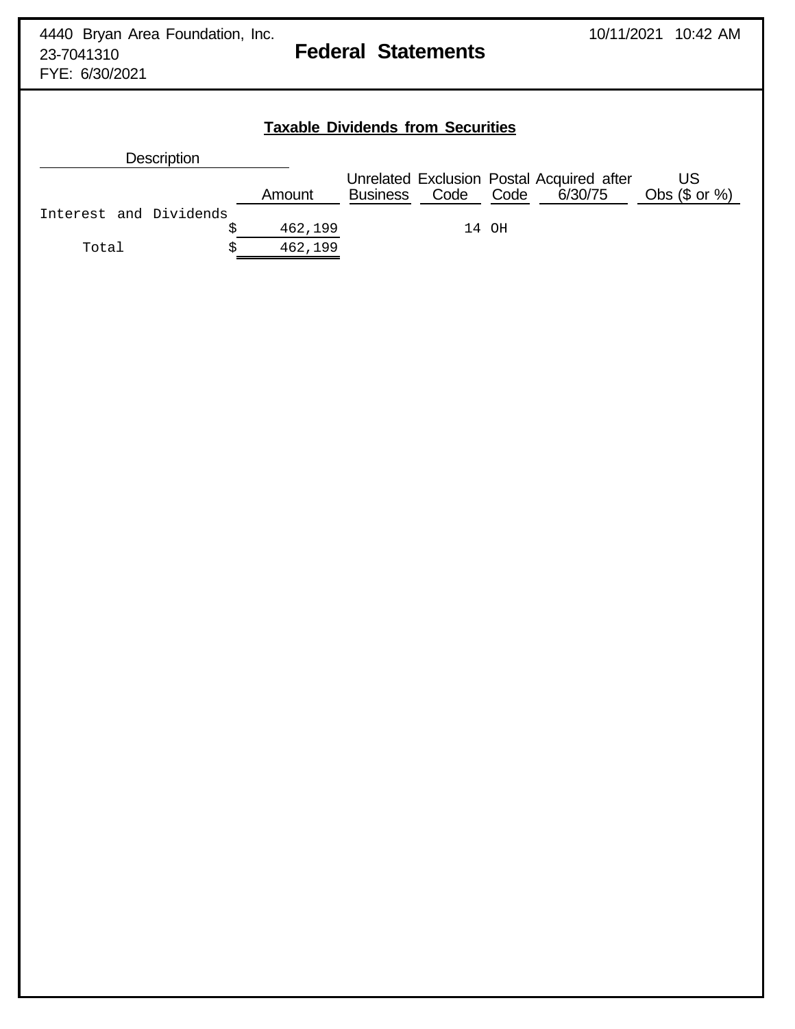4440 Bryan Area Foundation, Inc.
23-7041310
FYE: 6/30/2021

10/11/2021 10:42 AM

# Federal Statements

## Taxable Dividends from Securities

| Description | Amount | Unrelated Business | Exclusion Code | Postal Code | Acquired after 6/30/75 | US Obs ($ or %) |
|---|---|---|---|---|---|---|
| Interest and Dividends | $ 462,199 | | 14 | OH | | |
| Total | $ 462,199 | | | | | |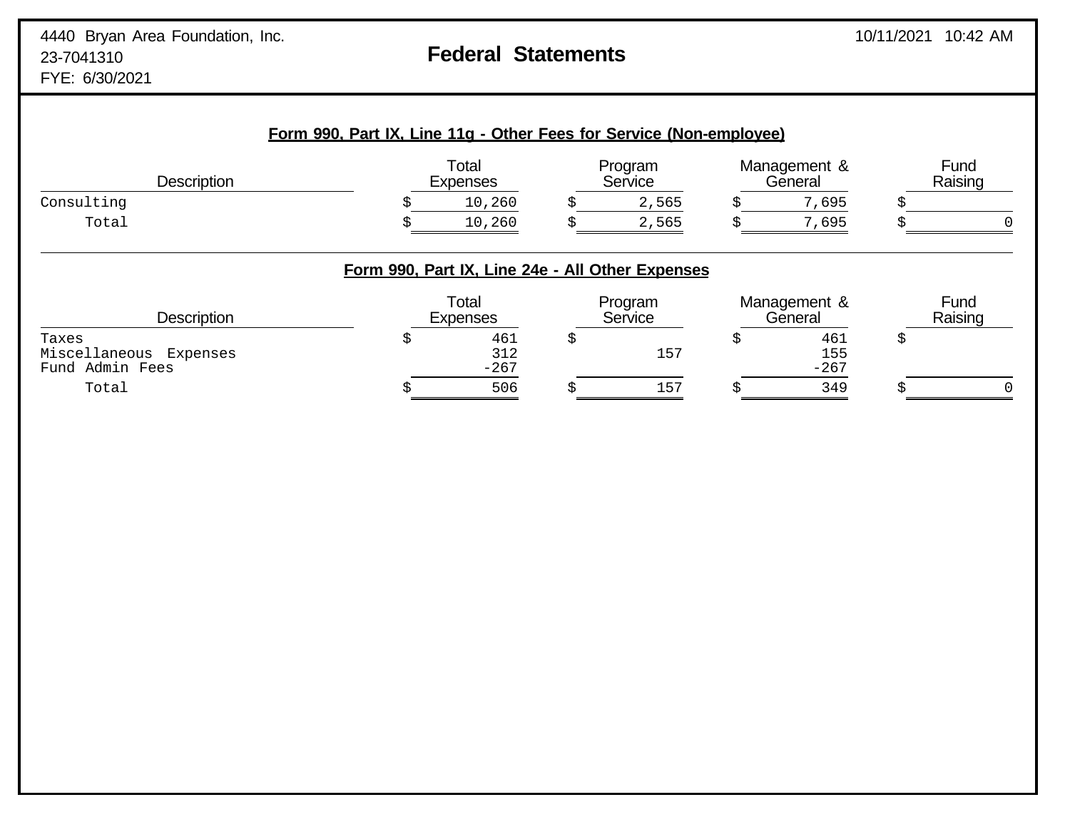4440 Bryan Area Foundation, Inc.
23-7041310
FYE: 6/30/2021

# Federal Statements

10/11/2021 10:42 AM

## Form 990, Part IX, Line 11g - Other Fees for Service (Non-employee)

| Description | Total Expenses | Program Service | Management & General | Fund Raising |
|---|---|---|---|---|
| Consulting | $ 10,260 | $ 2,565 | $ 7,695 | $ |
| Total | $ 10,260 | $ 2,565 | $ 7,695 | $ 0 |

## Form 990, Part IX, Line 24e - All Other Expenses

| Description | Total Expenses | Program Service | Management & General | Fund Raising |
|---|---|---|---|---|
| Taxes | $ 461 | $ | $ 461 | $ |
| Miscellaneous Expenses | 312 | 157 | 155 | |
| Fund Admin Fees | -267 | | -267 | |
| Total | $ 506 | $ 157 | $ 349 | $ 0 |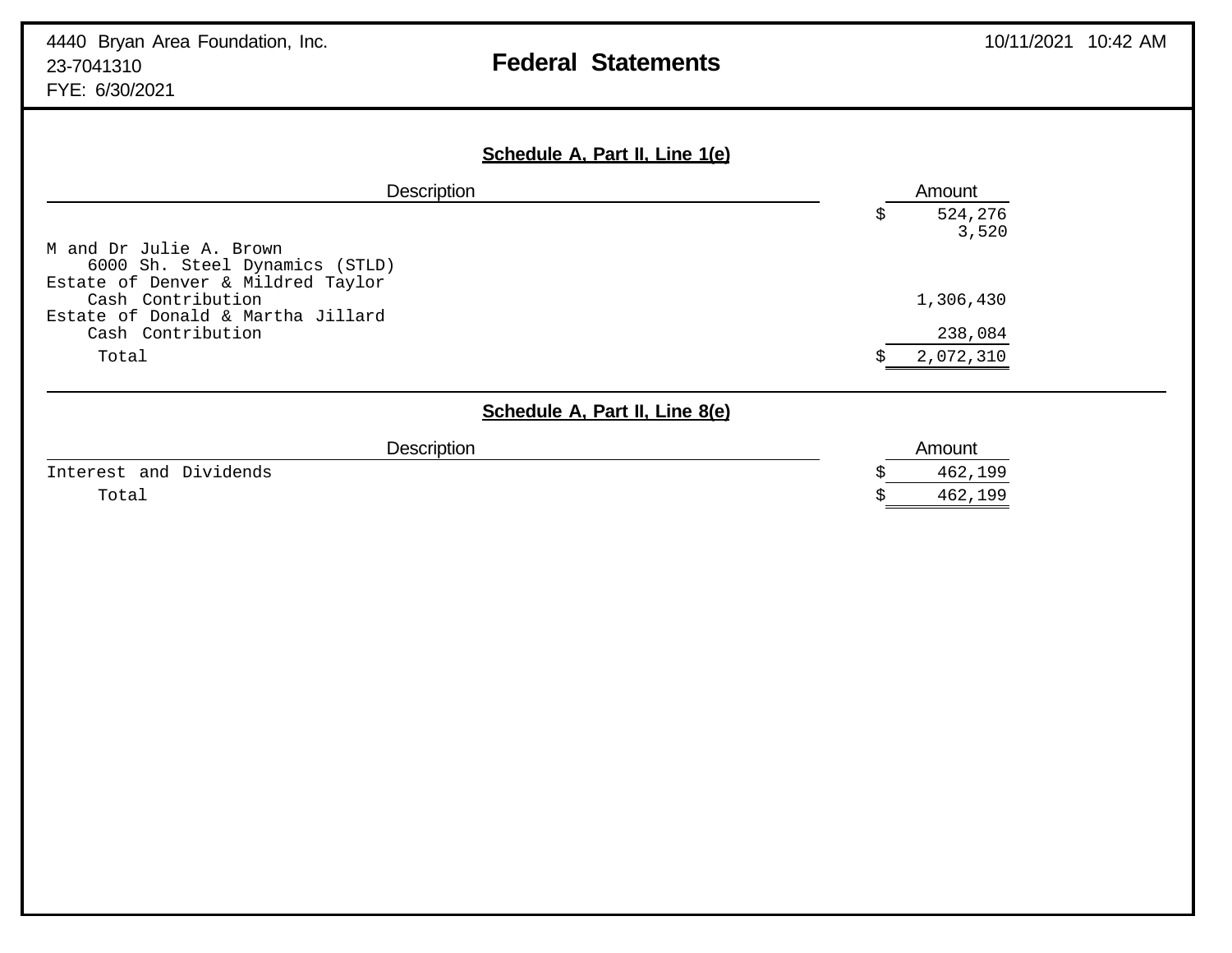4440 Bryan Area Foundation, Inc.
23-7041310
FYE: 6/30/2021

# Federal Statements

10/11/2021 10:42 AM

## Schedule A, Part II, Line 1(e)

| Description | Amount |
|---|---|
| | $ 524,276 |
| | 3,520 |
| M and Dr Julie A. Brown | |
| 6000 Sh. Steel Dynamics (STLD) | |
| Estate of Denver & Mildred Taylor | |
| Cash Contribution | 1,306,430 |
| Estate of Donald & Martha Jillard | |
| Cash Contribution | 238,084 |
| Total | $ 2,072,310 |

## Schedule A, Part II, Line 8(e)

| Description | Amount |
|---|---|
| Interest and Dividends | $ 462,199 |
| Total | $ 462,199 |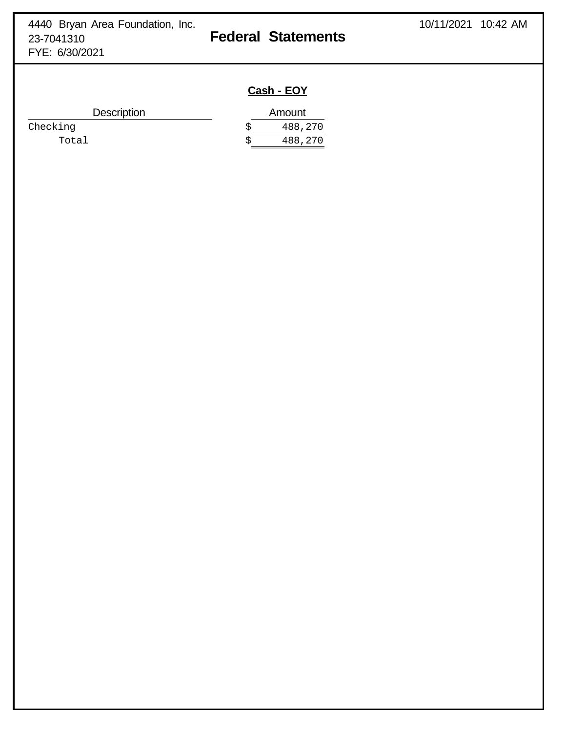## Cash - EOY

| Description | Amount |
|---|---|
| Checking | $ 488,270 |
| Total | $ 488,270 |